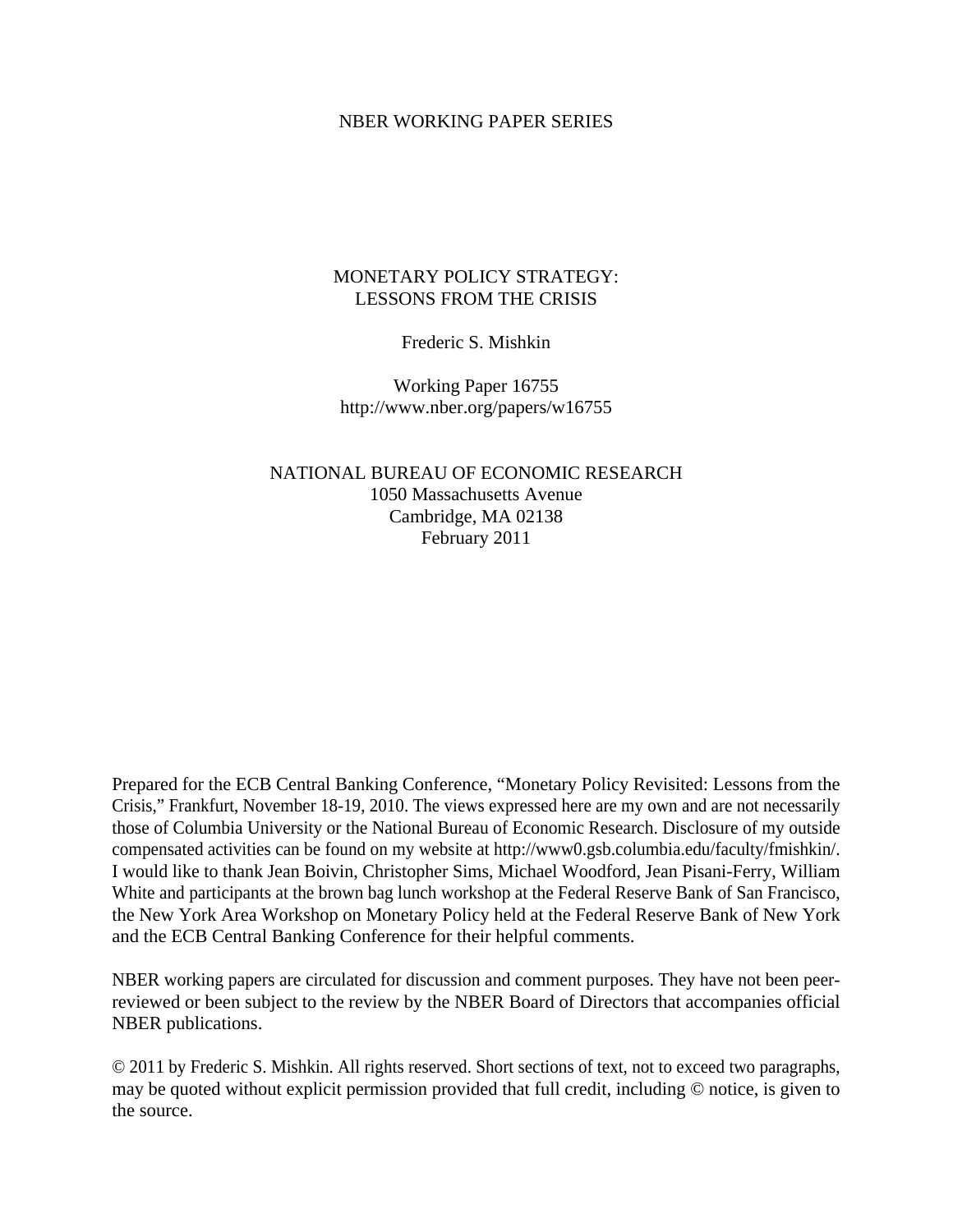NBER WORKING PAPER SERIES

# MONETARY POLICY STRATEGY:
# LESSONS FROM THE CRISIS

Frederic S. Mishkin

Working Paper 16755
http://www.nber.org/papers/w16755

NATIONAL BUREAU OF ECONOMIC RESEARCH
1050 Massachusetts Avenue
Cambridge, MA 02138
February 2011

Prepared for the ECB Central Banking Conference, "Monetary Policy Revisited: Lessons from the Crisis," Frankfurt, November 18-19, 2010. The views expressed here are my own and are not necessarily those of Columbia University or the National Bureau of Economic Research. Disclosure of my outside compensated activities can be found on my website at http://www0.gsb.columbia.edu/faculty/fmishkin/. I would like to thank Jean Boivin, Christopher Sims, Michael Woodford, Jean Pisani-Ferry, William White and participants at the brown bag lunch workshop at the Federal Reserve Bank of San Francisco, the New York Area Workshop on Monetary Policy held at the Federal Reserve Bank of New York and the ECB Central Banking Conference for their helpful comments.

NBER working papers are circulated for discussion and comment purposes. They have not been peer-reviewed or been subject to the review by the NBER Board of Directors that accompanies official NBER publications.

© 2011 by Frederic S. Mishkin. All rights reserved. Short sections of text, not to exceed two paragraphs, may be quoted without explicit permission provided that full credit, including © notice, is given to the source.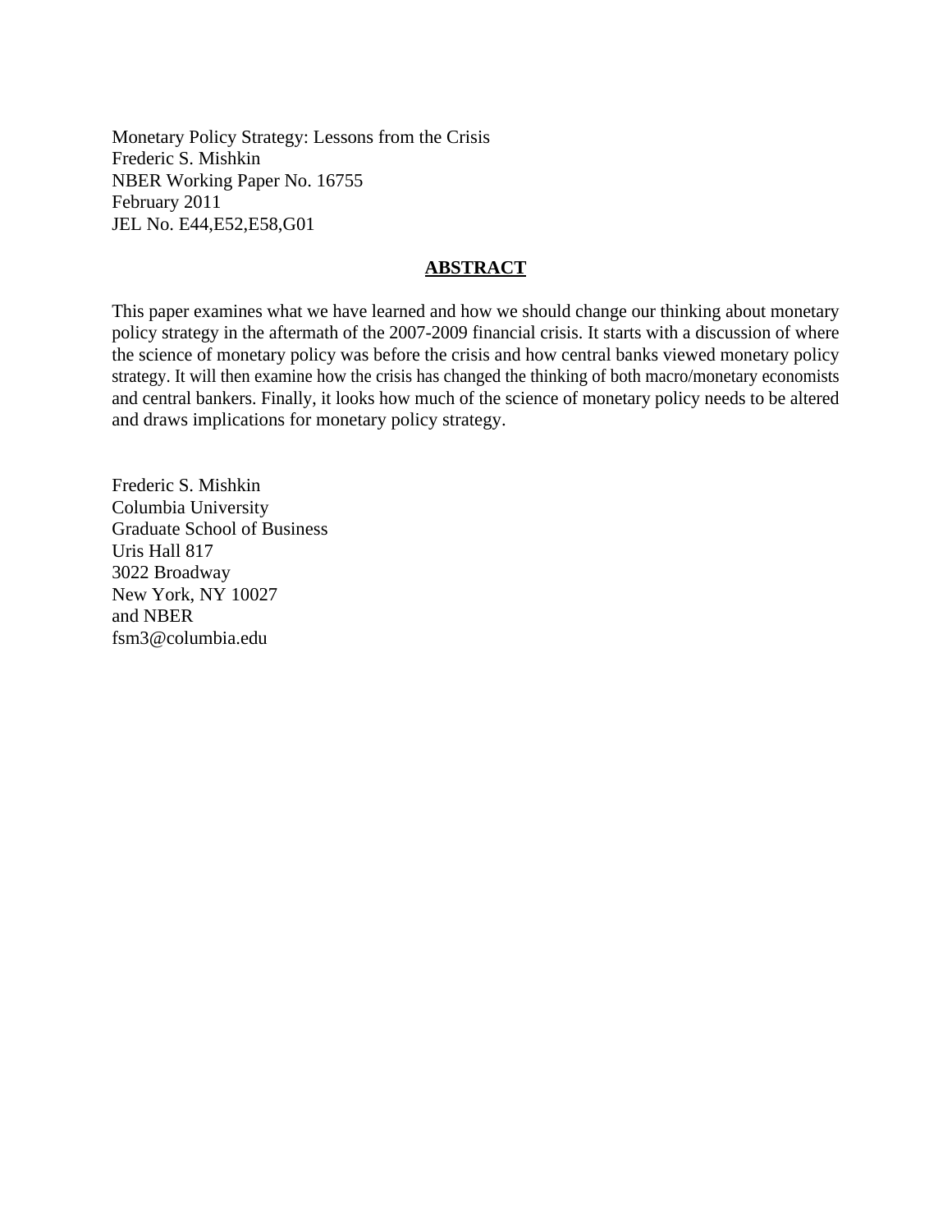Monetary Policy Strategy: Lessons from the Crisis
Frederic S. Mishkin
NBER Working Paper No. 16755
February 2011
JEL No. E44,E52,E58,G01

## ABSTRACT

This paper examines what we have learned and how we should change our thinking about monetary policy strategy in the aftermath of the 2007-2009 financial crisis. It starts with a discussion of where the science of monetary policy was before the crisis and how central banks viewed monetary policy strategy. It will then examine how the crisis has changed the thinking of both macro/monetary economists and central bankers. Finally, it looks how much of the science of monetary policy needs to be altered and draws implications for monetary policy strategy.

Frederic S. Mishkin
Columbia University
Graduate School of Business
Uris Hall 817
3022 Broadway
New York, NY 10027
and NBER
fsm3@columbia.edu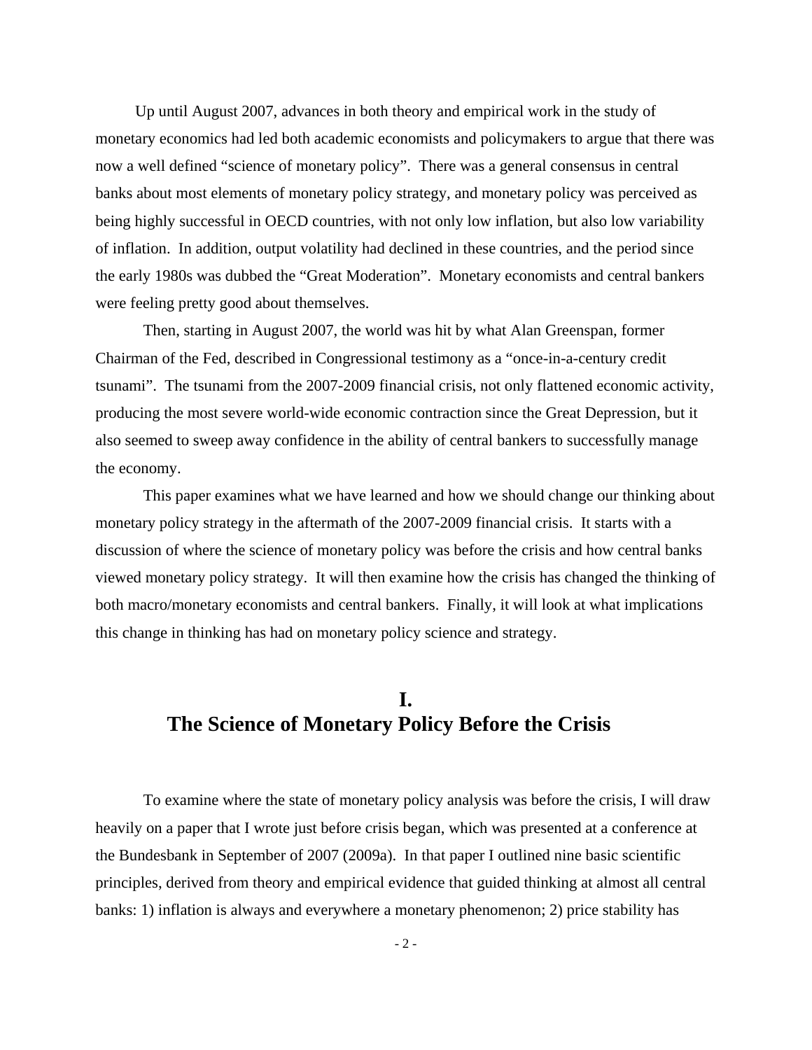Up until August 2007, advances in both theory and empirical work in the study of monetary economics had led both academic economists and policymakers to argue that there was now a well defined "science of monetary policy". There was a general consensus in central banks about most elements of monetary policy strategy, and monetary policy was perceived as being highly successful in OECD countries, with not only low inflation, but also low variability of inflation. In addition, output volatility had declined in these countries, and the period since the early 1980s was dubbed the "Great Moderation". Monetary economists and central bankers were feeling pretty good about themselves.

Then, starting in August 2007, the world was hit by what Alan Greenspan, former Chairman of the Fed, described in Congressional testimony as a "once-in-a-century credit tsunami". The tsunami from the 2007-2009 financial crisis, not only flattened economic activity, producing the most severe world-wide economic contraction since the Great Depression, but it also seemed to sweep away confidence in the ability of central bankers to successfully manage the economy.

This paper examines what we have learned and how we should change our thinking about monetary policy strategy in the aftermath of the 2007-2009 financial crisis. It starts with a discussion of where the science of monetary policy was before the crisis and how central banks viewed monetary policy strategy. It will then examine how the crisis has changed the thinking of both macro/monetary economists and central bankers. Finally, it will look at what implications this change in thinking has had on monetary policy science and strategy.

# I.
# The Science of Monetary Policy Before the Crisis

To examine where the state of monetary policy analysis was before the crisis, I will draw heavily on a paper that I wrote just before crisis began, which was presented at a conference at the Bundesbank in September of 2007 (2009a). In that paper I outlined nine basic scientific principles, derived from theory and empirical evidence that guided thinking at almost all central banks: 1) inflation is always and everywhere a monetary phenomenon; 2) price stability has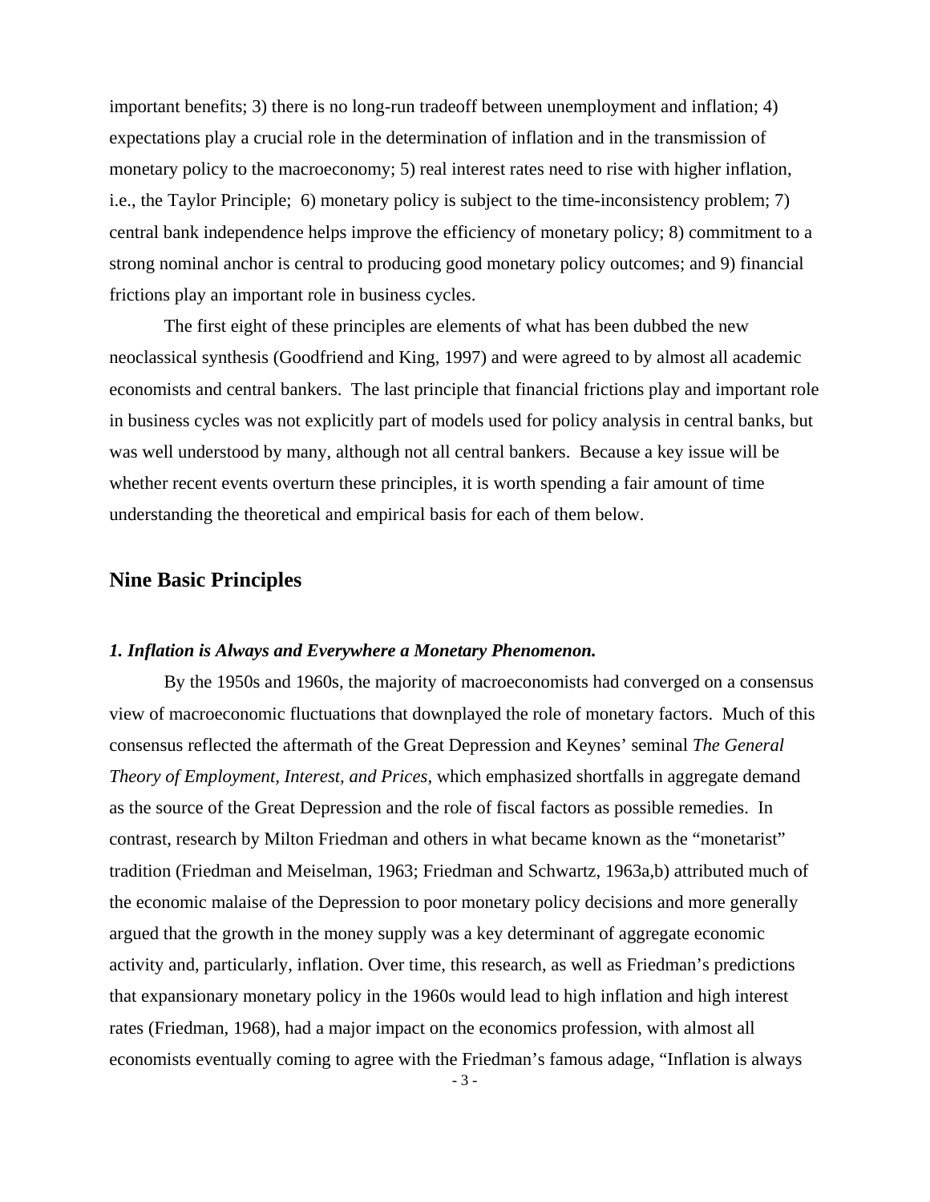important benefits; 3) there is no long-run tradeoff between unemployment and inflation; 4) expectations play a crucial role in the determination of inflation and in the transmission of monetary policy to the macroeconomy; 5) real interest rates need to rise with higher inflation, i.e., the Taylor Principle; 6) monetary policy is subject to the time-inconsistency problem; 7) central bank independence helps improve the efficiency of monetary policy; 8) commitment to a strong nominal anchor is central to producing good monetary policy outcomes; and 9) financial frictions play an important role in business cycles.

The first eight of these principles are elements of what has been dubbed the new neoclassical synthesis (Goodfriend and King, 1997) and were agreed to by almost all academic economists and central bankers. The last principle that financial frictions play and important role in business cycles was not explicitly part of models used for policy analysis in central banks, but was well understood by many, although not all central bankers. Because a key issue will be whether recent events overturn these principles, it is worth spending a fair amount of time understanding the theoretical and empirical basis for each of them below.

## Nine Basic Principles

### *1. Inflation is Always and Everywhere a Monetary Phenomenon.*

By the 1950s and 1960s, the majority of macroeconomists had converged on a consensus view of macroeconomic fluctuations that downplayed the role of monetary factors. Much of this consensus reflected the aftermath of the Great Depression and Keynes' seminal *The General Theory of Employment, Interest, and Prices*, which emphasized shortfalls in aggregate demand as the source of the Great Depression and the role of fiscal factors as possible remedies. In contrast, research by Milton Friedman and others in what became known as the "monetarist" tradition (Friedman and Meiselman, 1963; Friedman and Schwartz, 1963a,b) attributed much of the economic malaise of the Depression to poor monetary policy decisions and more generally argued that the growth in the money supply was a key determinant of aggregate economic activity and, particularly, inflation. Over time, this research, as well as Friedman's predictions that expansionary monetary policy in the 1960s would lead to high inflation and high interest rates (Friedman, 1968), had a major impact on the economics profession, with almost all economists eventually coming to agree with the Friedman's famous adage, "Inflation is always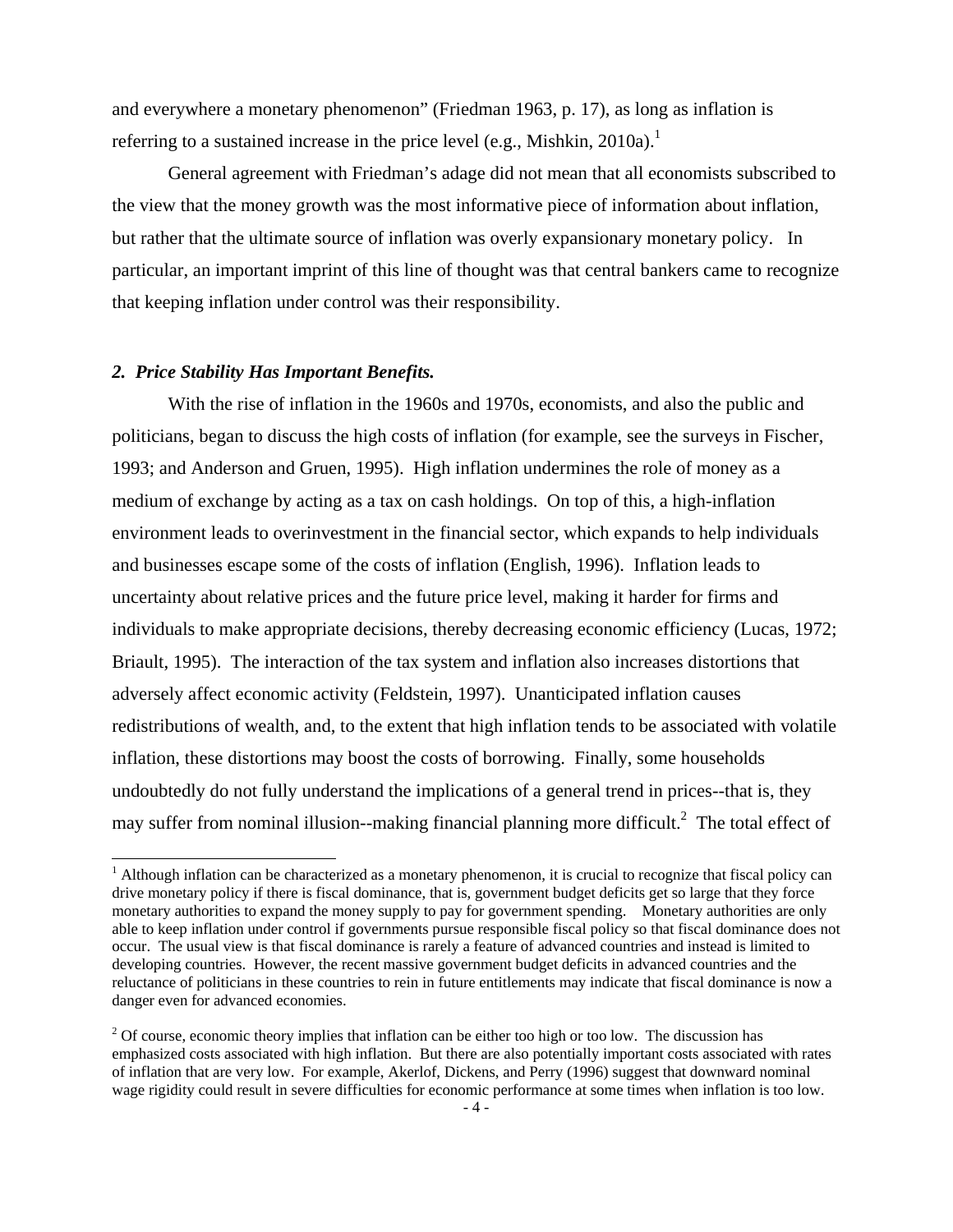and everywhere a monetary phenomenon" (Friedman 1963, p. 17), as long as inflation is referring to a sustained increase in the price level (e.g., Mishkin, 2010a).[1]

General agreement with Friedman's adage did not mean that all economists subscribed to the view that the money growth was the most informative piece of information about inflation, but rather that the ultimate source of inflation was overly expansionary monetary policy. In particular, an important imprint of this line of thought was that central bankers came to recognize that keeping inflation under control was their responsibility.

### *2. Price Stability Has Important Benefits.*

With the rise of inflation in the 1960s and 1970s, economists, and also the public and politicians, began to discuss the high costs of inflation (for example, see the surveys in Fischer, 1993; and Anderson and Gruen, 1995). High inflation undermines the role of money as a medium of exchange by acting as a tax on cash holdings. On top of this, a high-inflation environment leads to overinvestment in the financial sector, which expands to help individuals and businesses escape some of the costs of inflation (English, 1996). Inflation leads to uncertainty about relative prices and the future price level, making it harder for firms and individuals to make appropriate decisions, thereby decreasing economic efficiency (Lucas, 1972; Briault, 1995). The interaction of the tax system and inflation also increases distortions that adversely affect economic activity (Feldstein, 1997). Unanticipated inflation causes redistributions of wealth, and, to the extent that high inflation tends to be associated with volatile inflation, these distortions may boost the costs of borrowing. Finally, some households undoubtedly do not fully understand the implications of a general trend in prices--that is, they may suffer from nominal illusion--making financial planning more difficult.[2] The total effect of

---

[1] Although inflation can be characterized as a monetary phenomenon, it is crucial to recognize that fiscal policy can drive monetary policy if there is fiscal dominance, that is, government budget deficits get so large that they force monetary authorities to expand the money supply to pay for government spending. Monetary authorities are only able to keep inflation under control if governments pursue responsible fiscal policy so that fiscal dominance does not occur. The usual view is that fiscal dominance is rarely a feature of advanced countries and instead is limited to developing countries. However, the recent massive government budget deficits in advanced countries and the reluctance of politicians in these countries to rein in future entitlements may indicate that fiscal dominance is now a danger even for advanced economies.

[2] Of course, economic theory implies that inflation can be either too high or too low. The discussion has emphasized costs associated with high inflation. But there are also potentially important costs associated with rates of inflation that are very low. For example, Akerlof, Dickens, and Perry (1996) suggest that downward nominal wage rigidity could result in severe difficulties for economic performance at some times when inflation is too low.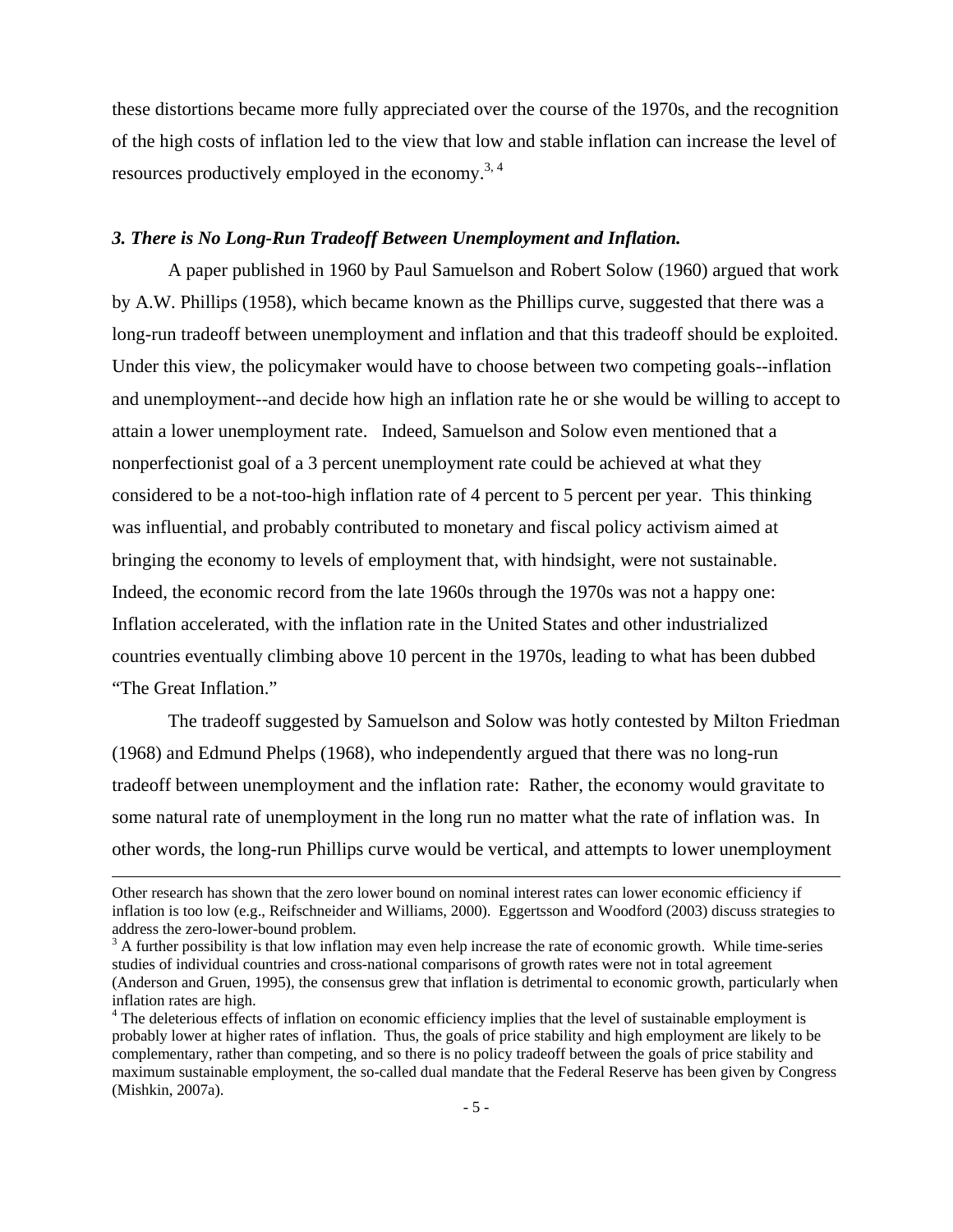these distortions became more fully appreciated over the course of the 1970s, and the recognition of the high costs of inflation led to the view that low and stable inflation can increase the level of resources productively employed in the economy.[3, 4]

### *3. There is No Long-Run Tradeoff Between Unemployment and Inflation.*

A paper published in 1960 by Paul Samuelson and Robert Solow (1960) argued that work by A.W. Phillips (1958), which became known as the Phillips curve, suggested that there was a long-run tradeoff between unemployment and inflation and that this tradeoff should be exploited. Under this view, the policymaker would have to choose between two competing goals--inflation and unemployment--and decide how high an inflation rate he or she would be willing to accept to attain a lower unemployment rate. Indeed, Samuelson and Solow even mentioned that a nonperfectionist goal of a 3 percent unemployment rate could be achieved at what they considered to be a not-too-high inflation rate of 4 percent to 5 percent per year. This thinking was influential, and probably contributed to monetary and fiscal policy activism aimed at bringing the economy to levels of employment that, with hindsight, were not sustainable. Indeed, the economic record from the late 1960s through the 1970s was not a happy one: Inflation accelerated, with the inflation rate in the United States and other industrialized countries eventually climbing above 10 percent in the 1970s, leading to what has been dubbed "The Great Inflation."

The tradeoff suggested by Samuelson and Solow was hotly contested by Milton Friedman (1968) and Edmund Phelps (1968), who independently argued that there was no long-run tradeoff between unemployment and the inflation rate: Rather, the economy would gravitate to some natural rate of unemployment in the long run no matter what the rate of inflation was. In other words, the long-run Phillips curve would be vertical, and attempts to lower unemployment

---

Other research has shown that the zero lower bound on nominal interest rates can lower economic efficiency if inflation is too low (e.g., Reifschneider and Williams, 2000). Eggertsson and Woodford (2003) discuss strategies to address the zero-lower-bound problem.

[3] A further possibility is that low inflation may even help increase the rate of economic growth. While time-series studies of individual countries and cross-national comparisons of growth rates were not in total agreement (Anderson and Gruen, 1995), the consensus grew that inflation is detrimental to economic growth, particularly when inflation rates are high.

[4] The deleterious effects of inflation on economic efficiency implies that the level of sustainable employment is probably lower at higher rates of inflation. Thus, the goals of price stability and high employment are likely to be complementary, rather than competing, and so there is no policy tradeoff between the goals of price stability and maximum sustainable employment, the so-called dual mandate that the Federal Reserve has been given by Congress (Mishkin, 2007a).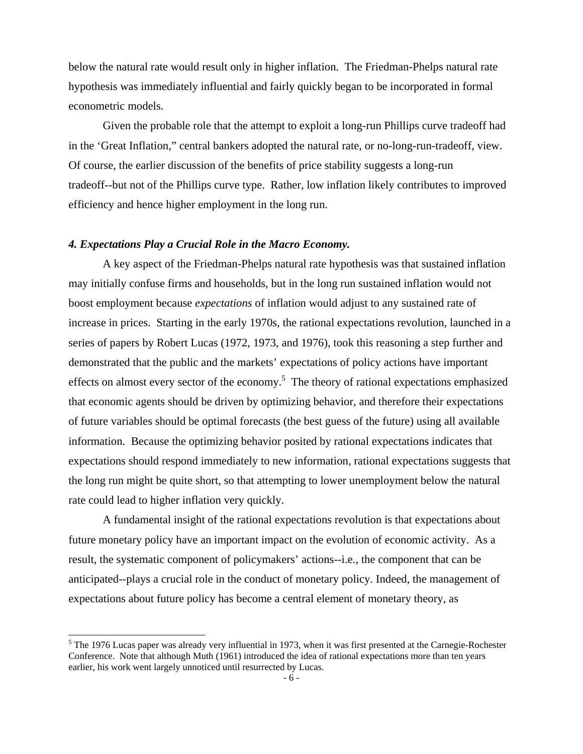below the natural rate would result only in higher inflation. The Friedman-Phelps natural rate hypothesis was immediately influential and fairly quickly began to be incorporated in formal econometric models.

Given the probable role that the attempt to exploit a long-run Phillips curve tradeoff had in the 'Great Inflation," central bankers adopted the natural rate, or no-long-run-tradeoff, view. Of course, the earlier discussion of the benefits of price stability suggests a long-run tradeoff--but not of the Phillips curve type. Rather, low inflation likely contributes to improved efficiency and hence higher employment in the long run.

### *4. Expectations Play a Crucial Role in the Macro Economy.*

A key aspect of the Friedman-Phelps natural rate hypothesis was that sustained inflation may initially confuse firms and households, but in the long run sustained inflation would not boost employment because *expectations* of inflation would adjust to any sustained rate of increase in prices. Starting in the early 1970s, the rational expectations revolution, launched in a series of papers by Robert Lucas (1972, 1973, and 1976), took this reasoning a step further and demonstrated that the public and the markets' expectations of policy actions have important effects on almost every sector of the economy.[5] The theory of rational expectations emphasized that economic agents should be driven by optimizing behavior, and therefore their expectations of future variables should be optimal forecasts (the best guess of the future) using all available information. Because the optimizing behavior posited by rational expectations indicates that expectations should respond immediately to new information, rational expectations suggests that the long run might be quite short, so that attempting to lower unemployment below the natural rate could lead to higher inflation very quickly.

A fundamental insight of the rational expectations revolution is that expectations about future monetary policy have an important impact on the evolution of economic activity. As a result, the systematic component of policymakers' actions--i.e., the component that can be anticipated--plays a crucial role in the conduct of monetary policy. Indeed, the management of expectations about future policy has become a central element of monetary theory, as

[5] The 1976 Lucas paper was already very influential in 1973, when it was first presented at the Carnegie-Rochester Conference. Note that although Muth (1961) introduced the idea of rational expectations more than ten years earlier, his work went largely unnoticed until resurrected by Lucas.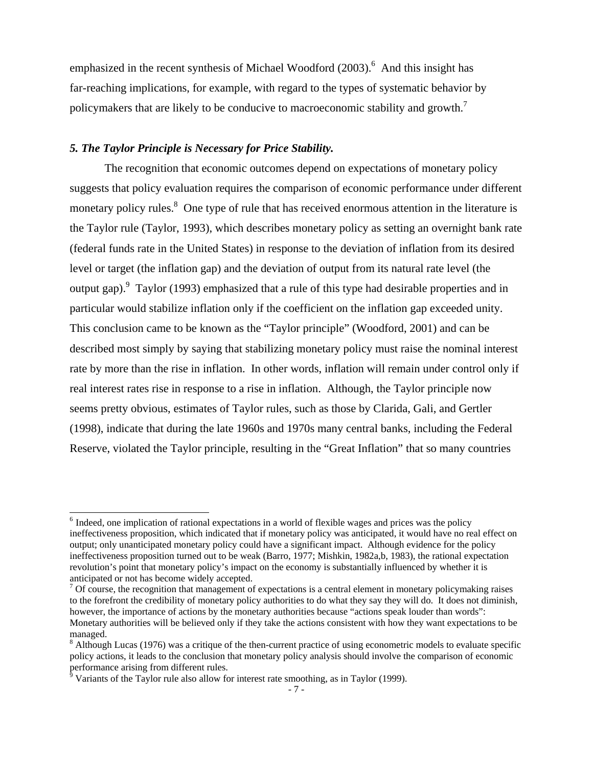emphasized in the recent synthesis of Michael Woodford (2003).[6] And this insight has far-reaching implications, for example, with regard to the types of systematic behavior by policymakers that are likely to be conducive to macroeconomic stability and growth.[7]

### *5. The Taylor Principle is Necessary for Price Stability.*

The recognition that economic outcomes depend on expectations of monetary policy suggests that policy evaluation requires the comparison of economic performance under different monetary policy rules.[8] One type of rule that has received enormous attention in the literature is the Taylor rule (Taylor, 1993), which describes monetary policy as setting an overnight bank rate (federal funds rate in the United States) in response to the deviation of inflation from its desired level or target (the inflation gap) and the deviation of output from its natural rate level (the output gap).[9] Taylor (1993) emphasized that a rule of this type had desirable properties and in particular would stabilize inflation only if the coefficient on the inflation gap exceeded unity. This conclusion came to be known as the "Taylor principle" (Woodford, 2001) and can be described most simply by saying that stabilizing monetary policy must raise the nominal interest rate by more than the rise in inflation. In other words, inflation will remain under control only if real interest rates rise in response to a rise in inflation. Although, the Taylor principle now seems pretty obvious, estimates of Taylor rules, such as those by Clarida, Gali, and Gertler (1998), indicate that during the late 1960s and 1970s many central banks, including the Federal Reserve, violated the Taylor principle, resulting in the "Great Inflation" that so many countries

---

[6] Indeed, one implication of rational expectations in a world of flexible wages and prices was the policy ineffectiveness proposition, which indicated that if monetary policy was anticipated, it would have no real effect on output; only unanticipated monetary policy could have a significant impact. Although evidence for the policy ineffectiveness proposition turned out to be weak (Barro, 1977; Mishkin, 1982a,b, 1983), the rational expectation revolution's point that monetary policy's impact on the economy is substantially influenced by whether it is anticipated or not has become widely accepted.

[7] Of course, the recognition that management of expectations is a central element in monetary policymaking raises to the forefront the credibility of monetary policy authorities to do what they say they will do. It does not diminish, however, the importance of actions by the monetary authorities because "actions speak louder than words": Monetary authorities will be believed only if they take the actions consistent with how they want expectations to be managed.

[8] Although Lucas (1976) was a critique of the then-current practice of using econometric models to evaluate specific policy actions, it leads to the conclusion that monetary policy analysis should involve the comparison of economic performance arising from different rules.

[9] Variants of the Taylor rule also allow for interest rate smoothing, as in Taylor (1999).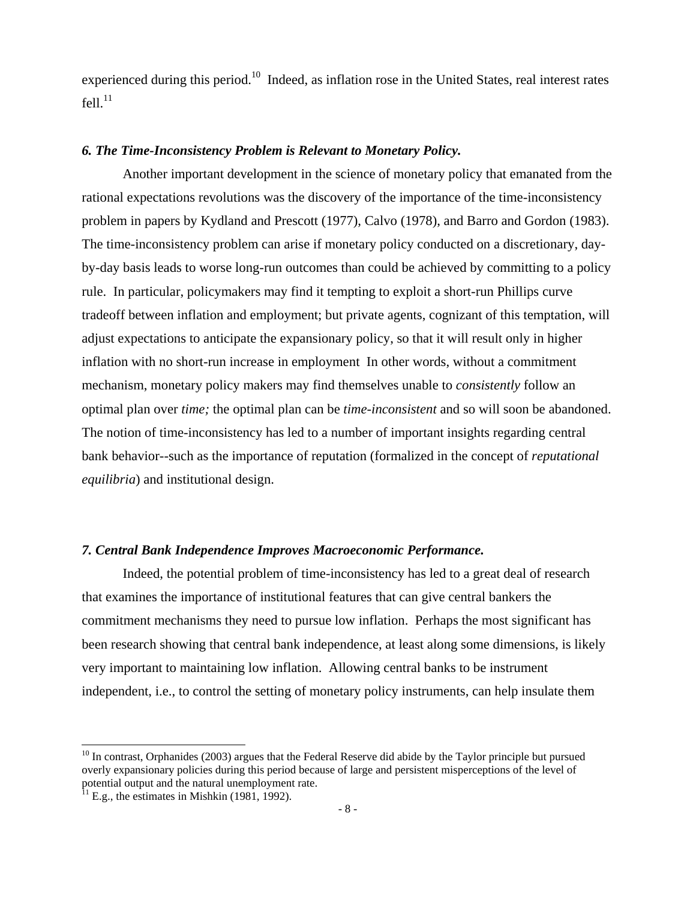experienced during this period.[10] Indeed, as inflation rose in the United States, real interest rates fell.[11]

### *6. The Time-Inconsistency Problem is Relevant to Monetary Policy.*

Another important development in the science of monetary policy that emanated from the rational expectations revolutions was the discovery of the importance of the time-inconsistency problem in papers by Kydland and Prescott (1977), Calvo (1978), and Barro and Gordon (1983). The time-inconsistency problem can arise if monetary policy conducted on a discretionary, day-by-day basis leads to worse long-run outcomes than could be achieved by committing to a policy rule. In particular, policymakers may find it tempting to exploit a short-run Phillips curve tradeoff between inflation and employment; but private agents, cognizant of this temptation, will adjust expectations to anticipate the expansionary policy, so that it will result only in higher inflation with no short-run increase in employment In other words, without a commitment mechanism, monetary policy makers may find themselves unable to *consistently* follow an optimal plan over *time;* the optimal plan can be *time-inconsistent* and so will soon be abandoned. The notion of time-inconsistency has led to a number of important insights regarding central bank behavior--such as the importance of reputation (formalized in the concept of *reputational equilibria*) and institutional design.

### *7. Central Bank Independence Improves Macroeconomic Performance.*

Indeed, the potential problem of time-inconsistency has led to a great deal of research that examines the importance of institutional features that can give central bankers the commitment mechanisms they need to pursue low inflation. Perhaps the most significant has been research showing that central bank independence, at least along some dimensions, is likely very important to maintaining low inflation. Allowing central banks to be instrument independent, i.e., to control the setting of monetary policy instruments, can help insulate them

---

[10] In contrast, Orphanides (2003) argues that the Federal Reserve did abide by the Taylor principle but pursued overly expansionary policies during this period because of large and persistent misperceptions of the level of potential output and the natural unemployment rate.

[11] E.g., the estimates in Mishkin (1981, 1992).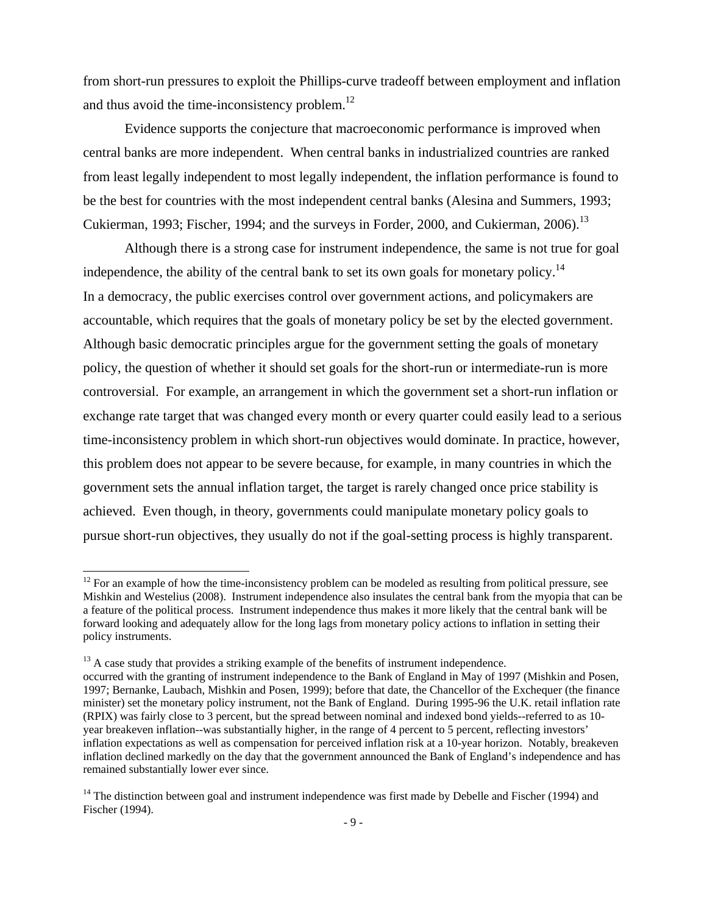from short-run pressures to exploit the Phillips-curve tradeoff between employment and inflation and thus avoid the time-inconsistency problem.[12]

Evidence supports the conjecture that macroeconomic performance is improved when central banks are more independent. When central banks in industrialized countries are ranked from least legally independent to most legally independent, the inflation performance is found to be the best for countries with the most independent central banks (Alesina and Summers, 1993; Cukierman, 1993; Fischer, 1994; and the surveys in Forder, 2000, and Cukierman, 2006).[13]

Although there is a strong case for instrument independence, the same is not true for goal independence, the ability of the central bank to set its own goals for monetary policy.[14] In a democracy, the public exercises control over government actions, and policymakers are accountable, which requires that the goals of monetary policy be set by the elected government. Although basic democratic principles argue for the government setting the goals of monetary policy, the question of whether it should set goals for the short-run or intermediate-run is more controversial. For example, an arrangement in which the government set a short-run inflation or exchange rate target that was changed every month or every quarter could easily lead to a serious time-inconsistency problem in which short-run objectives would dominate. In practice, however, this problem does not appear to be severe because, for example, in many countries in which the government sets the annual inflation target, the target is rarely changed once price stability is achieved. Even though, in theory, governments could manipulate monetary policy goals to pursue short-run objectives, they usually do not if the goal-setting process is highly transparent.

---

[12] For an example of how the time-inconsistency problem can be modeled as resulting from political pressure, see Mishkin and Westelius (2008). Instrument independence also insulates the central bank from the myopia that can be a feature of the political process. Instrument independence thus makes it more likely that the central bank will be forward looking and adequately allow for the long lags from monetary policy actions to inflation in setting their policy instruments.

[13] A case study that provides a striking example of the benefits of instrument independence. occurred with the granting of instrument independence to the Bank of England in May of 1997 (Mishkin and Posen, 1997; Bernanke, Laubach, Mishkin and Posen, 1999); before that date, the Chancellor of the Exchequer (the finance minister) set the monetary policy instrument, not the Bank of England. During 1995-96 the U.K. retail inflation rate (RPIX) was fairly close to 3 percent, but the spread between nominal and indexed bond yields--referred to as 10-year breakeven inflation--was substantially higher, in the range of 4 percent to 5 percent, reflecting investors' inflation expectations as well as compensation for perceived inflation risk at a 10-year horizon. Notably, breakeven inflation declined markedly on the day that the government announced the Bank of England's independence and has remained substantially lower ever since.

[14] The distinction between goal and instrument independence was first made by Debelle and Fischer (1994) and Fischer (1994).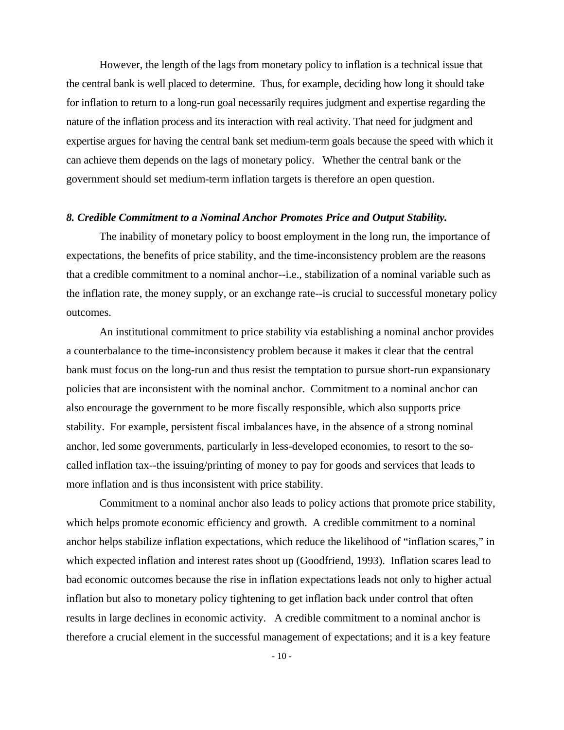However, the length of the lags from monetary policy to inflation is a technical issue that the central bank is well placed to determine. Thus, for example, deciding how long it should take for inflation to return to a long-run goal necessarily requires judgment and expertise regarding the nature of the inflation process and its interaction with real activity. That need for judgment and expertise argues for having the central bank set medium-term goals because the speed with which it can achieve them depends on the lags of monetary policy. Whether the central bank or the government should set medium-term inflation targets is therefore an open question.

### *8. Credible Commitment to a Nominal Anchor Promotes Price and Output Stability.*

The inability of monetary policy to boost employment in the long run, the importance of expectations, the benefits of price stability, and the time-inconsistency problem are the reasons that a credible commitment to a nominal anchor--i.e., stabilization of a nominal variable such as the inflation rate, the money supply, or an exchange rate--is crucial to successful monetary policy outcomes.

An institutional commitment to price stability via establishing a nominal anchor provides a counterbalance to the time-inconsistency problem because it makes it clear that the central bank must focus on the long-run and thus resist the temptation to pursue short-run expansionary policies that are inconsistent with the nominal anchor. Commitment to a nominal anchor can also encourage the government to be more fiscally responsible, which also supports price stability. For example, persistent fiscal imbalances have, in the absence of a strong nominal anchor, led some governments, particularly in less-developed economies, to resort to the so-called inflation tax--the issuing/printing of money to pay for goods and services that leads to more inflation and is thus inconsistent with price stability.

Commitment to a nominal anchor also leads to policy actions that promote price stability, which helps promote economic efficiency and growth. A credible commitment to a nominal anchor helps stabilize inflation expectations, which reduce the likelihood of "inflation scares," in which expected inflation and interest rates shoot up (Goodfriend, 1993). Inflation scares lead to bad economic outcomes because the rise in inflation expectations leads not only to higher actual inflation but also to monetary policy tightening to get inflation back under control that often results in large declines in economic activity. A credible commitment to a nominal anchor is therefore a crucial element in the successful management of expectations; and it is a key feature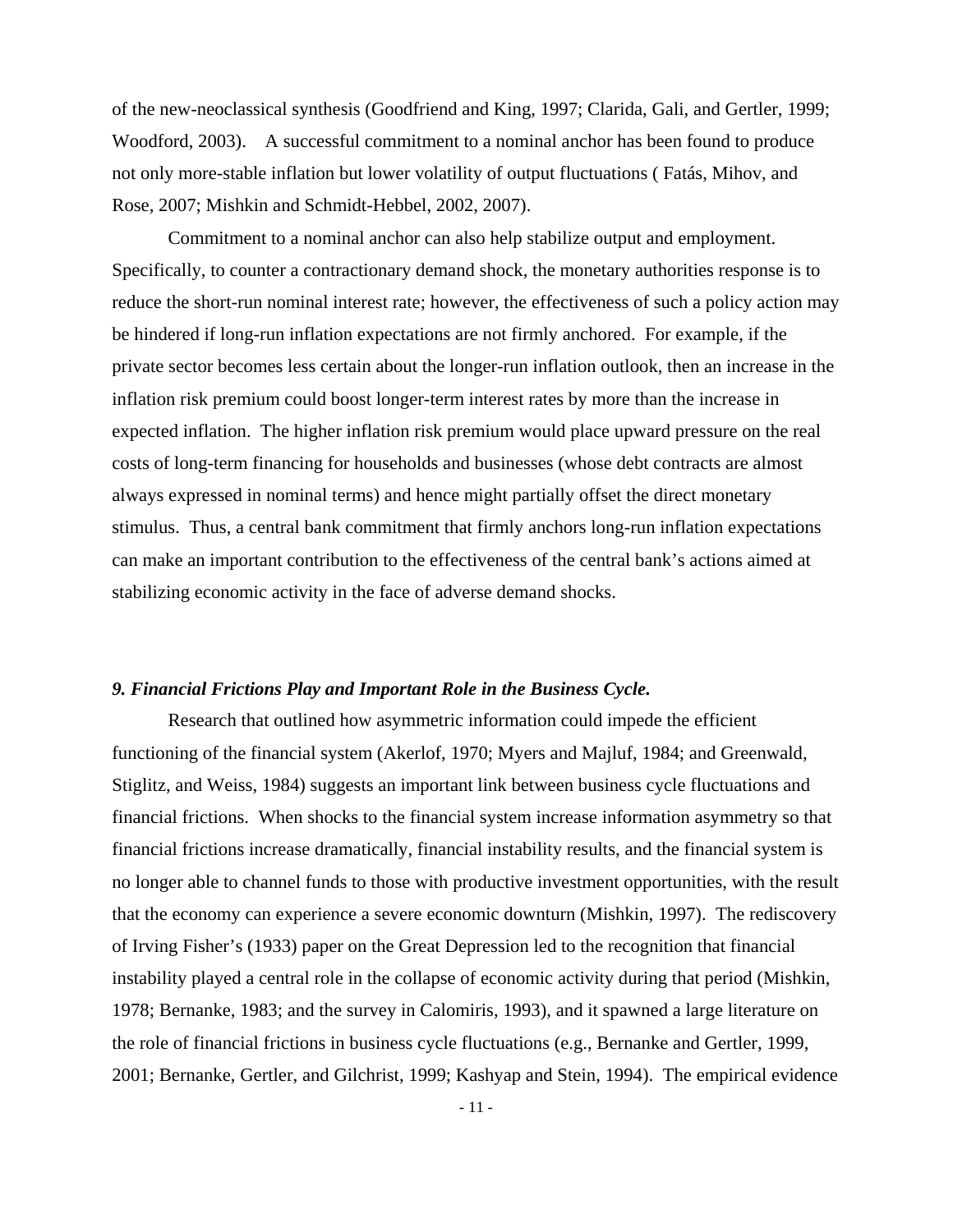of the new-neoclassical synthesis (Goodfriend and King, 1997; Clarida, Gali, and Gertler, 1999; Woodford, 2003). A successful commitment to a nominal anchor has been found to produce not only more-stable inflation but lower volatility of output fluctuations ( Fatás, Mihov, and Rose, 2007; Mishkin and Schmidt-Hebbel, 2002, 2007).

Commitment to a nominal anchor can also help stabilize output and employment. Specifically, to counter a contractionary demand shock, the monetary authorities response is to reduce the short-run nominal interest rate; however, the effectiveness of such a policy action may be hindered if long-run inflation expectations are not firmly anchored. For example, if the private sector becomes less certain about the longer-run inflation outlook, then an increase in the inflation risk premium could boost longer-term interest rates by more than the increase in expected inflation. The higher inflation risk premium would place upward pressure on the real costs of long-term financing for households and businesses (whose debt contracts are almost always expressed in nominal terms) and hence might partially offset the direct monetary stimulus. Thus, a central bank commitment that firmly anchors long-run inflation expectations can make an important contribution to the effectiveness of the central bank's actions aimed at stabilizing economic activity in the face of adverse demand shocks.

### *9. Financial Frictions Play and Important Role in the Business Cycle.*

Research that outlined how asymmetric information could impede the efficient functioning of the financial system (Akerlof, 1970; Myers and Majluf, 1984; and Greenwald, Stiglitz, and Weiss, 1984) suggests an important link between business cycle fluctuations and financial frictions. When shocks to the financial system increase information asymmetry so that financial frictions increase dramatically, financial instability results, and the financial system is no longer able to channel funds to those with productive investment opportunities, with the result that the economy can experience a severe economic downturn (Mishkin, 1997). The rediscovery of Irving Fisher's (1933) paper on the Great Depression led to the recognition that financial instability played a central role in the collapse of economic activity during that period (Mishkin, 1978; Bernanke, 1983; and the survey in Calomiris, 1993), and it spawned a large literature on the role of financial frictions in business cycle fluctuations (e.g., Bernanke and Gertler, 1999, 2001; Bernanke, Gertler, and Gilchrist, 1999; Kashyap and Stein, 1994). The empirical evidence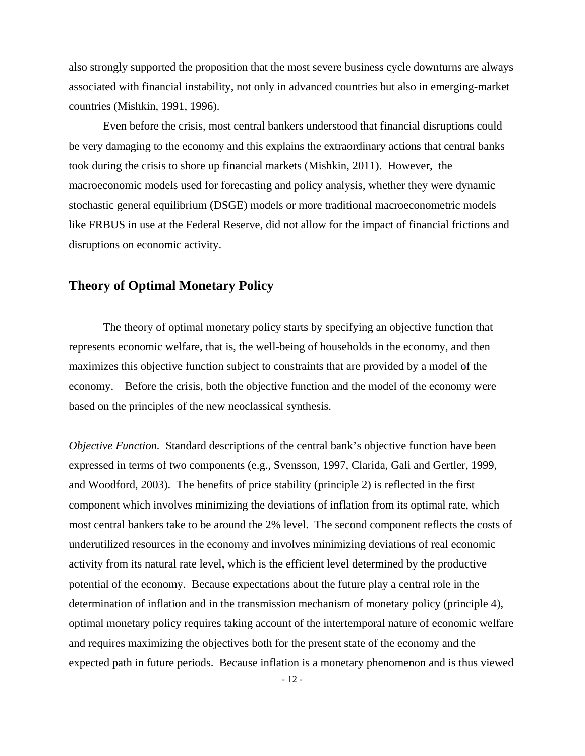also strongly supported the proposition that the most severe business cycle downturns are always associated with financial instability, not only in advanced countries but also in emerging-market countries (Mishkin, 1991, 1996).

Even before the crisis, most central bankers understood that financial disruptions could be very damaging to the economy and this explains the extraordinary actions that central banks took during the crisis to shore up financial markets (Mishkin, 2011). However, the macroeconomic models used for forecasting and policy analysis, whether they were dynamic stochastic general equilibrium (DSGE) models or more traditional macroeconometric models like FRBUS in use at the Federal Reserve, did not allow for the impact of financial frictions and disruptions on economic activity.

## Theory of Optimal Monetary Policy

The theory of optimal monetary policy starts by specifying an objective function that represents economic welfare, that is, the well-being of households in the economy, and then maximizes this objective function subject to constraints that are provided by a model of the economy. Before the crisis, both the objective function and the model of the economy were based on the principles of the new neoclassical synthesis.

*Objective Function.* Standard descriptions of the central bank's objective function have been expressed in terms of two components (e.g., Svensson, 1997, Clarida, Gali and Gertler, 1999, and Woodford, 2003). The benefits of price stability (principle 2) is reflected in the first component which involves minimizing the deviations of inflation from its optimal rate, which most central bankers take to be around the 2% level. The second component reflects the costs of underutilized resources in the economy and involves minimizing deviations of real economic activity from its natural rate level, which is the efficient level determined by the productive potential of the economy. Because expectations about the future play a central role in the determination of inflation and in the transmission mechanism of monetary policy (principle 4), optimal monetary policy requires taking account of the intertemporal nature of economic welfare and requires maximizing the objectives both for the present state of the economy and the expected path in future periods. Because inflation is a monetary phenomenon and is thus viewed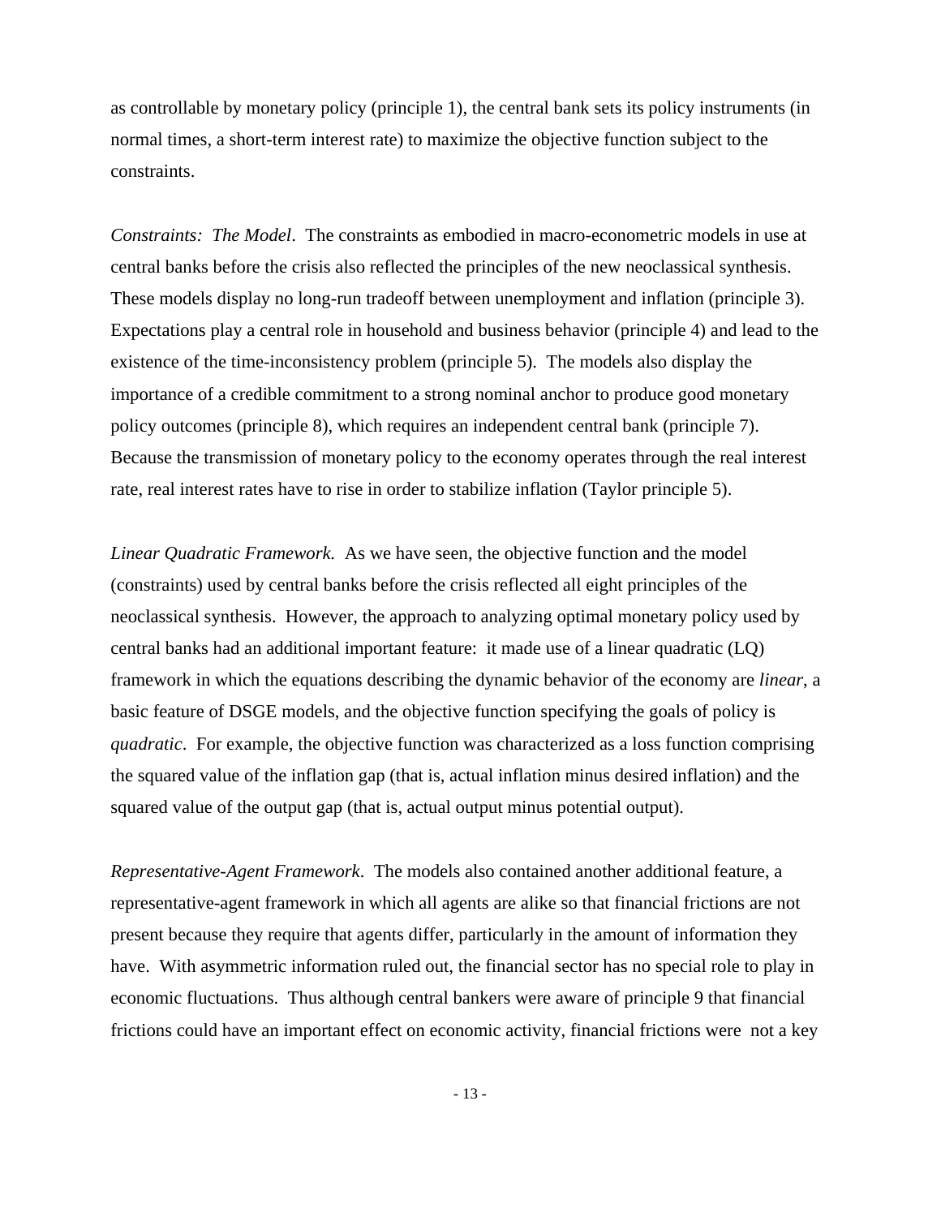as controllable by monetary policy (principle 1), the central bank sets its policy instruments (in normal times, a short-term interest rate) to maximize the objective function subject to the constraints.

*Constraints: The Model*. The constraints as embodied in macro-econometric models in use at central banks before the crisis also reflected the principles of the new neoclassical synthesis. These models display no long-run tradeoff between unemployment and inflation (principle 3). Expectations play a central role in household and business behavior (principle 4) and lead to the existence of the time-inconsistency problem (principle 5). The models also display the importance of a credible commitment to a strong nominal anchor to produce good monetary policy outcomes (principle 8), which requires an independent central bank (principle 7). Because the transmission of monetary policy to the economy operates through the real interest rate, real interest rates have to rise in order to stabilize inflation (Taylor principle 5).

*Linear Quadratic Framework.* As we have seen, the objective function and the model (constraints) used by central banks before the crisis reflected all eight principles of the neoclassical synthesis. However, the approach to analyzing optimal monetary policy used by central banks had an additional important feature: it made use of a linear quadratic (LQ) framework in which the equations describing the dynamic behavior of the economy are *linear*, a basic feature of DSGE models, and the objective function specifying the goals of policy is *quadratic*. For example, the objective function was characterized as a loss function comprising the squared value of the inflation gap (that is, actual inflation minus desired inflation) and the squared value of the output gap (that is, actual output minus potential output).

*Representative-Agent Framework*. The models also contained another additional feature, a representative-agent framework in which all agents are alike so that financial frictions are not present because they require that agents differ, particularly in the amount of information they have. With asymmetric information ruled out, the financial sector has no special role to play in economic fluctuations. Thus although central bankers were aware of principle 9 that financial frictions could have an important effect on economic activity, financial frictions were not a key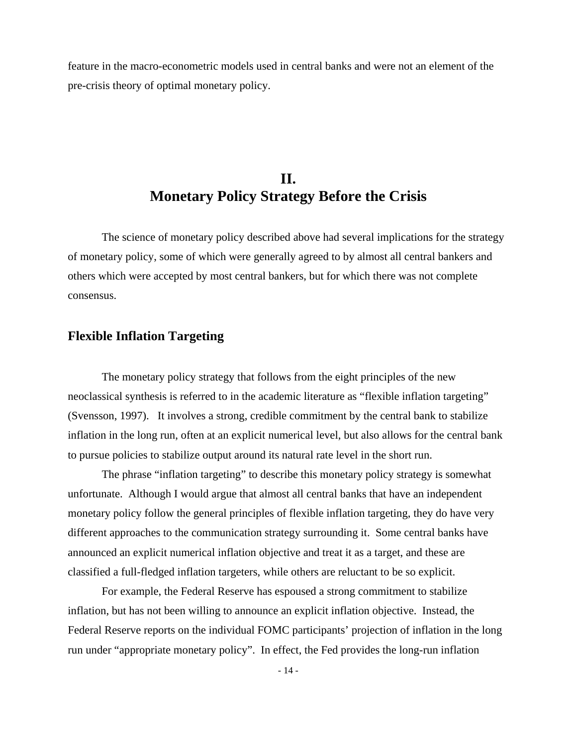feature in the macro-econometric models used in central banks and were not an element of the pre-crisis theory of optimal monetary policy.

## II. Monetary Policy Strategy Before the Crisis

The science of monetary policy described above had several implications for the strategy of monetary policy, some of which were generally agreed to by almost all central bankers and others which were accepted by most central bankers, but for which there was not complete consensus.

### Flexible Inflation Targeting

The monetary policy strategy that follows from the eight principles of the new neoclassical synthesis is referred to in the academic literature as "flexible inflation targeting" (Svensson, 1997). It involves a strong, credible commitment by the central bank to stabilize inflation in the long run, often at an explicit numerical level, but also allows for the central bank to pursue policies to stabilize output around its natural rate level in the short run.

The phrase "inflation targeting" to describe this monetary policy strategy is somewhat unfortunate. Although I would argue that almost all central banks that have an independent monetary policy follow the general principles of flexible inflation targeting, they do have very different approaches to the communication strategy surrounding it. Some central banks have announced an explicit numerical inflation objective and treat it as a target, and these are classified a full-fledged inflation targeters, while others are reluctant to be so explicit.

For example, the Federal Reserve has espoused a strong commitment to stabilize inflation, but has not been willing to announce an explicit inflation objective. Instead, the Federal Reserve reports on the individual FOMC participants' projection of inflation in the long run under "appropriate monetary policy". In effect, the Fed provides the long-run inflation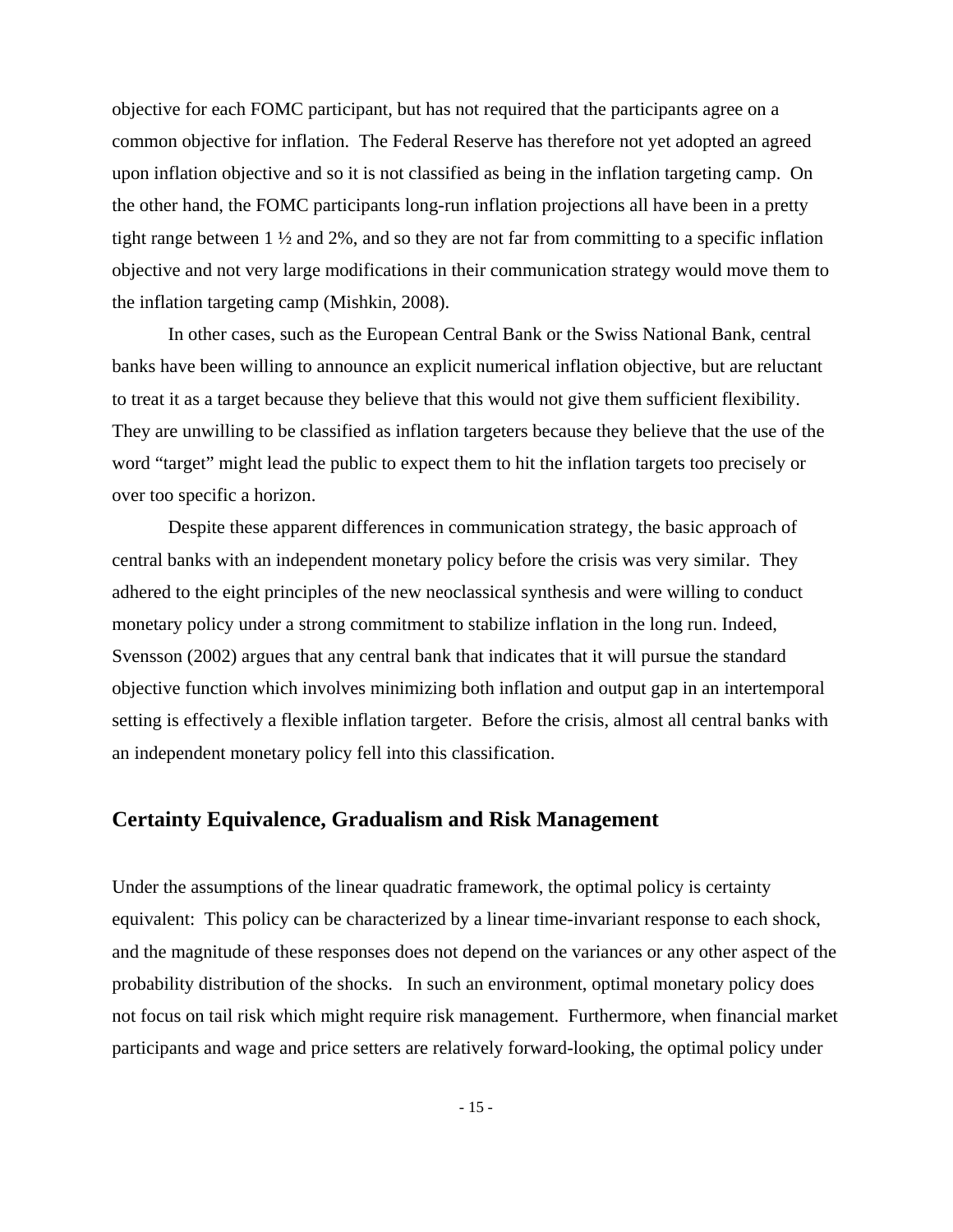objective for each FOMC participant, but has not required that the participants agree on a common objective for inflation. The Federal Reserve has therefore not yet adopted an agreed upon inflation objective and so it is not classified as being in the inflation targeting camp. On the other hand, the FOMC participants long-run inflation projections all have been in a pretty tight range between 1 ½ and 2%, and so they are not far from committing to a specific inflation objective and not very large modifications in their communication strategy would move them to the inflation targeting camp (Mishkin, 2008).

In other cases, such as the European Central Bank or the Swiss National Bank, central banks have been willing to announce an explicit numerical inflation objective, but are reluctant to treat it as a target because they believe that this would not give them sufficient flexibility. They are unwilling to be classified as inflation targeters because they believe that the use of the word "target" might lead the public to expect them to hit the inflation targets too precisely or over too specific a horizon.

Despite these apparent differences in communication strategy, the basic approach of central banks with an independent monetary policy before the crisis was very similar. They adhered to the eight principles of the new neoclassical synthesis and were willing to conduct monetary policy under a strong commitment to stabilize inflation in the long run. Indeed, Svensson (2002) argues that any central bank that indicates that it will pursue the standard objective function which involves minimizing both inflation and output gap in an intertemporal setting is effectively a flexible inflation targeter. Before the crisis, almost all central banks with an independent monetary policy fell into this classification.

## Certainty Equivalence, Gradualism and Risk Management

Under the assumptions of the linear quadratic framework, the optimal policy is certainty equivalent: This policy can be characterized by a linear time-invariant response to each shock, and the magnitude of these responses does not depend on the variances or any other aspect of the probability distribution of the shocks. In such an environment, optimal monetary policy does not focus on tail risk which might require risk management. Furthermore, when financial market participants and wage and price setters are relatively forward-looking, the optimal policy under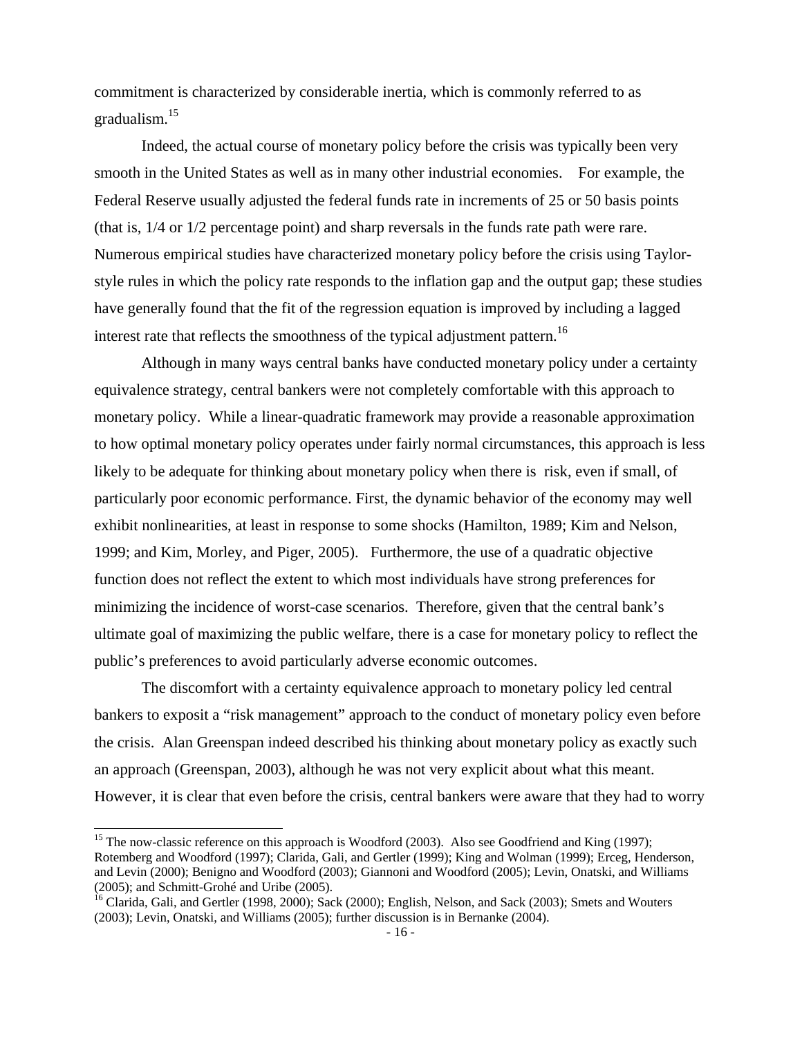commitment is characterized by considerable inertia, which is commonly referred to as gradualism.[15]

Indeed, the actual course of monetary policy before the crisis was typically been very smooth in the United States as well as in many other industrial economies. For example, the Federal Reserve usually adjusted the federal funds rate in increments of 25 or 50 basis points (that is, 1/4 or 1/2 percentage point) and sharp reversals in the funds rate path were rare. Numerous empirical studies have characterized monetary policy before the crisis using Taylor-style rules in which the policy rate responds to the inflation gap and the output gap; these studies have generally found that the fit of the regression equation is improved by including a lagged interest rate that reflects the smoothness of the typical adjustment pattern.[16]

Although in many ways central banks have conducted monetary policy under a certainty equivalence strategy, central bankers were not completely comfortable with this approach to monetary policy. While a linear-quadratic framework may provide a reasonable approximation to how optimal monetary policy operates under fairly normal circumstances, this approach is less likely to be adequate for thinking about monetary policy when there is risk, even if small, of particularly poor economic performance. First, the dynamic behavior of the economy may well exhibit nonlinearities, at least in response to some shocks (Hamilton, 1989; Kim and Nelson, 1999; and Kim, Morley, and Piger, 2005). Furthermore, the use of a quadratic objective function does not reflect the extent to which most individuals have strong preferences for minimizing the incidence of worst-case scenarios. Therefore, given that the central bank's ultimate goal of maximizing the public welfare, there is a case for monetary policy to reflect the public's preferences to avoid particularly adverse economic outcomes.

The discomfort with a certainty equivalence approach to monetary policy led central bankers to exposit a "risk management" approach to the conduct of monetary policy even before the crisis. Alan Greenspan indeed described his thinking about monetary policy as exactly such an approach (Greenspan, 2003), although he was not very explicit about what this meant. However, it is clear that even before the crisis, central bankers were aware that they had to worry

---

[15] The now-classic reference on this approach is Woodford (2003). Also see Goodfriend and King (1997); Rotemberg and Woodford (1997); Clarida, Gali, and Gertler (1999); King and Wolman (1999); Erceg, Henderson, and Levin (2000); Benigno and Woodford (2003); Giannoni and Woodford (2005); Levin, Onatski, and Williams (2005); and Schmitt-Grohé and Uribe (2005).

[16] Clarida, Gali, and Gertler (1998, 2000); Sack (2000); English, Nelson, and Sack (2003); Smets and Wouters (2003); Levin, Onatski, and Williams (2005); further discussion is in Bernanke (2004).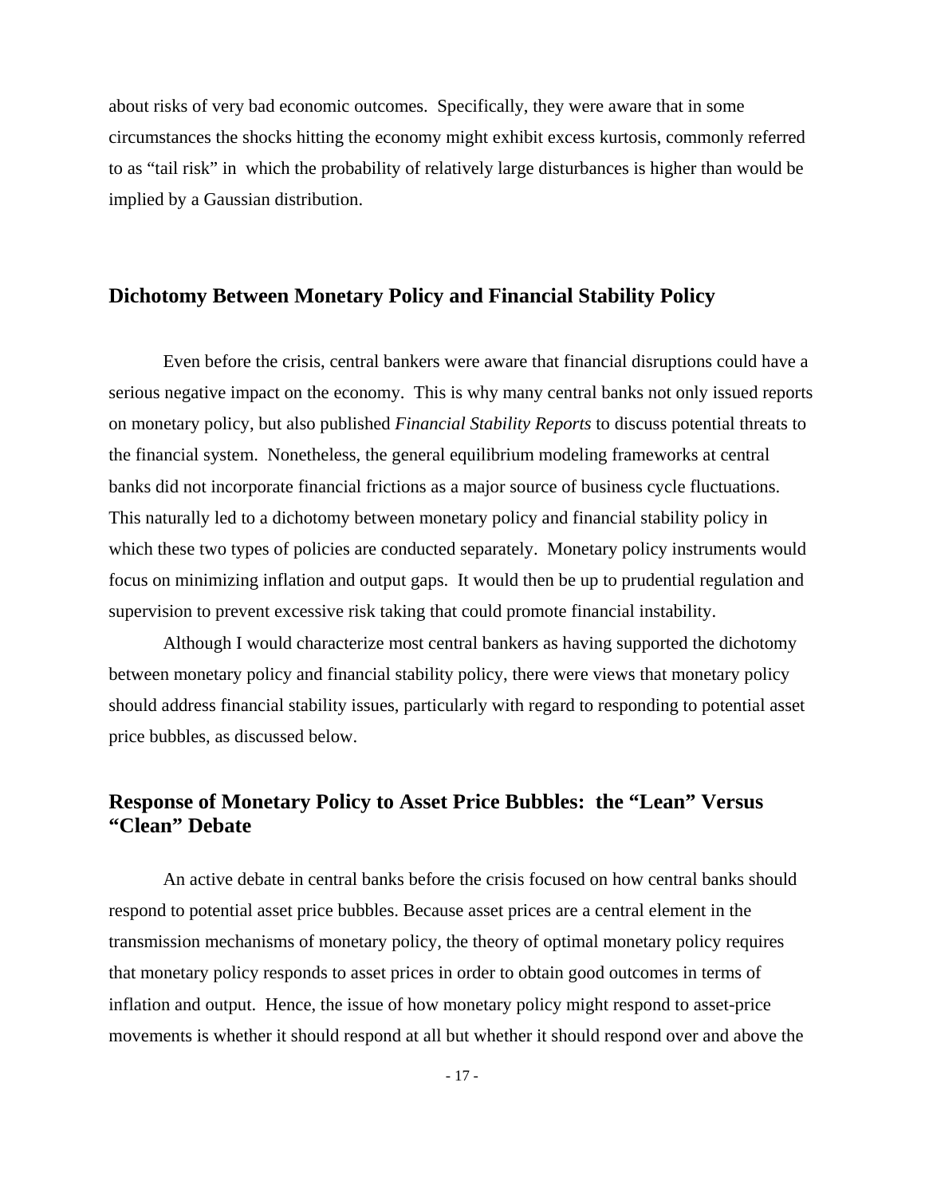about risks of very bad economic outcomes. Specifically, they were aware that in some circumstances the shocks hitting the economy might exhibit excess kurtosis, commonly referred to as "tail risk" in which the probability of relatively large disturbances is higher than would be implied by a Gaussian distribution.

## Dichotomy Between Monetary Policy and Financial Stability Policy

Even before the crisis, central bankers were aware that financial disruptions could have a serious negative impact on the economy. This is why many central banks not only issued reports on monetary policy, but also published *Financial Stability Reports* to discuss potential threats to the financial system. Nonetheless, the general equilibrium modeling frameworks at central banks did not incorporate financial frictions as a major source of business cycle fluctuations. This naturally led to a dichotomy between monetary policy and financial stability policy in which these two types of policies are conducted separately. Monetary policy instruments would focus on minimizing inflation and output gaps. It would then be up to prudential regulation and supervision to prevent excessive risk taking that could promote financial instability.

Although I would characterize most central bankers as having supported the dichotomy between monetary policy and financial stability policy, there were views that monetary policy should address financial stability issues, particularly with regard to responding to potential asset price bubbles, as discussed below.

## Response of Monetary Policy to Asset Price Bubbles: the "Lean" Versus "Clean" Debate

An active debate in central banks before the crisis focused on how central banks should respond to potential asset price bubbles. Because asset prices are a central element in the transmission mechanisms of monetary policy, the theory of optimal monetary policy requires that monetary policy responds to asset prices in order to obtain good outcomes in terms of inflation and output. Hence, the issue of how monetary policy might respond to asset-price movements is whether it should respond at all but whether it should respond over and above the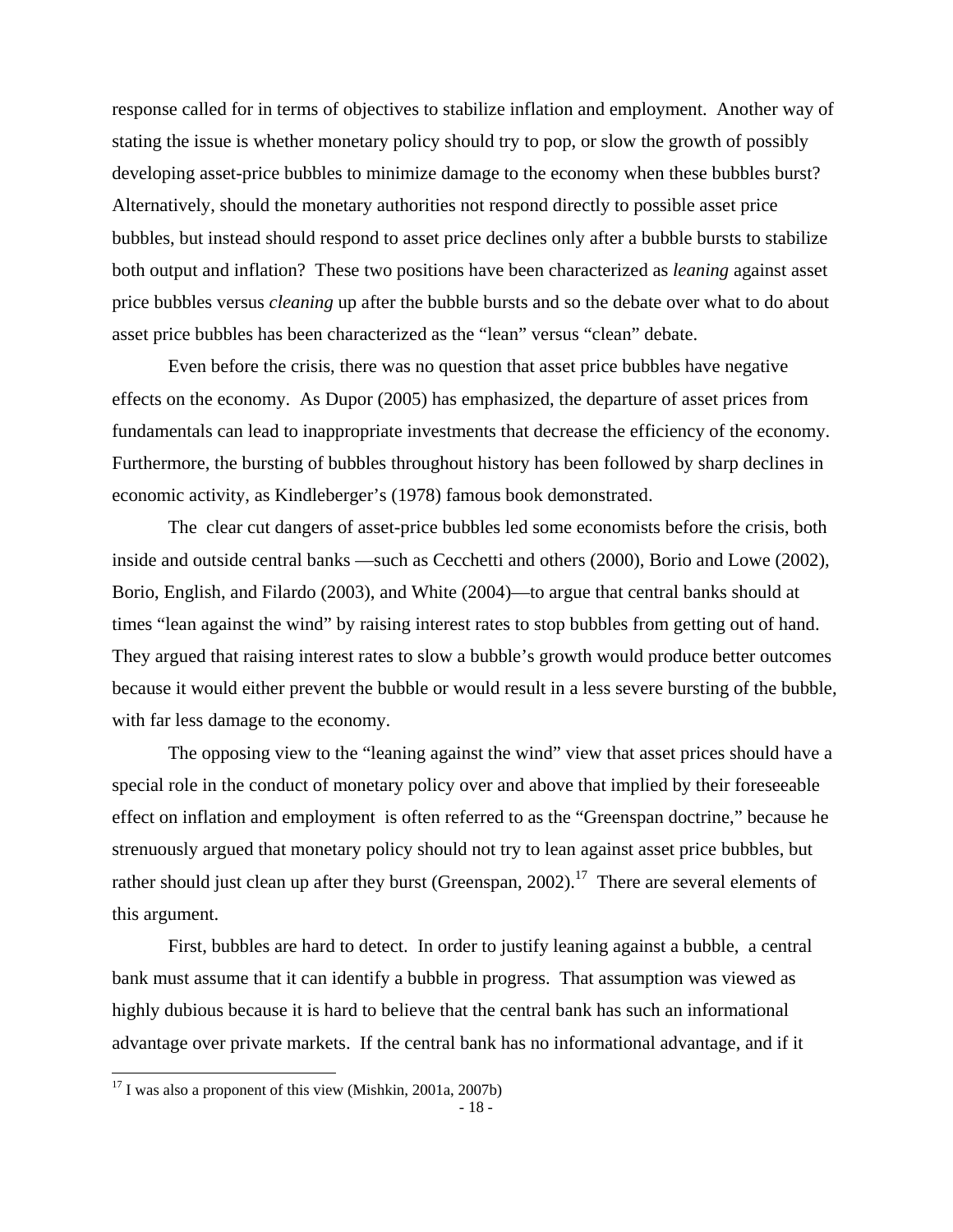response called for in terms of objectives to stabilize inflation and employment. Another way of stating the issue is whether monetary policy should try to pop, or slow the growth of possibly developing asset-price bubbles to minimize damage to the economy when these bubbles burst? Alternatively, should the monetary authorities not respond directly to possible asset price bubbles, but instead should respond to asset price declines only after a bubble bursts to stabilize both output and inflation? These two positions have been characterized as *leaning* against asset price bubbles versus *cleaning* up after the bubble bursts and so the debate over what to do about asset price bubbles has been characterized as the "lean" versus "clean" debate.

Even before the crisis, there was no question that asset price bubbles have negative effects on the economy. As Dupor (2005) has emphasized, the departure of asset prices from fundamentals can lead to inappropriate investments that decrease the efficiency of the economy. Furthermore, the bursting of bubbles throughout history has been followed by sharp declines in economic activity, as Kindleberger's (1978) famous book demonstrated.

The clear cut dangers of asset-price bubbles led some economists before the crisis, both inside and outside central banks —such as Cecchetti and others (2000), Borio and Lowe (2002), Borio, English, and Filardo (2003), and White (2004)—to argue that central banks should at times "lean against the wind" by raising interest rates to stop bubbles from getting out of hand. They argued that raising interest rates to slow a bubble's growth would produce better outcomes because it would either prevent the bubble or would result in a less severe bursting of the bubble, with far less damage to the economy.

The opposing view to the "leaning against the wind" view that asset prices should have a special role in the conduct of monetary policy over and above that implied by their foreseeable effect on inflation and employment is often referred to as the "Greenspan doctrine," because he strenuously argued that monetary policy should not try to lean against asset price bubbles, but rather should just clean up after they burst (Greenspan, 2002).[17] There are several elements of this argument.

First, bubbles are hard to detect. In order to justify leaning against a bubble, a central bank must assume that it can identify a bubble in progress. That assumption was viewed as highly dubious because it is hard to believe that the central bank has such an informational advantage over private markets. If the central bank has no informational advantage, and if it

[17] I was also a proponent of this view (Mishkin, 2001a, 2007b)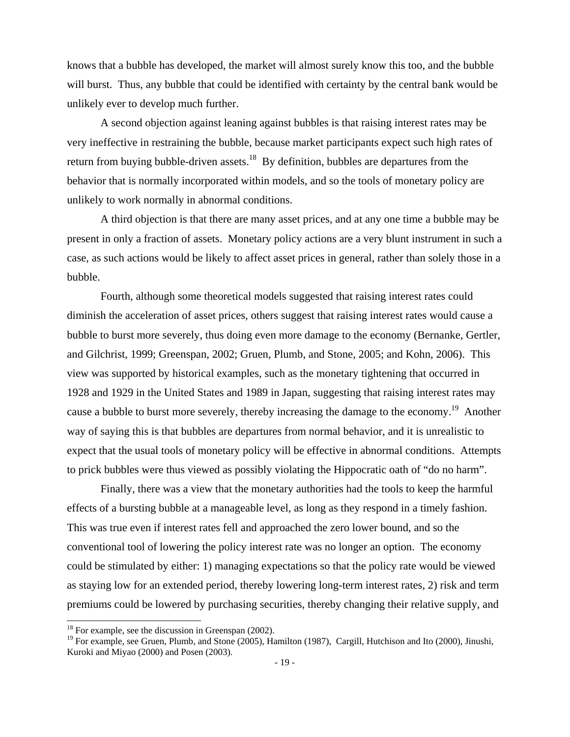knows that a bubble has developed, the market will almost surely know this too, and the bubble will burst. Thus, any bubble that could be identified with certainty by the central bank would be unlikely ever to develop much further.

A second objection against leaning against bubbles is that raising interest rates may be very ineffective in restraining the bubble, because market participants expect such high rates of return from buying bubble-driven assets.[18] By definition, bubbles are departures from the behavior that is normally incorporated within models, and so the tools of monetary policy are unlikely to work normally in abnormal conditions.

A third objection is that there are many asset prices, and at any one time a bubble may be present in only a fraction of assets. Monetary policy actions are a very blunt instrument in such a case, as such actions would be likely to affect asset prices in general, rather than solely those in a bubble.

Fourth, although some theoretical models suggested that raising interest rates could diminish the acceleration of asset prices, others suggest that raising interest rates would cause a bubble to burst more severely, thus doing even more damage to the economy (Bernanke, Gertler, and Gilchrist, 1999; Greenspan, 2002; Gruen, Plumb, and Stone, 2005; and Kohn, 2006). This view was supported by historical examples, such as the monetary tightening that occurred in 1928 and 1929 in the United States and 1989 in Japan, suggesting that raising interest rates may cause a bubble to burst more severely, thereby increasing the damage to the economy.[19] Another way of saying this is that bubbles are departures from normal behavior, and it is unrealistic to expect that the usual tools of monetary policy will be effective in abnormal conditions. Attempts to prick bubbles were thus viewed as possibly violating the Hippocratic oath of "do no harm".

Finally, there was a view that the monetary authorities had the tools to keep the harmful effects of a bursting bubble at a manageable level, as long as they respond in a timely fashion. This was true even if interest rates fell and approached the zero lower bound, and so the conventional tool of lowering the policy interest rate was no longer an option. The economy could be stimulated by either: 1) managing expectations so that the policy rate would be viewed as staying low for an extended period, thereby lowering long-term interest rates, 2) risk and term premiums could be lowered by purchasing securities, thereby changing their relative supply, and

[18] For example, see the discussion in Greenspan (2002).

[19] For example, see Gruen, Plumb, and Stone (2005), Hamilton (1987), Cargill, Hutchison and Ito (2000), Jinushi, Kuroki and Miyao (2000) and Posen (2003).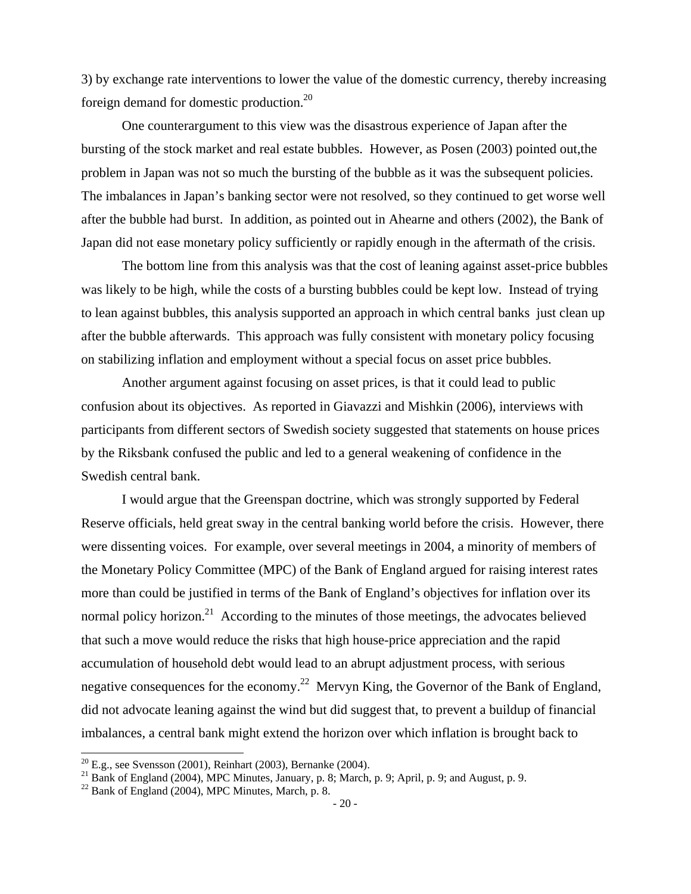3) by exchange rate interventions to lower the value of the domestic currency, thereby increasing foreign demand for domestic production.[20]

One counterargument to this view was the disastrous experience of Japan after the bursting of the stock market and real estate bubbles. However, as Posen (2003) pointed out,the problem in Japan was not so much the bursting of the bubble as it was the subsequent policies. The imbalances in Japan's banking sector were not resolved, so they continued to get worse well after the bubble had burst. In addition, as pointed out in Ahearne and others (2002), the Bank of Japan did not ease monetary policy sufficiently or rapidly enough in the aftermath of the crisis.

The bottom line from this analysis was that the cost of leaning against asset-price bubbles was likely to be high, while the costs of a bursting bubbles could be kept low. Instead of trying to lean against bubbles, this analysis supported an approach in which central banks just clean up after the bubble afterwards. This approach was fully consistent with monetary policy focusing on stabilizing inflation and employment without a special focus on asset price bubbles.

Another argument against focusing on asset prices, is that it could lead to public confusion about its objectives. As reported in Giavazzi and Mishkin (2006), interviews with participants from different sectors of Swedish society suggested that statements on house prices by the Riksbank confused the public and led to a general weakening of confidence in the Swedish central bank.

I would argue that the Greenspan doctrine, which was strongly supported by Federal Reserve officials, held great sway in the central banking world before the crisis. However, there were dissenting voices. For example, over several meetings in 2004, a minority of members of the Monetary Policy Committee (MPC) of the Bank of England argued for raising interest rates more than could be justified in terms of the Bank of England's objectives for inflation over its normal policy horizon.[21] According to the minutes of those meetings, the advocates believed that such a move would reduce the risks that high house-price appreciation and the rapid accumulation of household debt would lead to an abrupt adjustment process, with serious negative consequences for the economy.[22] Mervyn King, the Governor of the Bank of England, did not advocate leaning against the wind but did suggest that, to prevent a buildup of financial imbalances, a central bank might extend the horizon over which inflation is brought back to

[20] E.g., see Svensson (2001), Reinhart (2003), Bernanke (2004).

[21] Bank of England (2004), MPC Minutes, January, p. 8; March, p. 9; April, p. 9; and August, p. 9.

[22] Bank of England (2004), MPC Minutes, March, p. 8.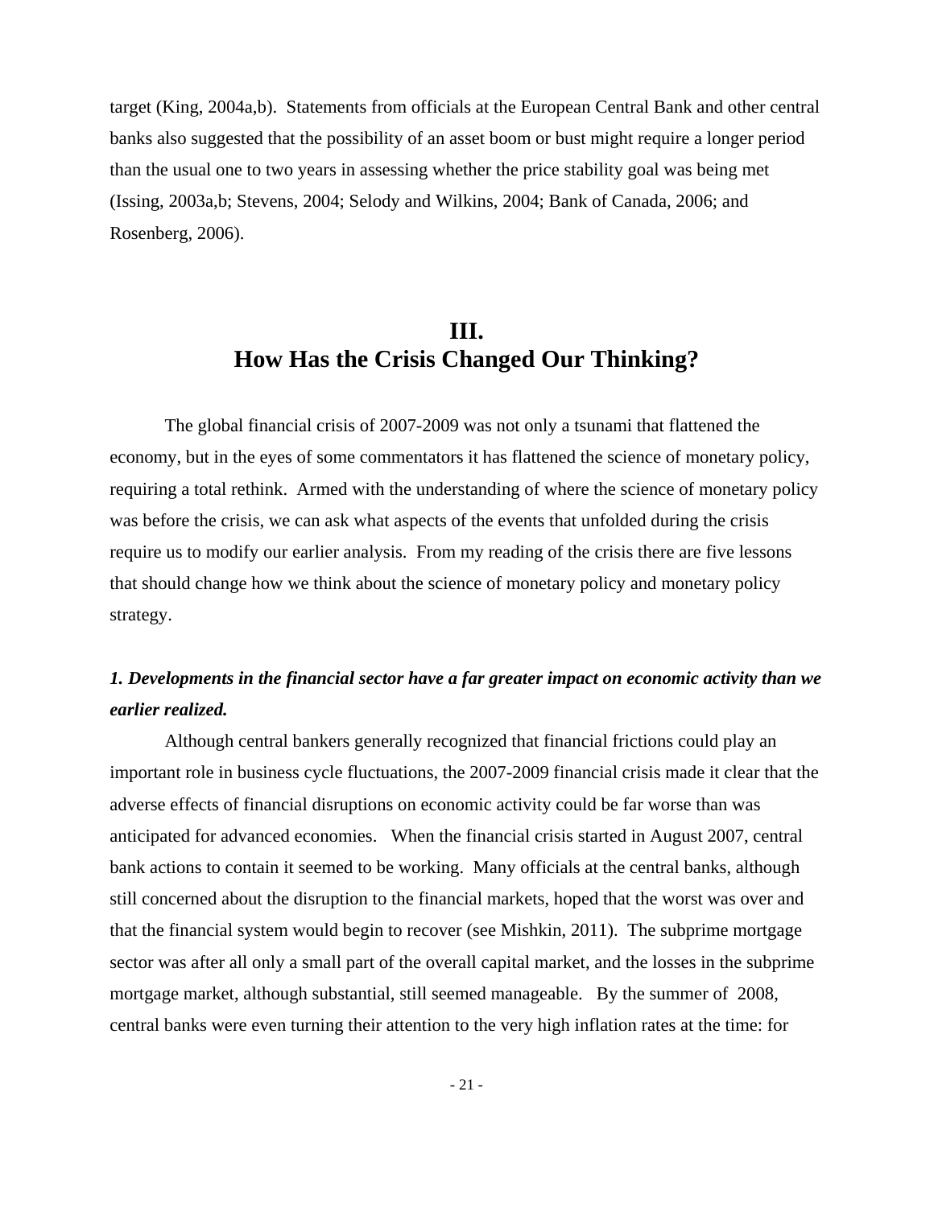target (King, 2004a,b). Statements from officials at the European Central Bank and other central banks also suggested that the possibility of an asset boom or bust might require a longer period than the usual one to two years in assessing whether the price stability goal was being met (Issing, 2003a,b; Stevens, 2004; Selody and Wilkins, 2004; Bank of Canada, 2006; and Rosenberg, 2006).

## III. How Has the Crisis Changed Our Thinking?

The global financial crisis of 2007-2009 was not only a tsunami that flattened the economy, but in the eyes of some commentators it has flattened the science of monetary policy, requiring a total rethink. Armed with the understanding of where the science of monetary policy was before the crisis, we can ask what aspects of the events that unfolded during the crisis require us to modify our earlier analysis. From my reading of the crisis there are five lessons that should change how we think about the science of monetary policy and monetary policy strategy.

***1. Developments in the financial sector have a far greater impact on economic activity than we earlier realized.***

Although central bankers generally recognized that financial frictions could play an important role in business cycle fluctuations, the 2007-2009 financial crisis made it clear that the adverse effects of financial disruptions on economic activity could be far worse than was anticipated for advanced economies. When the financial crisis started in August 2007, central bank actions to contain it seemed to be working. Many officials at the central banks, although still concerned about the disruption to the financial markets, hoped that the worst was over and that the financial system would begin to recover (see Mishkin, 2011). The subprime mortgage sector was after all only a small part of the overall capital market, and the losses in the subprime mortgage market, although substantial, still seemed manageable. By the summer of 2008, central banks were even turning their attention to the very high inflation rates at the time: for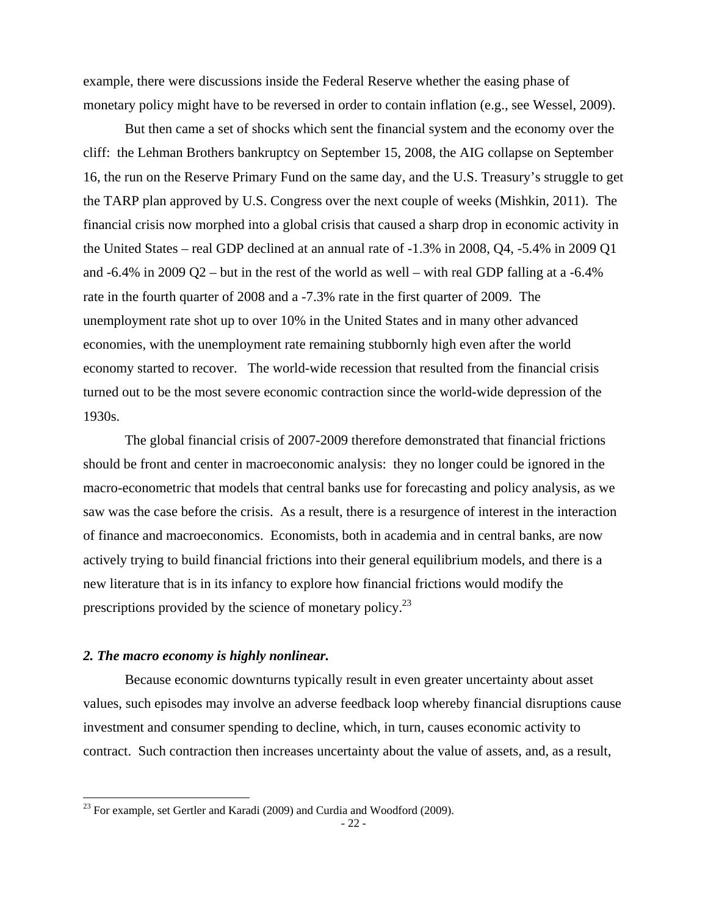example, there were discussions inside the Federal Reserve whether the easing phase of monetary policy might have to be reversed in order to contain inflation (e.g., see Wessel, 2009).

But then came a set of shocks which sent the financial system and the economy over the cliff: the Lehman Brothers bankruptcy on September 15, 2008, the AIG collapse on September 16, the run on the Reserve Primary Fund on the same day, and the U.S. Treasury's struggle to get the TARP plan approved by U.S. Congress over the next couple of weeks (Mishkin, 2011). The financial crisis now morphed into a global crisis that caused a sharp drop in economic activity in the United States – real GDP declined at an annual rate of -1.3% in 2008, Q4, -5.4% in 2009 Q1 and -6.4% in 2009 Q2 – but in the rest of the world as well – with real GDP falling at a -6.4% rate in the fourth quarter of 2008 and a -7.3% rate in the first quarter of 2009. The unemployment rate shot up to over 10% in the United States and in many other advanced economies, with the unemployment rate remaining stubbornly high even after the world economy started to recover. The world-wide recession that resulted from the financial crisis turned out to be the most severe economic contraction since the world-wide depression of the 1930s.

The global financial crisis of 2007-2009 therefore demonstrated that financial frictions should be front and center in macroeconomic analysis: they no longer could be ignored in the macro-econometric that models that central banks use for forecasting and policy analysis, as we saw was the case before the crisis. As a result, there is a resurgence of interest in the interaction of finance and macroeconomics. Economists, both in academia and in central banks, are now actively trying to build financial frictions into their general equilibrium models, and there is a new literature that is in its infancy to explore how financial frictions would modify the prescriptions provided by the science of monetary policy.[23]

### *2. The macro economy is highly nonlinear.*

Because economic downturns typically result in even greater uncertainty about asset values, such episodes may involve an adverse feedback loop whereby financial disruptions cause investment and consumer spending to decline, which, in turn, causes economic activity to contract. Such contraction then increases uncertainty about the value of assets, and, as a result,

[23] For example, set Gertler and Karadi (2009) and Curdia and Woodford (2009).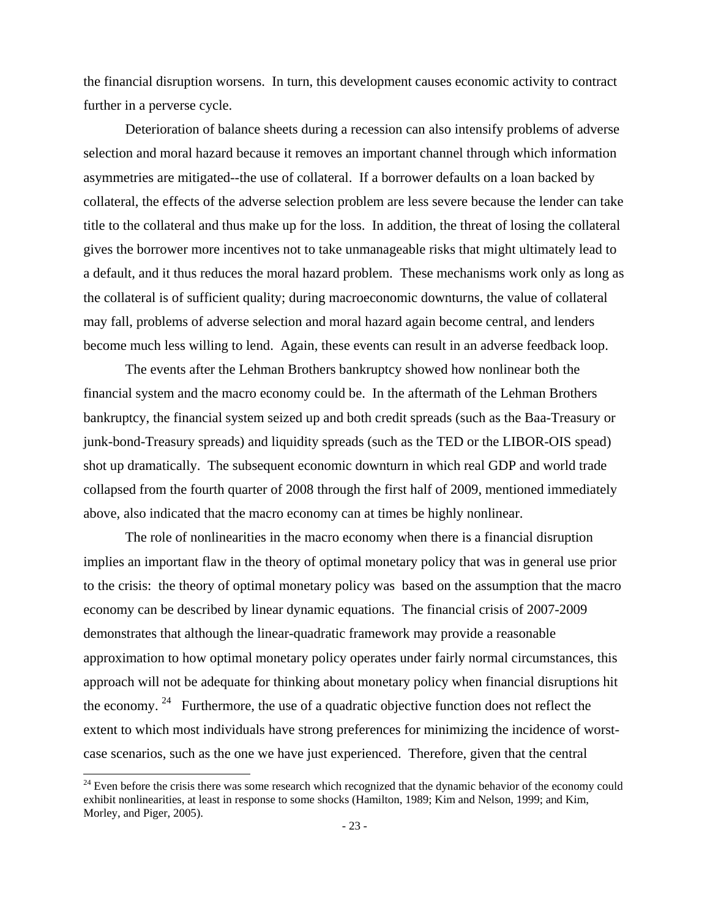the financial disruption worsens. In turn, this development causes economic activity to contract further in a perverse cycle.

Deterioration of balance sheets during a recession can also intensify problems of adverse selection and moral hazard because it removes an important channel through which information asymmetries are mitigated--the use of collateral. If a borrower defaults on a loan backed by collateral, the effects of the adverse selection problem are less severe because the lender can take title to the collateral and thus make up for the loss. In addition, the threat of losing the collateral gives the borrower more incentives not to take unmanageable risks that might ultimately lead to a default, and it thus reduces the moral hazard problem. These mechanisms work only as long as the collateral is of sufficient quality; during macroeconomic downturns, the value of collateral may fall, problems of adverse selection and moral hazard again become central, and lenders become much less willing to lend. Again, these events can result in an adverse feedback loop.

The events after the Lehman Brothers bankruptcy showed how nonlinear both the financial system and the macro economy could be. In the aftermath of the Lehman Brothers bankruptcy, the financial system seized up and both credit spreads (such as the Baa-Treasury or junk-bond-Treasury spreads) and liquidity spreads (such as the TED or the LIBOR-OIS spead) shot up dramatically. The subsequent economic downturn in which real GDP and world trade collapsed from the fourth quarter of 2008 through the first half of 2009, mentioned immediately above, also indicated that the macro economy can at times be highly nonlinear.

The role of nonlinearities in the macro economy when there is a financial disruption implies an important flaw in the theory of optimal monetary policy that was in general use prior to the crisis: the theory of optimal monetary policy was based on the assumption that the macro economy can be described by linear dynamic equations. The financial crisis of 2007-2009 demonstrates that although the linear-quadratic framework may provide a reasonable approximation to how optimal monetary policy operates under fairly normal circumstances, this approach will not be adequate for thinking about monetary policy when financial disruptions hit the economy. [24] Furthermore, the use of a quadratic objective function does not reflect the extent to which most individuals have strong preferences for minimizing the incidence of worst-case scenarios, such as the one we have just experienced. Therefore, given that the central

[24] Even before the crisis there was some research which recognized that the dynamic behavior of the economy could exhibit nonlinearities, at least in response to some shocks (Hamilton, 1989; Kim and Nelson, 1999; and Kim, Morley, and Piger, 2005).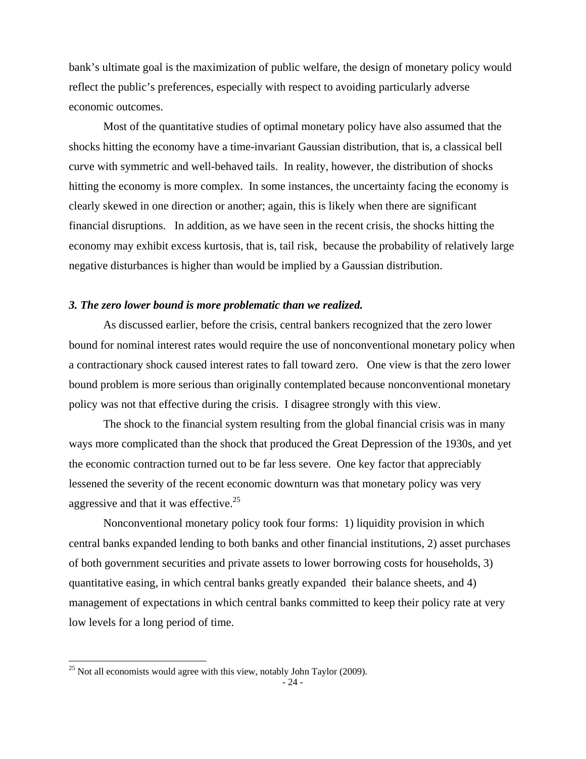bank's ultimate goal is the maximization of public welfare, the design of monetary policy would reflect the public's preferences, especially with respect to avoiding particularly adverse economic outcomes.

Most of the quantitative studies of optimal monetary policy have also assumed that the shocks hitting the economy have a time-invariant Gaussian distribution, that is, a classical bell curve with symmetric and well-behaved tails. In reality, however, the distribution of shocks hitting the economy is more complex. In some instances, the uncertainty facing the economy is clearly skewed in one direction or another; again, this is likely when there are significant financial disruptions. In addition, as we have seen in the recent crisis, the shocks hitting the economy may exhibit excess kurtosis, that is, tail risk, because the probability of relatively large negative disturbances is higher than would be implied by a Gaussian distribution.

### *3. The zero lower bound is more problematic than we realized.*

As discussed earlier, before the crisis, central bankers recognized that the zero lower bound for nominal interest rates would require the use of nonconventional monetary policy when a contractionary shock caused interest rates to fall toward zero. One view is that the zero lower bound problem is more serious than originally contemplated because nonconventional monetary policy was not that effective during the crisis. I disagree strongly with this view.

The shock to the financial system resulting from the global financial crisis was in many ways more complicated than the shock that produced the Great Depression of the 1930s, and yet the economic contraction turned out to be far less severe. One key factor that appreciably lessened the severity of the recent economic downturn was that monetary policy was very aggressive and that it was effective.[25]

Nonconventional monetary policy took four forms: 1) liquidity provision in which central banks expanded lending to both banks and other financial institutions, 2) asset purchases of both government securities and private assets to lower borrowing costs for households, 3) quantitative easing, in which central banks greatly expanded their balance sheets, and 4) management of expectations in which central banks committed to keep their policy rate at very low levels for a long period of time.

[25] Not all economists would agree with this view, notably John Taylor (2009).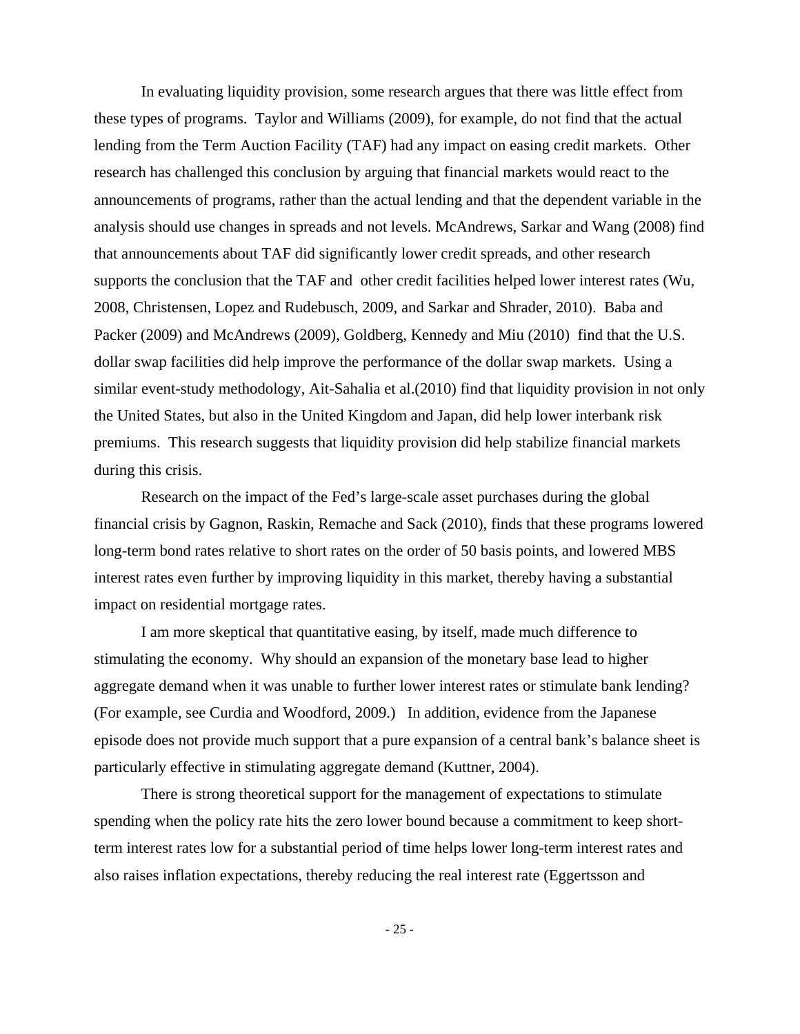In evaluating liquidity provision, some research argues that there was little effect from these types of programs. Taylor and Williams (2009), for example, do not find that the actual lending from the Term Auction Facility (TAF) had any impact on easing credit markets. Other research has challenged this conclusion by arguing that financial markets would react to the announcements of programs, rather than the actual lending and that the dependent variable in the analysis should use changes in spreads and not levels. McAndrews, Sarkar and Wang (2008) find that announcements about TAF did significantly lower credit spreads, and other research supports the conclusion that the TAF and other credit facilities helped lower interest rates (Wu, 2008, Christensen, Lopez and Rudebusch, 2009, and Sarkar and Shrader, 2010). Baba and Packer (2009) and McAndrews (2009), Goldberg, Kennedy and Miu (2010) find that the U.S. dollar swap facilities did help improve the performance of the dollar swap markets. Using a similar event-study methodology, Ait-Sahalia et al.(2010) find that liquidity provision in not only the United States, but also in the United Kingdom and Japan, did help lower interbank risk premiums. This research suggests that liquidity provision did help stabilize financial markets during this crisis.

Research on the impact of the Fed's large-scale asset purchases during the global financial crisis by Gagnon, Raskin, Remache and Sack (2010), finds that these programs lowered long-term bond rates relative to short rates on the order of 50 basis points, and lowered MBS interest rates even further by improving liquidity in this market, thereby having a substantial impact on residential mortgage rates.

I am more skeptical that quantitative easing, by itself, made much difference to stimulating the economy. Why should an expansion of the monetary base lead to higher aggregate demand when it was unable to further lower interest rates or stimulate bank lending? (For example, see Curdia and Woodford, 2009.) In addition, evidence from the Japanese episode does not provide much support that a pure expansion of a central bank's balance sheet is particularly effective in stimulating aggregate demand (Kuttner, 2004).

There is strong theoretical support for the management of expectations to stimulate spending when the policy rate hits the zero lower bound because a commitment to keep short-term interest rates low for a substantial period of time helps lower long-term interest rates and also raises inflation expectations, thereby reducing the real interest rate (Eggertsson and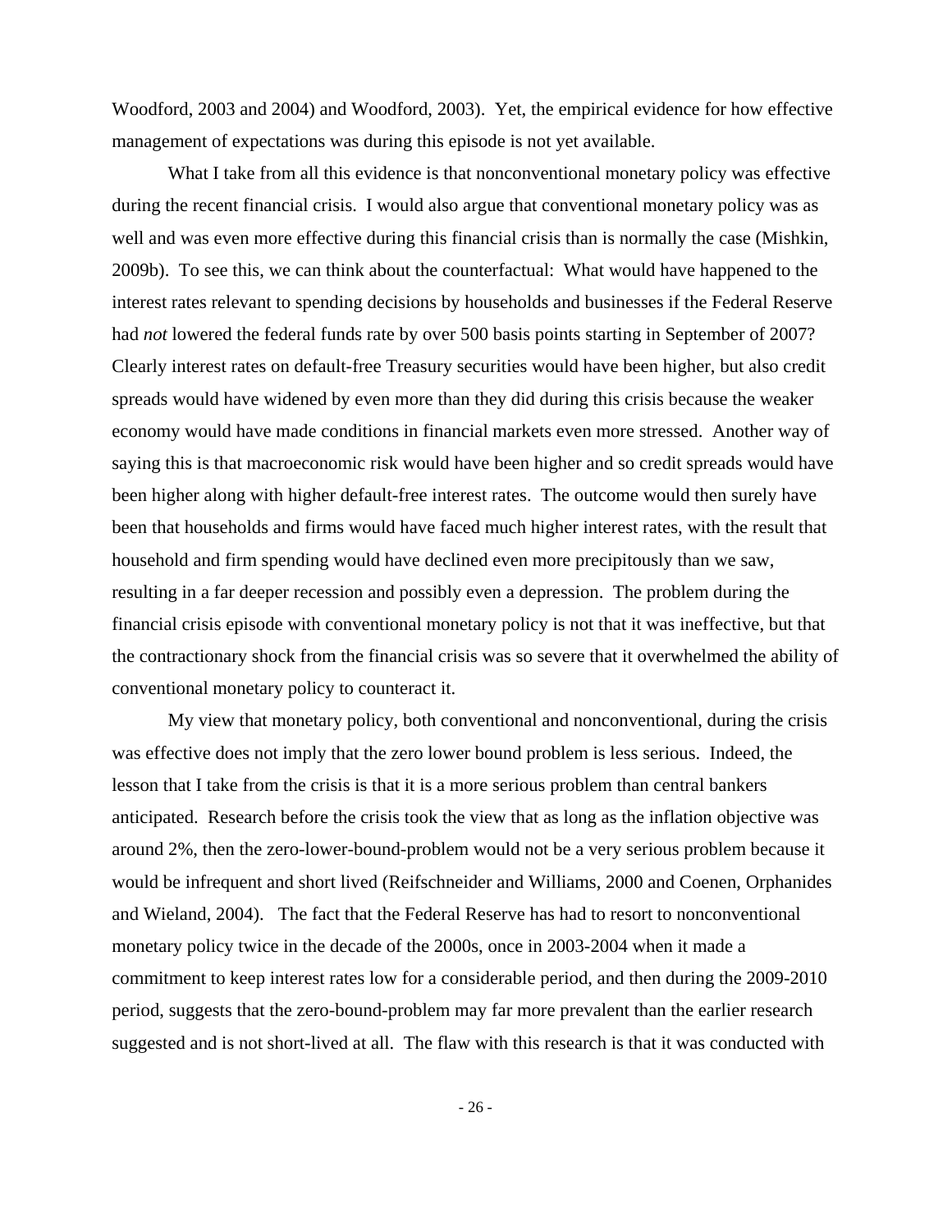Woodford, 2003 and 2004) and Woodford, 2003). Yet, the empirical evidence for how effective management of expectations was during this episode is not yet available.

What I take from all this evidence is that nonconventional monetary policy was effective during the recent financial crisis. I would also argue that conventional monetary policy was as well and was even more effective during this financial crisis than is normally the case (Mishkin, 2009b). To see this, we can think about the counterfactual: What would have happened to the interest rates relevant to spending decisions by households and businesses if the Federal Reserve had *not* lowered the federal funds rate by over 500 basis points starting in September of 2007? Clearly interest rates on default-free Treasury securities would have been higher, but also credit spreads would have widened by even more than they did during this crisis because the weaker economy would have made conditions in financial markets even more stressed. Another way of saying this is that macroeconomic risk would have been higher and so credit spreads would have been higher along with higher default-free interest rates. The outcome would then surely have been that households and firms would have faced much higher interest rates, with the result that household and firm spending would have declined even more precipitously than we saw, resulting in a far deeper recession and possibly even a depression. The problem during the financial crisis episode with conventional monetary policy is not that it was ineffective, but that the contractionary shock from the financial crisis was so severe that it overwhelmed the ability of conventional monetary policy to counteract it.

My view that monetary policy, both conventional and nonconventional, during the crisis was effective does not imply that the zero lower bound problem is less serious. Indeed, the lesson that I take from the crisis is that it is a more serious problem than central bankers anticipated. Research before the crisis took the view that as long as the inflation objective was around 2%, then the zero-lower-bound-problem would not be a very serious problem because it would be infrequent and short lived (Reifschneider and Williams, 2000 and Coenen, Orphanides and Wieland, 2004). The fact that the Federal Reserve has had to resort to nonconventional monetary policy twice in the decade of the 2000s, once in 2003-2004 when it made a commitment to keep interest rates low for a considerable period, and then during the 2009-2010 period, suggests that the zero-bound-problem may far more prevalent than the earlier research suggested and is not short-lived at all. The flaw with this research is that it was conducted with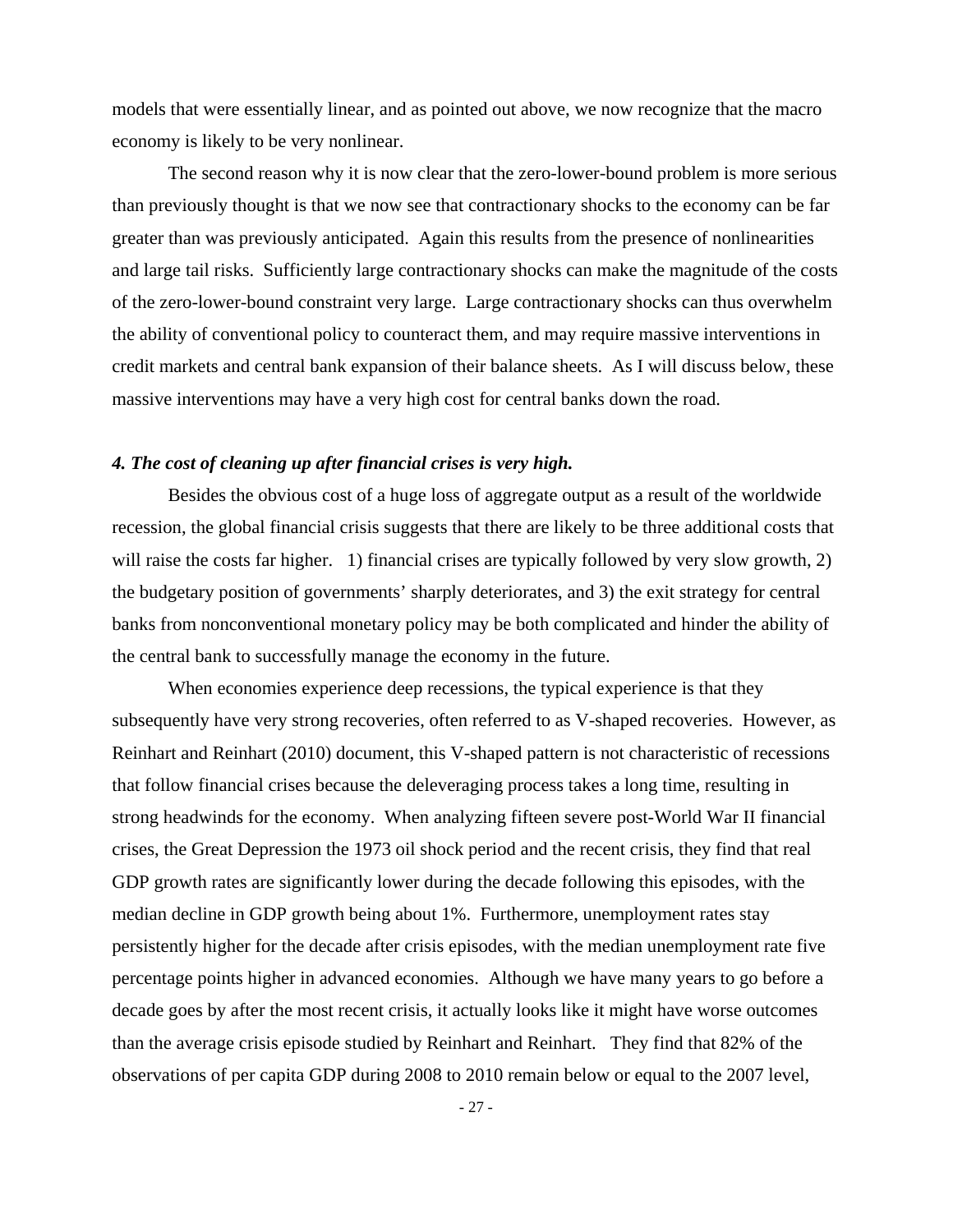models that were essentially linear, and as pointed out above, we now recognize that the macro economy is likely to be very nonlinear.

The second reason why it is now clear that the zero-lower-bound problem is more serious than previously thought is that we now see that contractionary shocks to the economy can be far greater than was previously anticipated. Again this results from the presence of nonlinearities and large tail risks. Sufficiently large contractionary shocks can make the magnitude of the costs of the zero-lower-bound constraint very large. Large contractionary shocks can thus overwhelm the ability of conventional policy to counteract them, and may require massive interventions in credit markets and central bank expansion of their balance sheets. As I will discuss below, these massive interventions may have a very high cost for central banks down the road.

### *4. The cost of cleaning up after financial crises is very high.*

Besides the obvious cost of a huge loss of aggregate output as a result of the worldwide recession, the global financial crisis suggests that there are likely to be three additional costs that will raise the costs far higher. 1) financial crises are typically followed by very slow growth, 2) the budgetary position of governments' sharply deteriorates, and 3) the exit strategy for central banks from nonconventional monetary policy may be both complicated and hinder the ability of the central bank to successfully manage the economy in the future.

When economies experience deep recessions, the typical experience is that they subsequently have very strong recoveries, often referred to as V-shaped recoveries. However, as Reinhart and Reinhart (2010) document, this V-shaped pattern is not characteristic of recessions that follow financial crises because the deleveraging process takes a long time, resulting in strong headwinds for the economy. When analyzing fifteen severe post-World War II financial crises, the Great Depression the 1973 oil shock period and the recent crisis, they find that real GDP growth rates are significantly lower during the decade following this episodes, with the median decline in GDP growth being about 1%. Furthermore, unemployment rates stay persistently higher for the decade after crisis episodes, with the median unemployment rate five percentage points higher in advanced economies. Although we have many years to go before a decade goes by after the most recent crisis, it actually looks like it might have worse outcomes than the average crisis episode studied by Reinhart and Reinhart. They find that 82% of the observations of per capita GDP during 2008 to 2010 remain below or equal to the 2007 level,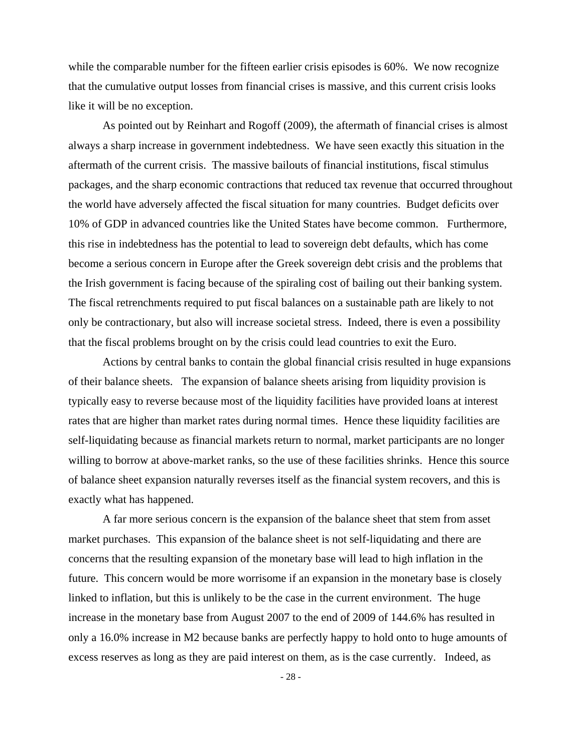while the comparable number for the fifteen earlier crisis episodes is 60%. We now recognize that the cumulative output losses from financial crises is massive, and this current crisis looks like it will be no exception.

As pointed out by Reinhart and Rogoff (2009), the aftermath of financial crises is almost always a sharp increase in government indebtedness. We have seen exactly this situation in the aftermath of the current crisis. The massive bailouts of financial institutions, fiscal stimulus packages, and the sharp economic contractions that reduced tax revenue that occurred throughout the world have adversely affected the fiscal situation for many countries. Budget deficits over 10% of GDP in advanced countries like the United States have become common. Furthermore, this rise in indebtedness has the potential to lead to sovereign debt defaults, which has come become a serious concern in Europe after the Greek sovereign debt crisis and the problems that the Irish government is facing because of the spiraling cost of bailing out their banking system. The fiscal retrenchments required to put fiscal balances on a sustainable path are likely to not only be contractionary, but also will increase societal stress. Indeed, there is even a possibility that the fiscal problems brought on by the crisis could lead countries to exit the Euro.

Actions by central banks to contain the global financial crisis resulted in huge expansions of their balance sheets. The expansion of balance sheets arising from liquidity provision is typically easy to reverse because most of the liquidity facilities have provided loans at interest rates that are higher than market rates during normal times. Hence these liquidity facilities are self-liquidating because as financial markets return to normal, market participants are no longer willing to borrow at above-market ranks, so the use of these facilities shrinks. Hence this source of balance sheet expansion naturally reverses itself as the financial system recovers, and this is exactly what has happened.

A far more serious concern is the expansion of the balance sheet that stem from asset market purchases. This expansion of the balance sheet is not self-liquidating and there are concerns that the resulting expansion of the monetary base will lead to high inflation in the future. This concern would be more worrisome if an expansion in the monetary base is closely linked to inflation, but this is unlikely to be the case in the current environment. The huge increase in the monetary base from August 2007 to the end of 2009 of 144.6% has resulted in only a 16.0% increase in M2 because banks are perfectly happy to hold onto to huge amounts of excess reserves as long as they are paid interest on them, as is the case currently. Indeed, as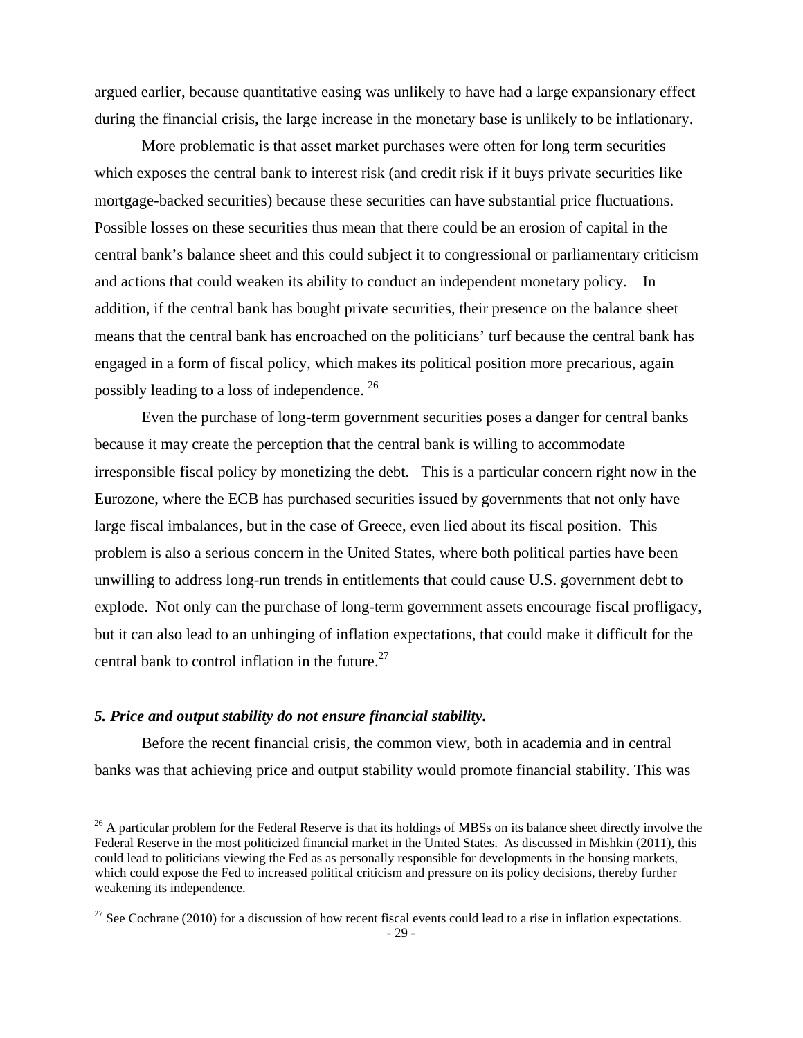argued earlier, because quantitative easing was unlikely to have had a large expansionary effect during the financial crisis, the large increase in the monetary base is unlikely to be inflationary.

More problematic is that asset market purchases were often for long term securities which exposes the central bank to interest risk (and credit risk if it buys private securities like mortgage-backed securities) because these securities can have substantial price fluctuations. Possible losses on these securities thus mean that there could be an erosion of capital in the central bank's balance sheet and this could subject it to congressional or parliamentary criticism and actions that could weaken its ability to conduct an independent monetary policy. In addition, if the central bank has bought private securities, their presence on the balance sheet means that the central bank has encroached on the politicians' turf because the central bank has engaged in a form of fiscal policy, which makes its political position more precarious, again possibly leading to a loss of independence. [26]

Even the purchase of long-term government securities poses a danger for central banks because it may create the perception that the central bank is willing to accommodate irresponsible fiscal policy by monetizing the debt. This is a particular concern right now in the Eurozone, where the ECB has purchased securities issued by governments that not only have large fiscal imbalances, but in the case of Greece, even lied about its fiscal position. This problem is also a serious concern in the United States, where both political parties have been unwilling to address long-run trends in entitlements that could cause U.S. government debt to explode. Not only can the purchase of long-term government assets encourage fiscal profligacy, but it can also lead to an unhinging of inflation expectations, that could make it difficult for the central bank to control inflation in the future.[27]

### *5. Price and output stability do not ensure financial stability.*

Before the recent financial crisis, the common view, both in academia and in central banks was that achieving price and output stability would promote financial stability. This was

---

[26] A particular problem for the Federal Reserve is that its holdings of MBSs on its balance sheet directly involve the Federal Reserve in the most politicized financial market in the United States. As discussed in Mishkin (2011), this could lead to politicians viewing the Fed as as personally responsible for developments in the housing markets, which could expose the Fed to increased political criticism and pressure on its policy decisions, thereby further weakening its independence.

[27] See Cochrane (2010) for a discussion of how recent fiscal events could lead to a rise in inflation expectations.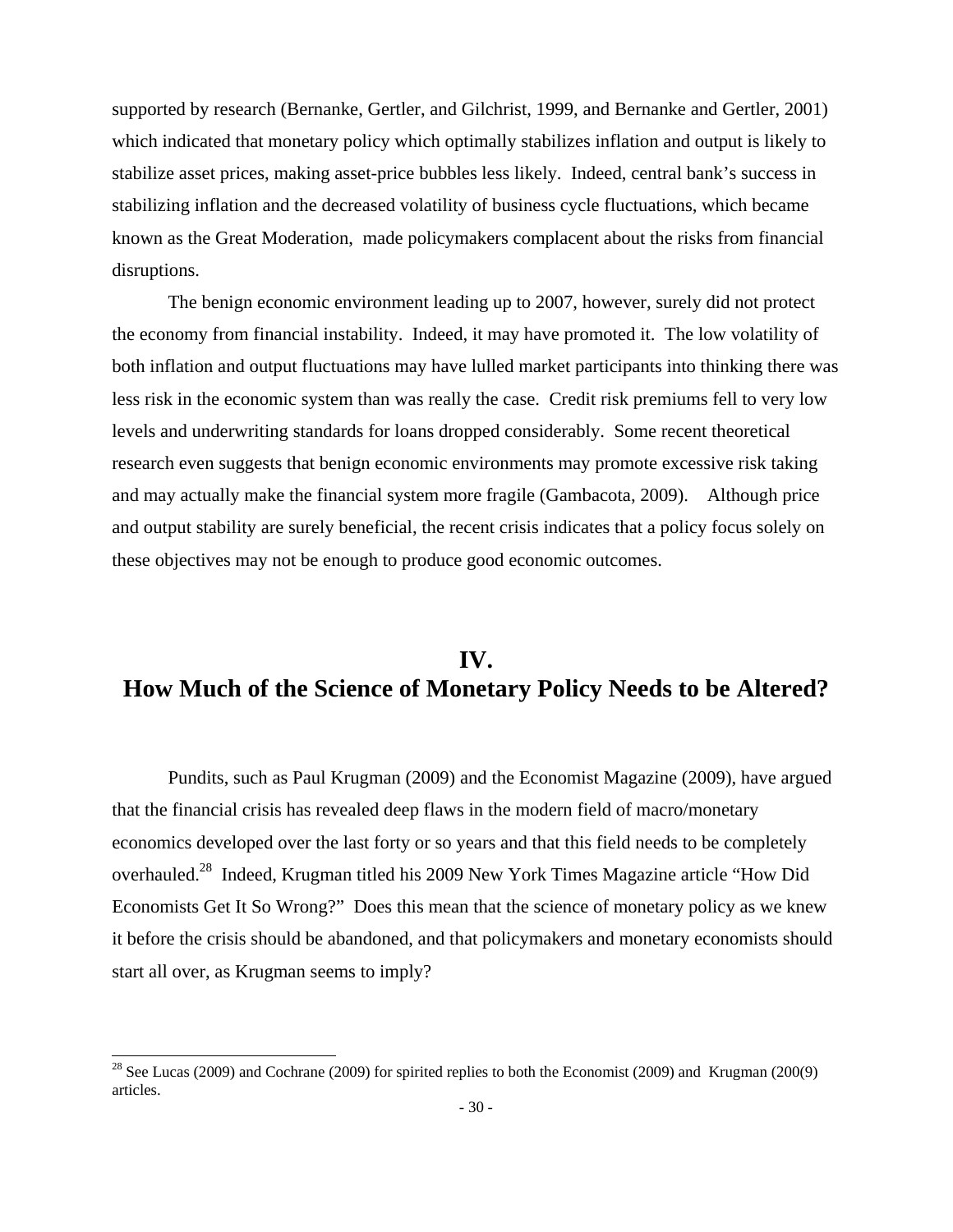supported by research (Bernanke, Gertler, and Gilchrist, 1999, and Bernanke and Gertler, 2001) which indicated that monetary policy which optimally stabilizes inflation and output is likely to stabilize asset prices, making asset-price bubbles less likely. Indeed, central bank's success in stabilizing inflation and the decreased volatility of business cycle fluctuations, which became known as the Great Moderation, made policymakers complacent about the risks from financial disruptions.

The benign economic environment leading up to 2007, however, surely did not protect the economy from financial instability. Indeed, it may have promoted it. The low volatility of both inflation and output fluctuations may have lulled market participants into thinking there was less risk in the economic system than was really the case. Credit risk premiums fell to very low levels and underwriting standards for loans dropped considerably. Some recent theoretical research even suggests that benign economic environments may promote excessive risk taking and may actually make the financial system more fragile (Gambacota, 2009). Although price and output stability are surely beneficial, the recent crisis indicates that a policy focus solely on these objectives may not be enough to produce good economic outcomes.

## IV.
## How Much of the Science of Monetary Policy Needs to be Altered?

Pundits, such as Paul Krugman (2009) and the Economist Magazine (2009), have argued that the financial crisis has revealed deep flaws in the modern field of macro/monetary economics developed over the last forty or so years and that this field needs to be completely overhauled.[28] Indeed, Krugman titled his 2009 New York Times Magazine article "How Did Economists Get It So Wrong?" Does this mean that the science of monetary policy as we knew it before the crisis should be abandoned, and that policymakers and monetary economists should start all over, as Krugman seems to imply?

---

[28] See Lucas (2009) and Cochrane (2009) for spirited replies to both the Economist (2009) and Krugman (200(9) articles.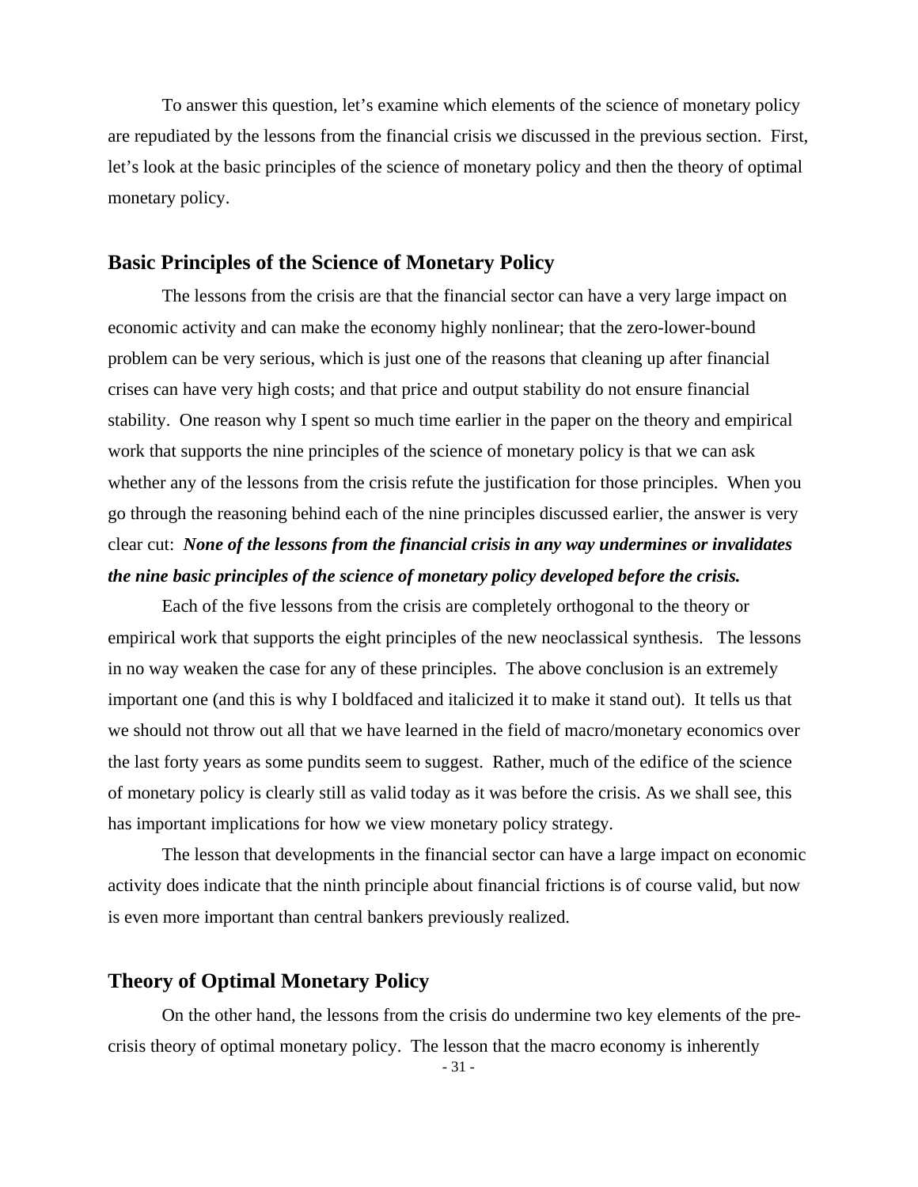To answer this question, let's examine which elements of the science of monetary policy are repudiated by the lessons from the financial crisis we discussed in the previous section. First, let's look at the basic principles of the science of monetary policy and then the theory of optimal monetary policy.

## Basic Principles of the Science of Monetary Policy

The lessons from the crisis are that the financial sector can have a very large impact on economic activity and can make the economy highly nonlinear; that the zero-lower-bound problem can be very serious, which is just one of the reasons that cleaning up after financial crises can have very high costs; and that price and output stability do not ensure financial stability. One reason why I spent so much time earlier in the paper on the theory and empirical work that supports the nine principles of the science of monetary policy is that we can ask whether any of the lessons from the crisis refute the justification for those principles. When you go through the reasoning behind each of the nine principles discussed earlier, the answer is very clear cut: ***None of the lessons from the financial crisis in any way undermines or invalidates the nine basic principles of the science of monetary policy developed before the crisis.***

Each of the five lessons from the crisis are completely orthogonal to the theory or empirical work that supports the eight principles of the new neoclassical synthesis. The lessons in no way weaken the case for any of these principles. The above conclusion is an extremely important one (and this is why I boldfaced and italicized it to make it stand out). It tells us that we should not throw out all that we have learned in the field of macro/monetary economics over the last forty years as some pundits seem to suggest. Rather, much of the edifice of the science of monetary policy is clearly still as valid today as it was before the crisis. As we shall see, this has important implications for how we view monetary policy strategy.

The lesson that developments in the financial sector can have a large impact on economic activity does indicate that the ninth principle about financial frictions is of course valid, but now is even more important than central bankers previously realized.

## Theory of Optimal Monetary Policy

On the other hand, the lessons from the crisis do undermine two key elements of the pre-crisis theory of optimal monetary policy. The lesson that the macro economy is inherently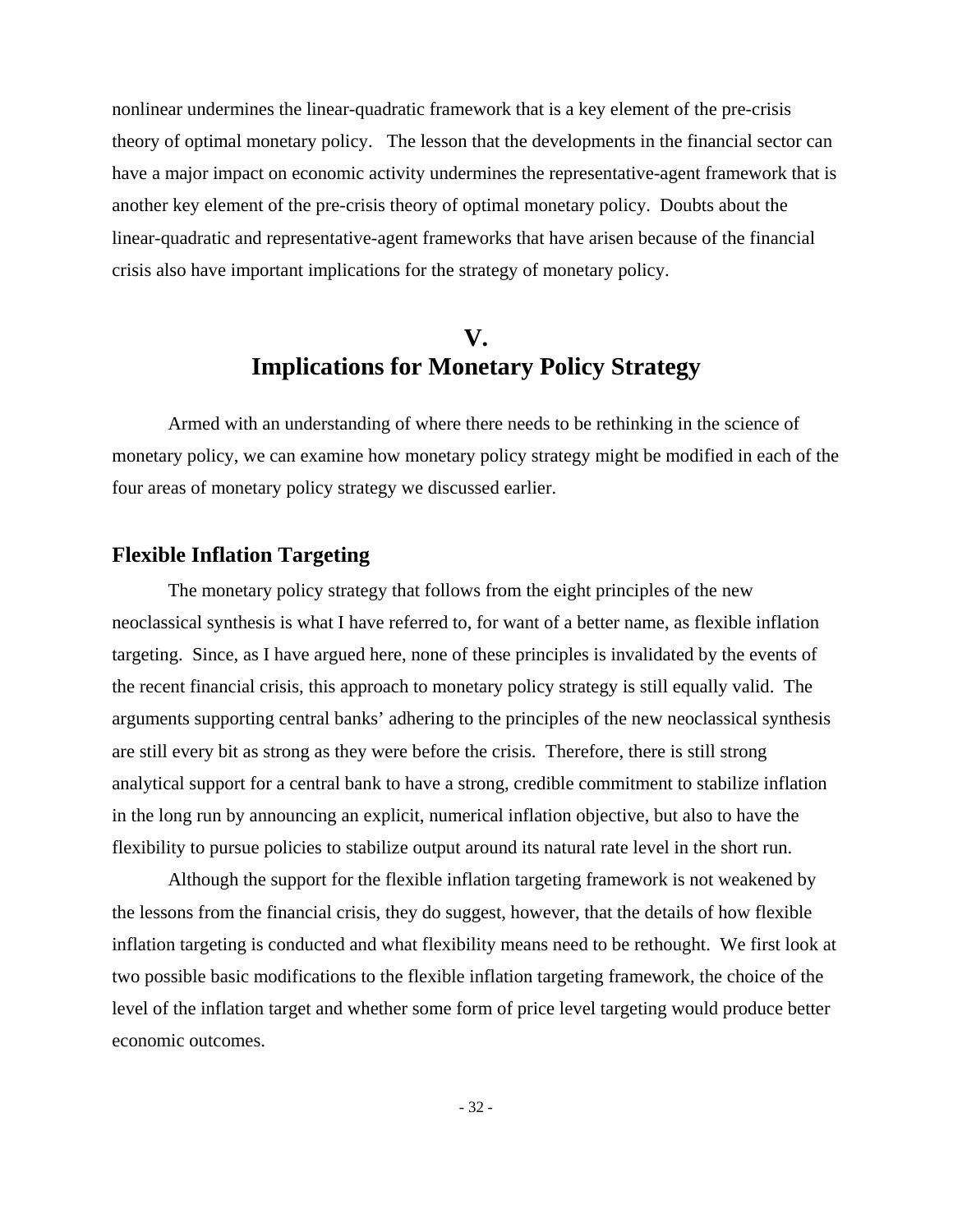nonlinear undermines the linear-quadratic framework that is a key element of the pre-crisis theory of optimal monetary policy. The lesson that the developments in the financial sector can have a major impact on economic activity undermines the representative-agent framework that is another key element of the pre-crisis theory of optimal monetary policy. Doubts about the linear-quadratic and representative-agent frameworks that have arisen because of the financial crisis also have important implications for the strategy of monetary policy.

# V.
# Implications for Monetary Policy Strategy

Armed with an understanding of where there needs to be rethinking in the science of monetary policy, we can examine how monetary policy strategy might be modified in each of the four areas of monetary policy strategy we discussed earlier.

## Flexible Inflation Targeting

The monetary policy strategy that follows from the eight principles of the new neoclassical synthesis is what I have referred to, for want of a better name, as flexible inflation targeting. Since, as I have argued here, none of these principles is invalidated by the events of the recent financial crisis, this approach to monetary policy strategy is still equally valid. The arguments supporting central banks' adhering to the principles of the new neoclassical synthesis are still every bit as strong as they were before the crisis. Therefore, there is still strong analytical support for a central bank to have a strong, credible commitment to stabilize inflation in the long run by announcing an explicit, numerical inflation objective, but also to have the flexibility to pursue policies to stabilize output around its natural rate level in the short run.

Although the support for the flexible inflation targeting framework is not weakened by the lessons from the financial crisis, they do suggest, however, that the details of how flexible inflation targeting is conducted and what flexibility means need to be rethought. We first look at two possible basic modifications to the flexible inflation targeting framework, the choice of the level of the inflation target and whether some form of price level targeting would produce better economic outcomes.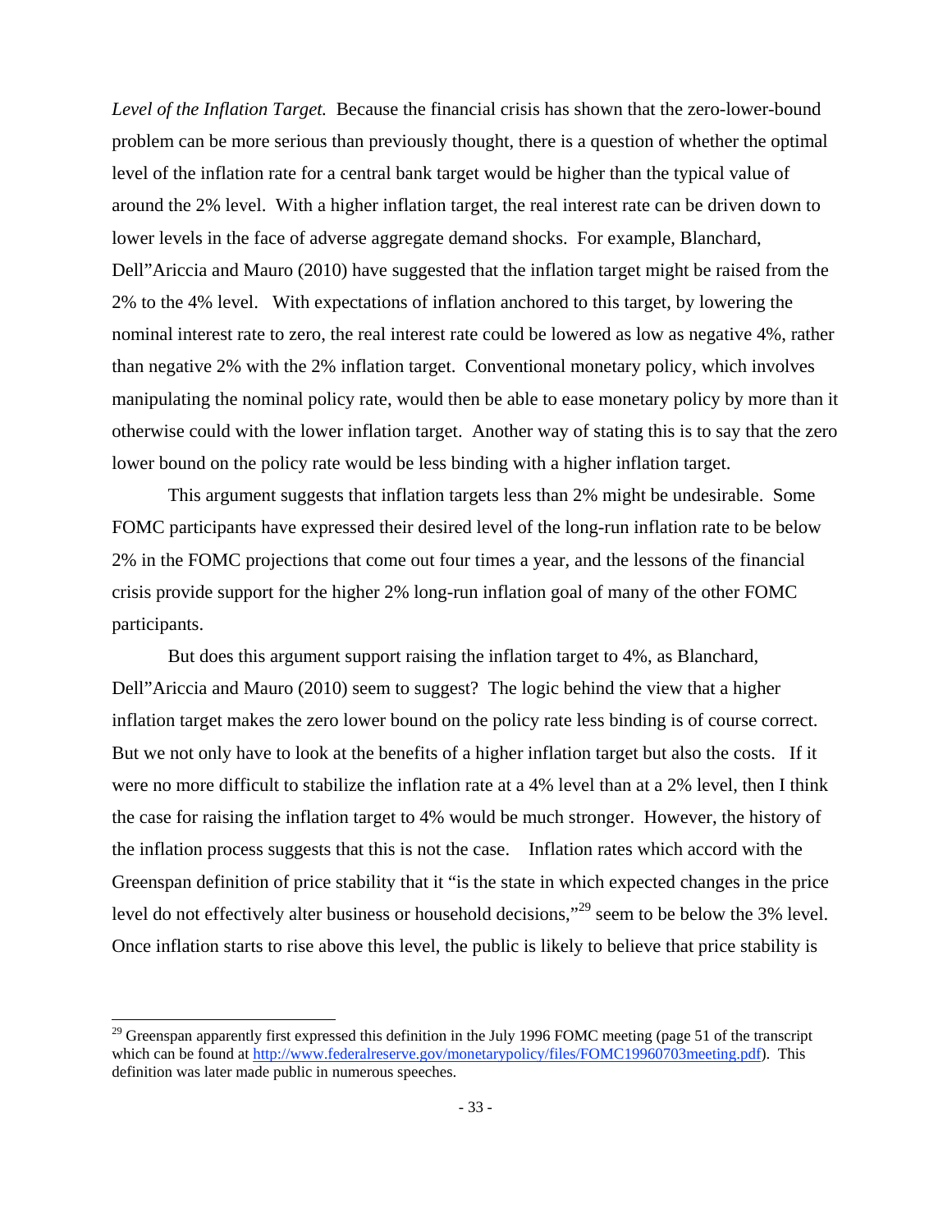*Level of the Inflation Target.* Because the financial crisis has shown that the zero-lower-bound problem can be more serious than previously thought, there is a question of whether the optimal level of the inflation rate for a central bank target would be higher than the typical value of around the 2% level. With a higher inflation target, the real interest rate can be driven down to lower levels in the face of adverse aggregate demand shocks. For example, Blanchard, Dell"Ariccia and Mauro (2010) have suggested that the inflation target might be raised from the 2% to the 4% level. With expectations of inflation anchored to this target, by lowering the nominal interest rate to zero, the real interest rate could be lowered as low as negative 4%, rather than negative 2% with the 2% inflation target. Conventional monetary policy, which involves manipulating the nominal policy rate, would then be able to ease monetary policy by more than it otherwise could with the lower inflation target. Another way of stating this is to say that the zero lower bound on the policy rate would be less binding with a higher inflation target.

This argument suggests that inflation targets less than 2% might be undesirable. Some FOMC participants have expressed their desired level of the long-run inflation rate to be below 2% in the FOMC projections that come out four times a year, and the lessons of the financial crisis provide support for the higher 2% long-run inflation goal of many of the other FOMC participants.

But does this argument support raising the inflation target to 4%, as Blanchard, Dell"Ariccia and Mauro (2010) seem to suggest? The logic behind the view that a higher inflation target makes the zero lower bound on the policy rate less binding is of course correct. But we not only have to look at the benefits of a higher inflation target but also the costs. If it were no more difficult to stabilize the inflation rate at a 4% level than at a 2% level, then I think the case for raising the inflation target to 4% would be much stronger. However, the history of the inflation process suggests that this is not the case. Inflation rates which accord with the Greenspan definition of price stability that it "is the state in which expected changes in the price level do not effectively alter business or household decisions,"[29] seem to be below the 3% level. Once inflation starts to rise above this level, the public is likely to believe that price stability is

[29] Greenspan apparently first expressed this definition in the July 1996 FOMC meeting (page 51 of the transcript which can be found at http://www.federalreserve.gov/monetarypolicy/files/FOMC19960703meeting.pdf). This definition was later made public in numerous speeches.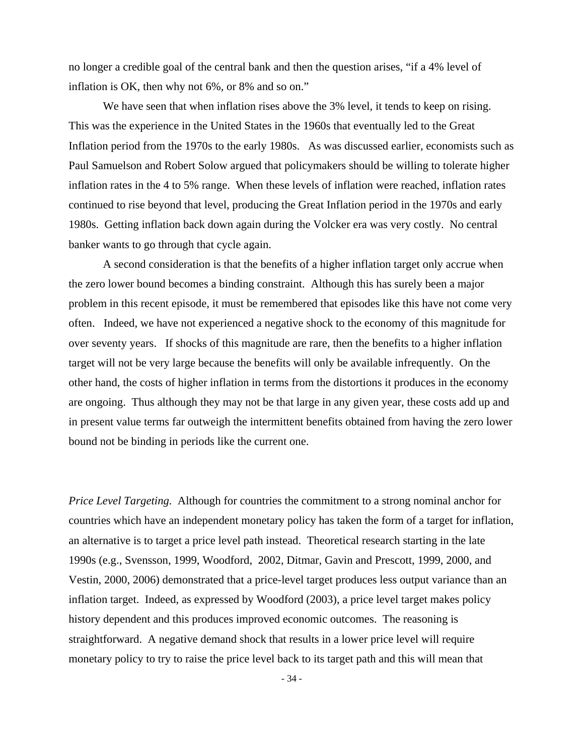no longer a credible goal of the central bank and then the question arises, "if a 4% level of inflation is OK, then why not 6%, or 8% and so on."

We have seen that when inflation rises above the 3% level, it tends to keep on rising. This was the experience in the United States in the 1960s that eventually led to the Great Inflation period from the 1970s to the early 1980s. As was discussed earlier, economists such as Paul Samuelson and Robert Solow argued that policymakers should be willing to tolerate higher inflation rates in the 4 to 5% range. When these levels of inflation were reached, inflation rates continued to rise beyond that level, producing the Great Inflation period in the 1970s and early 1980s. Getting inflation back down again during the Volcker era was very costly. No central banker wants to go through that cycle again.

A second consideration is that the benefits of a higher inflation target only accrue when the zero lower bound becomes a binding constraint. Although this has surely been a major problem in this recent episode, it must be remembered that episodes like this have not come very often. Indeed, we have not experienced a negative shock to the economy of this magnitude for over seventy years. If shocks of this magnitude are rare, then the benefits to a higher inflation target will not be very large because the benefits will only be available infrequently. On the other hand, the costs of higher inflation in terms from the distortions it produces in the economy are ongoing. Thus although they may not be that large in any given year, these costs add up and in present value terms far outweigh the intermittent benefits obtained from having the zero lower bound not be binding in periods like the current one.

*Price Level Targeting.* Although for countries the commitment to a strong nominal anchor for countries which have an independent monetary policy has taken the form of a target for inflation, an alternative is to target a price level path instead. Theoretical research starting in the late 1990s (e.g., Svensson, 1999, Woodford, 2002, Ditmar, Gavin and Prescott, 1999, 2000, and Vestin, 2000, 2006) demonstrated that a price-level target produces less output variance than an inflation target. Indeed, as expressed by Woodford (2003), a price level target makes policy history dependent and this produces improved economic outcomes. The reasoning is straightforward. A negative demand shock that results in a lower price level will require monetary policy to try to raise the price level back to its target path and this will mean that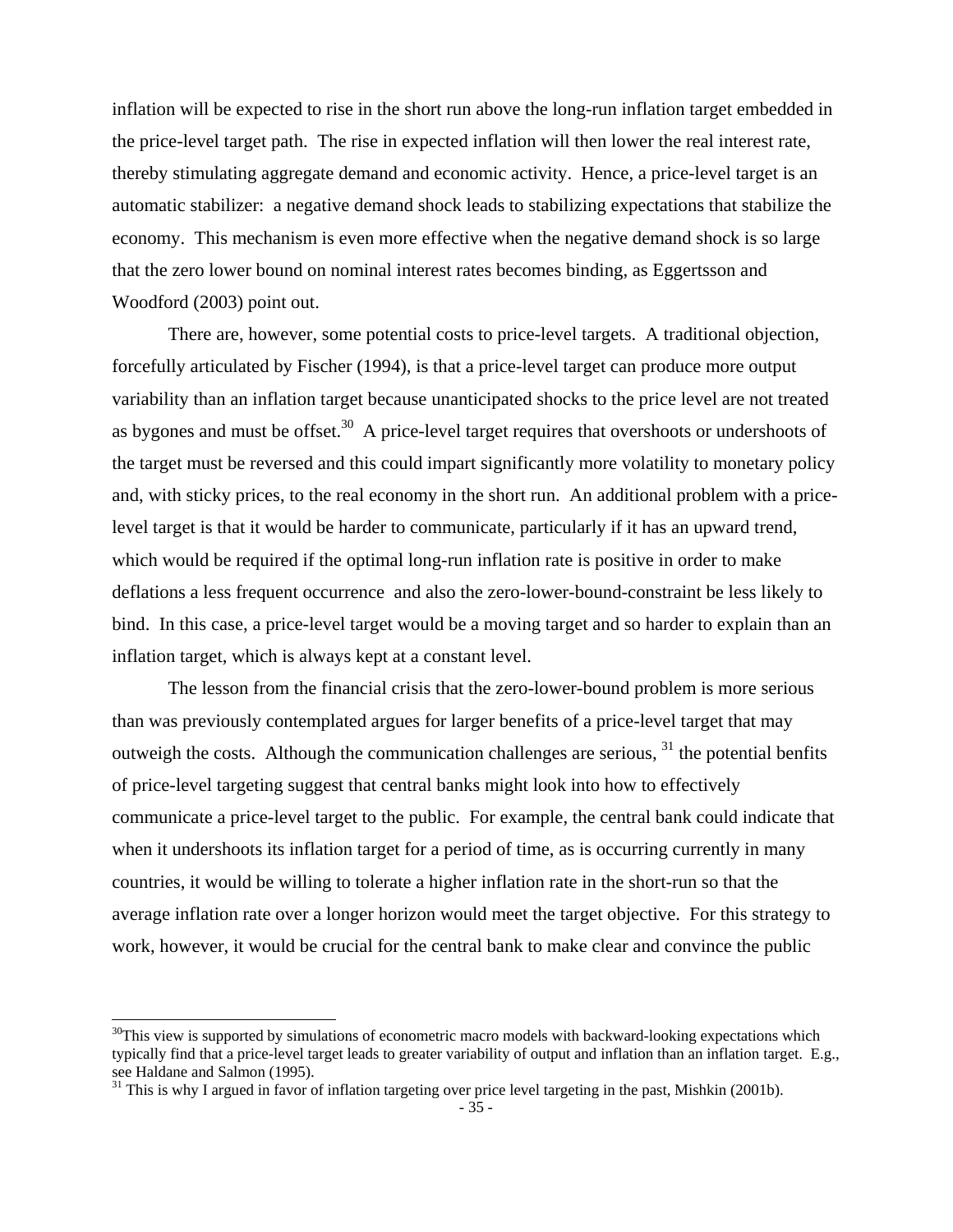inflation will be expected to rise in the short run above the long-run inflation target embedded in the price-level target path. The rise in expected inflation will then lower the real interest rate, thereby stimulating aggregate demand and economic activity. Hence, a price-level target is an automatic stabilizer: a negative demand shock leads to stabilizing expectations that stabilize the economy. This mechanism is even more effective when the negative demand shock is so large that the zero lower bound on nominal interest rates becomes binding, as Eggertsson and Woodford (2003) point out.

There are, however, some potential costs to price-level targets. A traditional objection, forcefully articulated by Fischer (1994), is that a price-level target can produce more output variability than an inflation target because unanticipated shocks to the price level are not treated as bygones and must be offset.[30] A price-level target requires that overshoots or undershoots of the target must be reversed and this could impart significantly more volatility to monetary policy and, with sticky prices, to the real economy in the short run. An additional problem with a price-level target is that it would be harder to communicate, particularly if it has an upward trend, which would be required if the optimal long-run inflation rate is positive in order to make deflations a less frequent occurrence and also the zero-lower-bound-constraint be less likely to bind. In this case, a price-level target would be a moving target and so harder to explain than an inflation target, which is always kept at a constant level.

The lesson from the financial crisis that the zero-lower-bound problem is more serious than was previously contemplated argues for larger benefits of a price-level target that may outweigh the costs. Although the communication challenges are serious, [31] the potential benfits of price-level targeting suggest that central banks might look into how to effectively communicate a price-level target to the public. For example, the central bank could indicate that when it undershoots its inflation target for a period of time, as is occurring currently in many countries, it would be willing to tolerate a higher inflation rate in the short-run so that the average inflation rate over a longer horizon would meet the target objective. For this strategy to work, however, it would be crucial for the central bank to make clear and convince the public

[30] This view is supported by simulations of econometric macro models with backward-looking expectations which typically find that a price-level target leads to greater variability of output and inflation than an inflation target. E.g., see Haldane and Salmon (1995).

[31] This is why I argued in favor of inflation targeting over price level targeting in the past, Mishkin (2001b).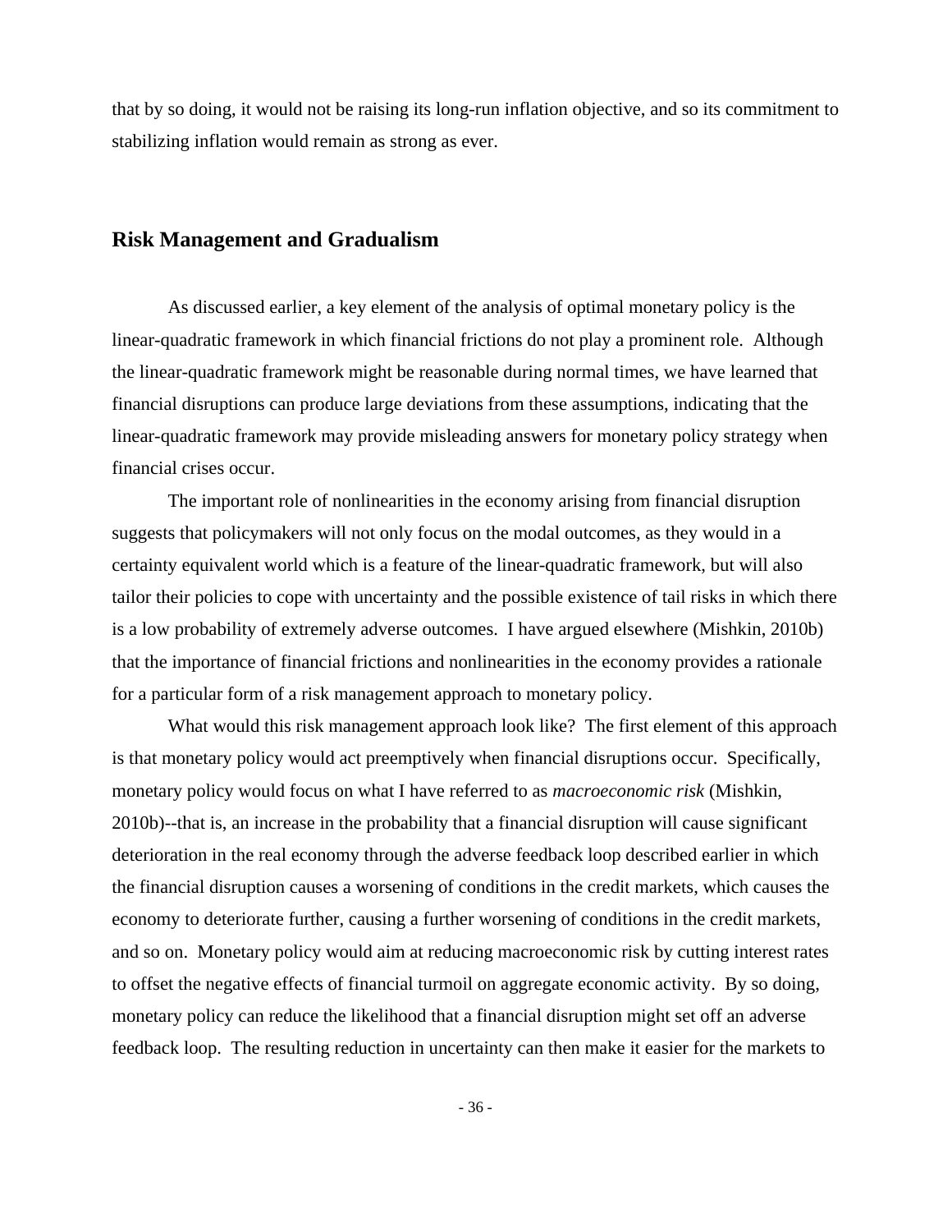that by so doing, it would not be raising its long-run inflation objective, and so its commitment to stabilizing inflation would remain as strong as ever.

## Risk Management and Gradualism

As discussed earlier, a key element of the analysis of optimal monetary policy is the linear-quadratic framework in which financial frictions do not play a prominent role. Although the linear-quadratic framework might be reasonable during normal times, we have learned that financial disruptions can produce large deviations from these assumptions, indicating that the linear-quadratic framework may provide misleading answers for monetary policy strategy when financial crises occur.

The important role of nonlinearities in the economy arising from financial disruption suggests that policymakers will not only focus on the modal outcomes, as they would in a certainty equivalent world which is a feature of the linear-quadratic framework, but will also tailor their policies to cope with uncertainty and the possible existence of tail risks in which there is a low probability of extremely adverse outcomes. I have argued elsewhere (Mishkin, 2010b) that the importance of financial frictions and nonlinearities in the economy provides a rationale for a particular form of a risk management approach to monetary policy.

What would this risk management approach look like? The first element of this approach is that monetary policy would act preemptively when financial disruptions occur. Specifically, monetary policy would focus on what I have referred to as *macroeconomic risk* (Mishkin, 2010b)--that is, an increase in the probability that a financial disruption will cause significant deterioration in the real economy through the adverse feedback loop described earlier in which the financial disruption causes a worsening of conditions in the credit markets, which causes the economy to deteriorate further, causing a further worsening of conditions in the credit markets, and so on. Monetary policy would aim at reducing macroeconomic risk by cutting interest rates to offset the negative effects of financial turmoil on aggregate economic activity. By so doing, monetary policy can reduce the likelihood that a financial disruption might set off an adverse feedback loop. The resulting reduction in uncertainty can then make it easier for the markets to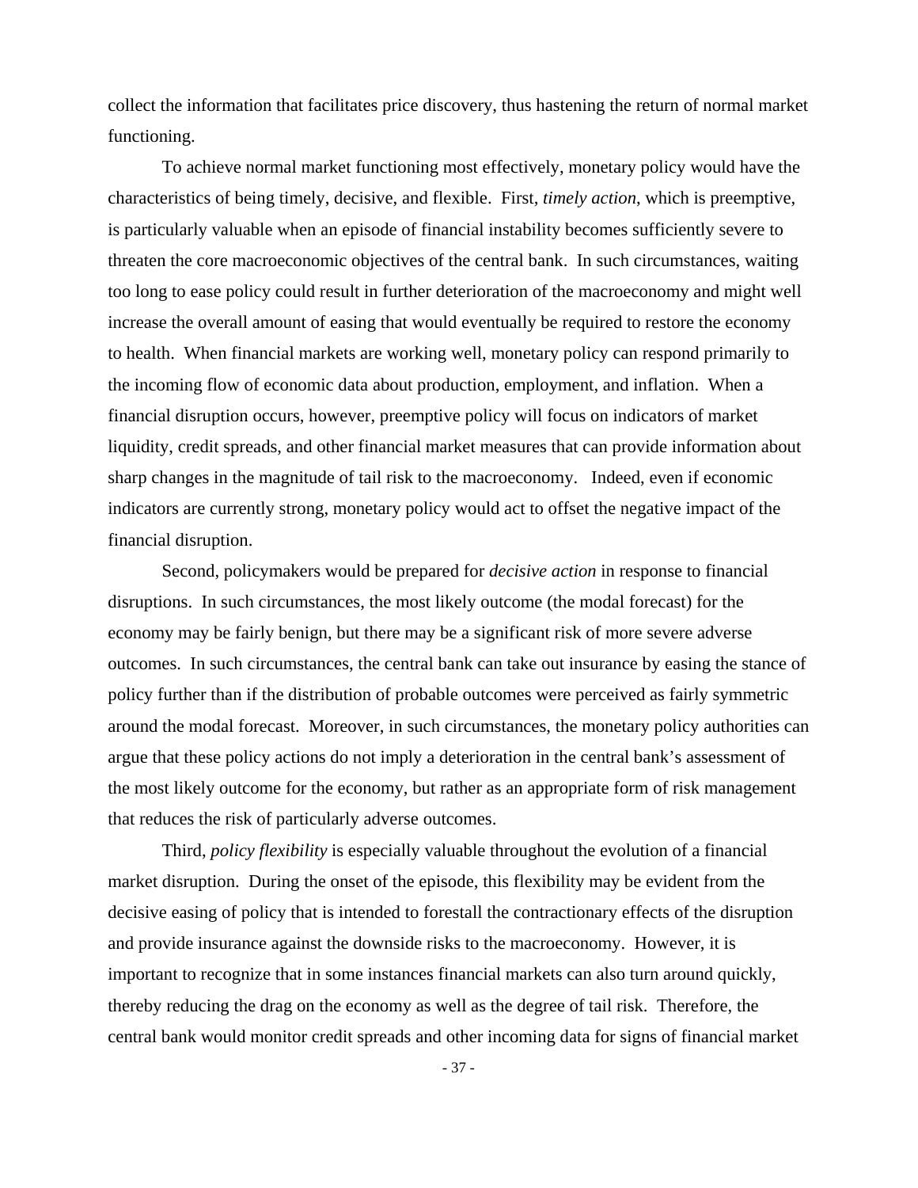collect the information that facilitates price discovery, thus hastening the return of normal market functioning.

To achieve normal market functioning most effectively, monetary policy would have the characteristics of being timely, decisive, and flexible. First, *timely action*, which is preemptive, is particularly valuable when an episode of financial instability becomes sufficiently severe to threaten the core macroeconomic objectives of the central bank. In such circumstances, waiting too long to ease policy could result in further deterioration of the macroeconomy and might well increase the overall amount of easing that would eventually be required to restore the economy to health. When financial markets are working well, monetary policy can respond primarily to the incoming flow of economic data about production, employment, and inflation. When a financial disruption occurs, however, preemptive policy will focus on indicators of market liquidity, credit spreads, and other financial market measures that can provide information about sharp changes in the magnitude of tail risk to the macroeconomy. Indeed, even if economic indicators are currently strong, monetary policy would act to offset the negative impact of the financial disruption.

Second, policymakers would be prepared for *decisive action* in response to financial disruptions. In such circumstances, the most likely outcome (the modal forecast) for the economy may be fairly benign, but there may be a significant risk of more severe adverse outcomes. In such circumstances, the central bank can take out insurance by easing the stance of policy further than if the distribution of probable outcomes were perceived as fairly symmetric around the modal forecast. Moreover, in such circumstances, the monetary policy authorities can argue that these policy actions do not imply a deterioration in the central bank's assessment of the most likely outcome for the economy, but rather as an appropriate form of risk management that reduces the risk of particularly adverse outcomes.

Third, *policy flexibility* is especially valuable throughout the evolution of a financial market disruption. During the onset of the episode, this flexibility may be evident from the decisive easing of policy that is intended to forestall the contractionary effects of the disruption and provide insurance against the downside risks to the macroeconomy. However, it is important to recognize that in some instances financial markets can also turn around quickly, thereby reducing the drag on the economy as well as the degree of tail risk. Therefore, the central bank would monitor credit spreads and other incoming data for signs of financial market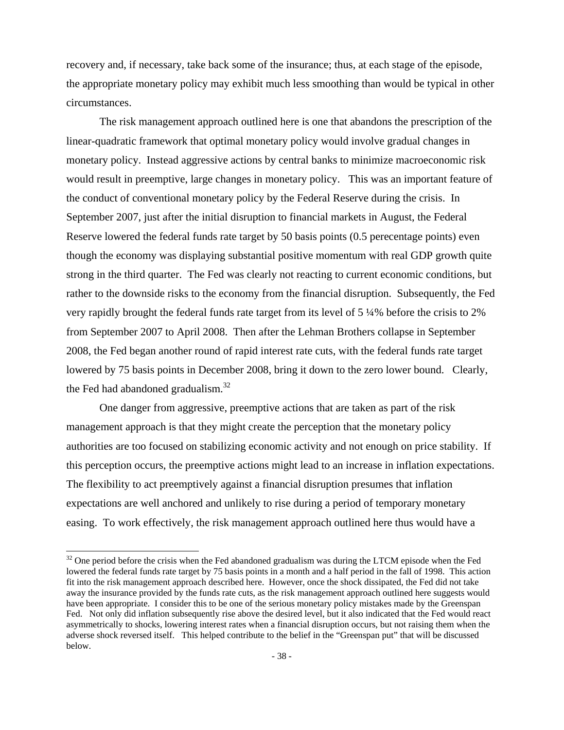recovery and, if necessary, take back some of the insurance; thus, at each stage of the episode, the appropriate monetary policy may exhibit much less smoothing than would be typical in other circumstances.

The risk management approach outlined here is one that abandons the prescription of the linear-quadratic framework that optimal monetary policy would involve gradual changes in monetary policy. Instead aggressive actions by central banks to minimize macroeconomic risk would result in preemptive, large changes in monetary policy. This was an important feature of the conduct of conventional monetary policy by the Federal Reserve during the crisis. In September 2007, just after the initial disruption to financial markets in August, the Federal Reserve lowered the federal funds rate target by 50 basis points (0.5 perecentage points) even though the economy was displaying substantial positive momentum with real GDP growth quite strong in the third quarter. The Fed was clearly not reacting to current economic conditions, but rather to the downside risks to the economy from the financial disruption. Subsequently, the Fed very rapidly brought the federal funds rate target from its level of 5 ¼% before the crisis to 2% from September 2007 to April 2008. Then after the Lehman Brothers collapse in September 2008, the Fed began another round of rapid interest rate cuts, with the federal funds rate target lowered by 75 basis points in December 2008, bring it down to the zero lower bound. Clearly, the Fed had abandoned gradualism.[32]

One danger from aggressive, preemptive actions that are taken as part of the risk management approach is that they might create the perception that the monetary policy authorities are too focused on stabilizing economic activity and not enough on price stability. If this perception occurs, the preemptive actions might lead to an increase in inflation expectations. The flexibility to act preemptively against a financial disruption presumes that inflation expectations are well anchored and unlikely to rise during a period of temporary monetary easing. To work effectively, the risk management approach outlined here thus would have a

[32] One period before the crisis when the Fed abandoned gradualism was during the LTCM episode when the Fed lowered the federal funds rate target by 75 basis points in a month and a half period in the fall of 1998. This action fit into the risk management approach described here. However, once the shock dissipated, the Fed did not take away the insurance provided by the funds rate cuts, as the risk management approach outlined here suggests would have been appropriate. I consider this to be one of the serious monetary policy mistakes made by the Greenspan Fed. Not only did inflation subsequently rise above the desired level, but it also indicated that the Fed would react asymmetrically to shocks, lowering interest rates when a financial disruption occurs, but not raising them when the adverse shock reversed itself. This helped contribute to the belief in the "Greenspan put" that will be discussed below.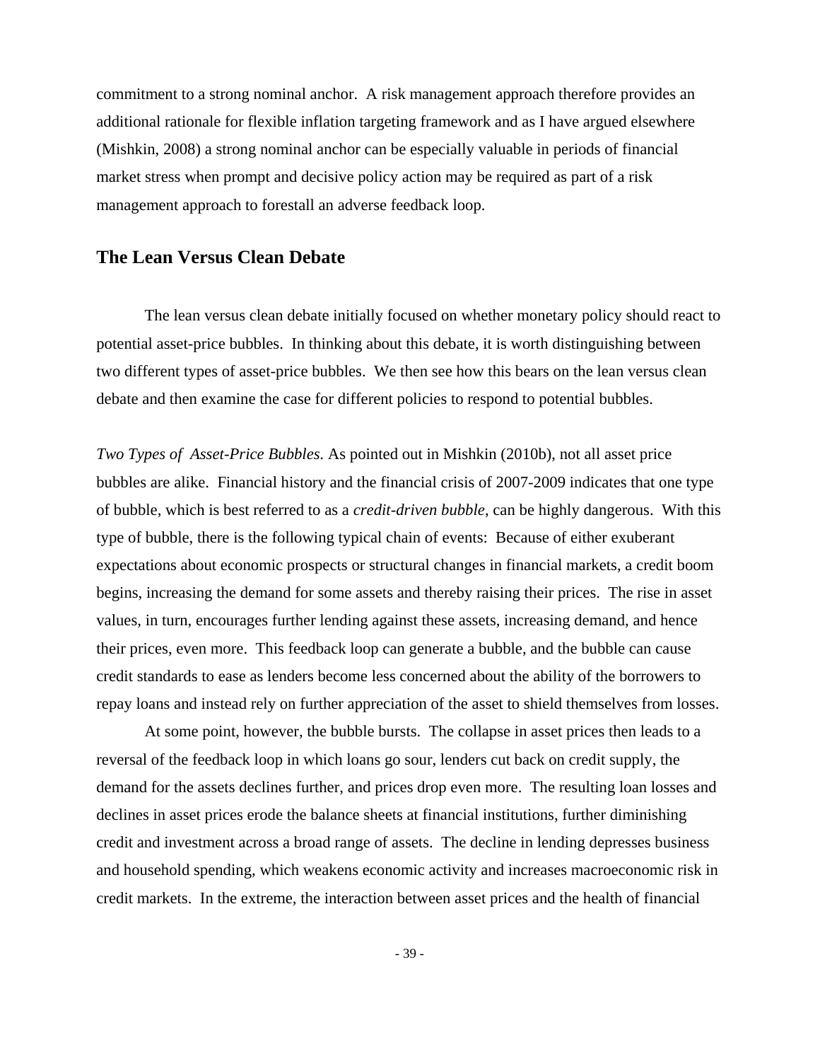commitment to a strong nominal anchor. A risk management approach therefore provides an additional rationale for flexible inflation targeting framework and as I have argued elsewhere (Mishkin, 2008) a strong nominal anchor can be especially valuable in periods of financial market stress when prompt and decisive policy action may be required as part of a risk management approach to forestall an adverse feedback loop.

## The Lean Versus Clean Debate

The lean versus clean debate initially focused on whether monetary policy should react to potential asset-price bubbles. In thinking about this debate, it is worth distinguishing between two different types of asset-price bubbles. We then see how this bears on the lean versus clean debate and then examine the case for different policies to respond to potential bubbles.

*Two Types of Asset-Price Bubbles.* As pointed out in Mishkin (2010b), not all asset price bubbles are alike. Financial history and the financial crisis of 2007-2009 indicates that one type of bubble, which is best referred to as a *credit-driven bubble*, can be highly dangerous. With this type of bubble, there is the following typical chain of events: Because of either exuberant expectations about economic prospects or structural changes in financial markets, a credit boom begins, increasing the demand for some assets and thereby raising their prices. The rise in asset values, in turn, encourages further lending against these assets, increasing demand, and hence their prices, even more. This feedback loop can generate a bubble, and the bubble can cause credit standards to ease as lenders become less concerned about the ability of the borrowers to repay loans and instead rely on further appreciation of the asset to shield themselves from losses.

At some point, however, the bubble bursts. The collapse in asset prices then leads to a reversal of the feedback loop in which loans go sour, lenders cut back on credit supply, the demand for the assets declines further, and prices drop even more. The resulting loan losses and declines in asset prices erode the balance sheets at financial institutions, further diminishing credit and investment across a broad range of assets. The decline in lending depresses business and household spending, which weakens economic activity and increases macroeconomic risk in credit markets. In the extreme, the interaction between asset prices and the health of financial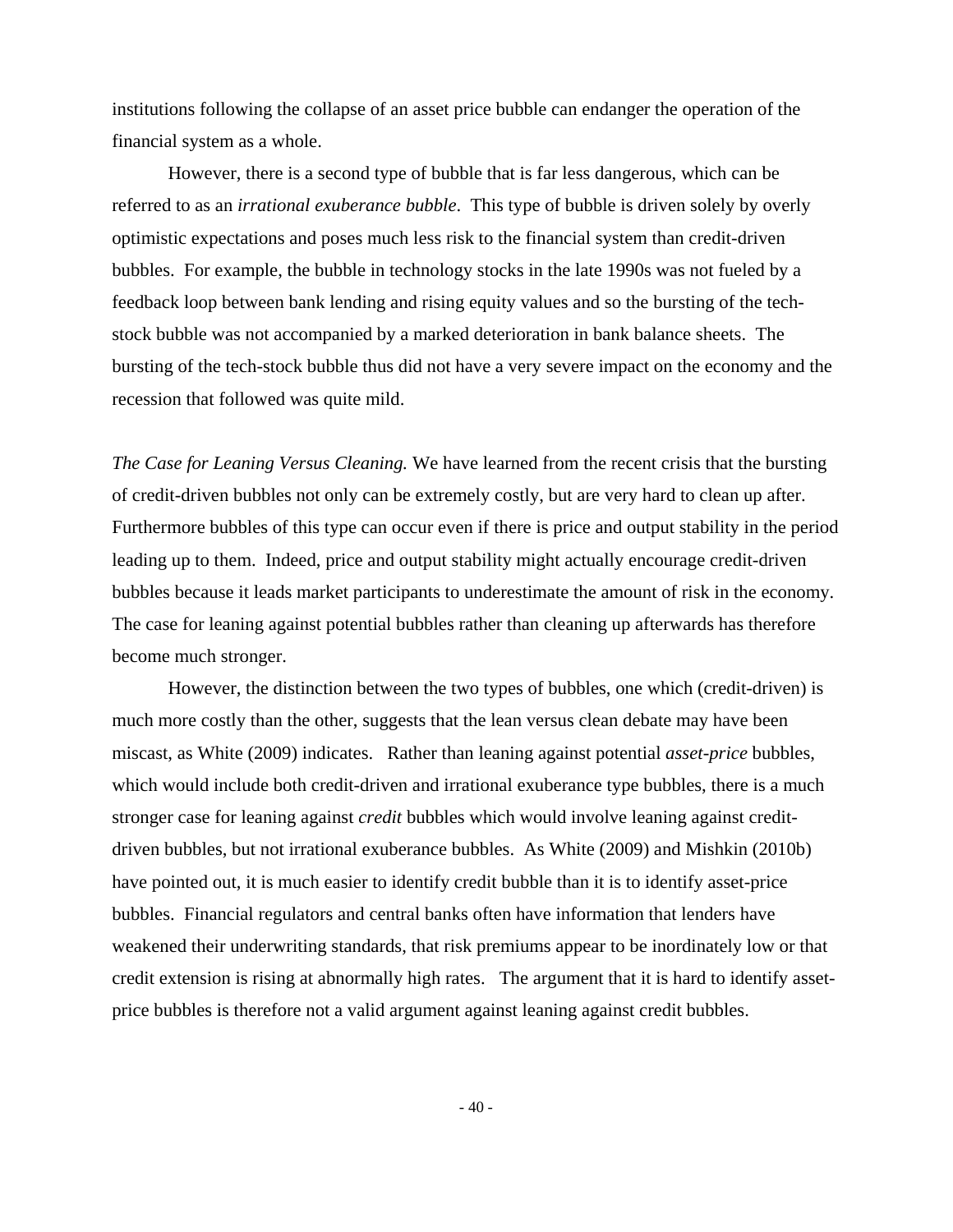institutions following the collapse of an asset price bubble can endanger the operation of the financial system as a whole.

However, there is a second type of bubble that is far less dangerous, which can be referred to as an *irrational exuberance bubble*. This type of bubble is driven solely by overly optimistic expectations and poses much less risk to the financial system than credit-driven bubbles. For example, the bubble in technology stocks in the late 1990s was not fueled by a feedback loop between bank lending and rising equity values and so the bursting of the tech-stock bubble was not accompanied by a marked deterioration in bank balance sheets. The bursting of the tech-stock bubble thus did not have a very severe impact on the economy and the recession that followed was quite mild.

*The Case for Leaning Versus Cleaning.* We have learned from the recent crisis that the bursting of credit-driven bubbles not only can be extremely costly, but are very hard to clean up after. Furthermore bubbles of this type can occur even if there is price and output stability in the period leading up to them. Indeed, price and output stability might actually encourage credit-driven bubbles because it leads market participants to underestimate the amount of risk in the economy. The case for leaning against potential bubbles rather than cleaning up afterwards has therefore become much stronger.

However, the distinction between the two types of bubbles, one which (credit-driven) is much more costly than the other, suggests that the lean versus clean debate may have been miscast, as White (2009) indicates. Rather than leaning against potential *asset-price* bubbles, which would include both credit-driven and irrational exuberance type bubbles, there is a much stronger case for leaning against *credit* bubbles which would involve leaning against credit-driven bubbles, but not irrational exuberance bubbles. As White (2009) and Mishkin (2010b) have pointed out, it is much easier to identify credit bubble than it is to identify asset-price bubbles. Financial regulators and central banks often have information that lenders have weakened their underwriting standards, that risk premiums appear to be inordinately low or that credit extension is rising at abnormally high rates. The argument that it is hard to identify asset-price bubbles is therefore not a valid argument against leaning against credit bubbles.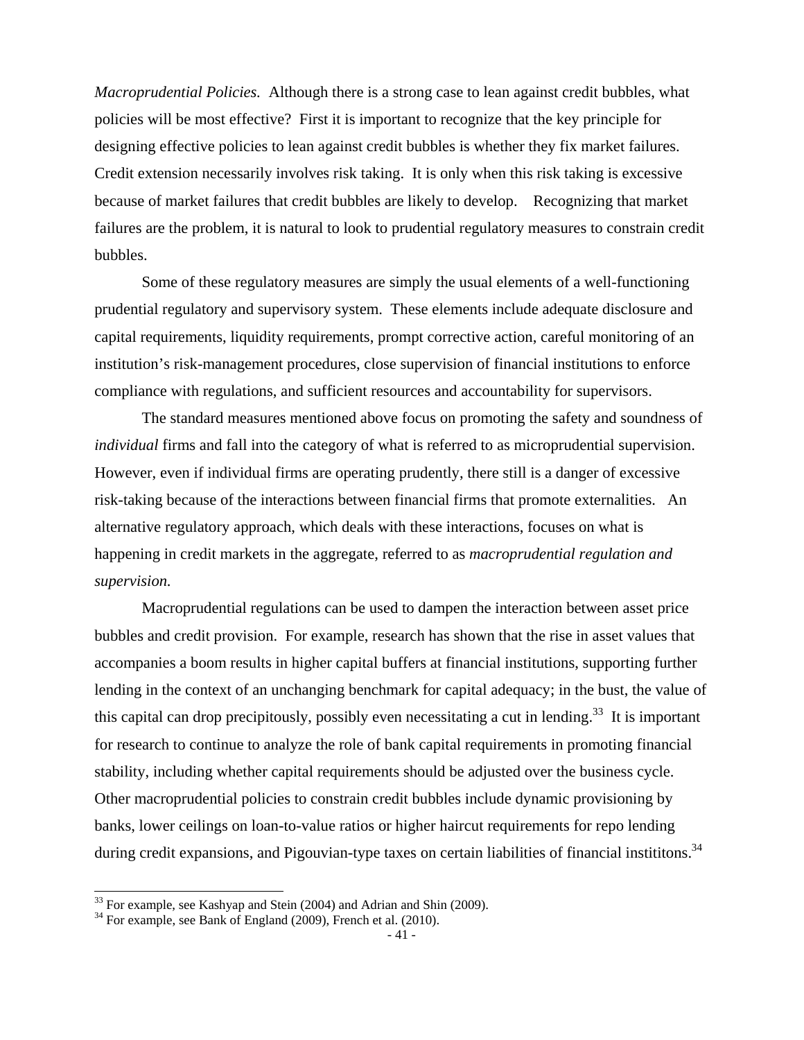*Macroprudential Policies.* Although there is a strong case to lean against credit bubbles, what policies will be most effective? First it is important to recognize that the key principle for designing effective policies to lean against credit bubbles is whether they fix market failures. Credit extension necessarily involves risk taking. It is only when this risk taking is excessive because of market failures that credit bubbles are likely to develop. Recognizing that market failures are the problem, it is natural to look to prudential regulatory measures to constrain credit bubbles.

Some of these regulatory measures are simply the usual elements of a well-functioning prudential regulatory and supervisory system. These elements include adequate disclosure and capital requirements, liquidity requirements, prompt corrective action, careful monitoring of an institution's risk-management procedures, close supervision of financial institutions to enforce compliance with regulations, and sufficient resources and accountability for supervisors.

The standard measures mentioned above focus on promoting the safety and soundness of *individual* firms and fall into the category of what is referred to as microprudential supervision. However, even if individual firms are operating prudently, there still is a danger of excessive risk-taking because of the interactions between financial firms that promote externalities. An alternative regulatory approach, which deals with these interactions, focuses on what is happening in credit markets in the aggregate, referred to as *macroprudential regulation and supervision.*

Macroprudential regulations can be used to dampen the interaction between asset price bubbles and credit provision. For example, research has shown that the rise in asset values that accompanies a boom results in higher capital buffers at financial institutions, supporting further lending in the context of an unchanging benchmark for capital adequacy; in the bust, the value of this capital can drop precipitously, possibly even necessitating a cut in lending.[33] It is important for research to continue to analyze the role of bank capital requirements in promoting financial stability, including whether capital requirements should be adjusted over the business cycle. Other macroprudential policies to constrain credit bubbles include dynamic provisioning by banks, lower ceilings on loan-to-value ratios or higher haircut requirements for repo lending during credit expansions, and Pigouvian-type taxes on certain liabilities of financial instititons.[34]

---

[33] For example, see Kashyap and Stein (2004) and Adrian and Shin (2009).

[34] For example, see Bank of England (2009), French et al. (2010).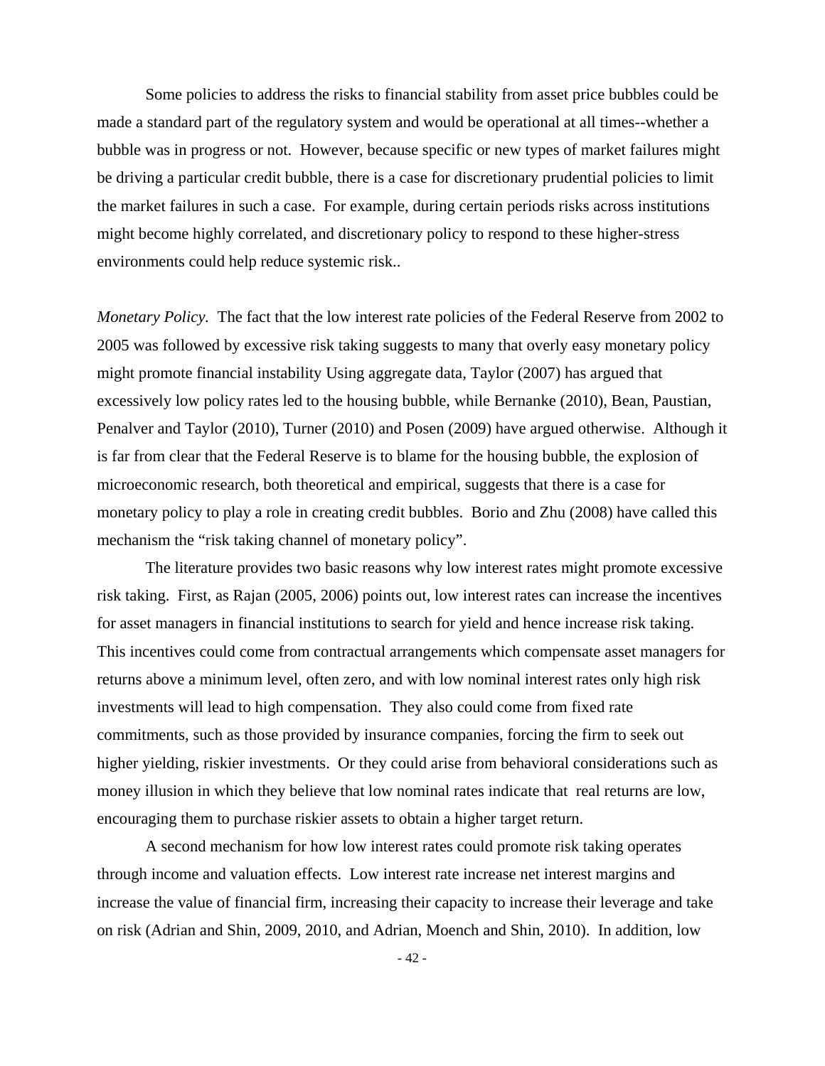Some policies to address the risks to financial stability from asset price bubbles could be made a standard part of the regulatory system and would be operational at all times--whether a bubble was in progress or not. However, because specific or new types of market failures might be driving a particular credit bubble, there is a case for discretionary prudential policies to limit the market failures in such a case. For example, during certain periods risks across institutions might become highly correlated, and discretionary policy to respond to these higher-stress environments could help reduce systemic risk..

*Monetary Policy.* The fact that the low interest rate policies of the Federal Reserve from 2002 to 2005 was followed by excessive risk taking suggests to many that overly easy monetary policy might promote financial instability Using aggregate data, Taylor (2007) has argued that excessively low policy rates led to the housing bubble, while Bernanke (2010), Bean, Paustian, Penalver and Taylor (2010), Turner (2010) and Posen (2009) have argued otherwise. Although it is far from clear that the Federal Reserve is to blame for the housing bubble, the explosion of microeconomic research, both theoretical and empirical, suggests that there is a case for monetary policy to play a role in creating credit bubbles. Borio and Zhu (2008) have called this mechanism the "risk taking channel of monetary policy".

The literature provides two basic reasons why low interest rates might promote excessive risk taking. First, as Rajan (2005, 2006) points out, low interest rates can increase the incentives for asset managers in financial institutions to search for yield and hence increase risk taking. This incentives could come from contractual arrangements which compensate asset managers for returns above a minimum level, often zero, and with low nominal interest rates only high risk investments will lead to high compensation. They also could come from fixed rate commitments, such as those provided by insurance companies, forcing the firm to seek out higher yielding, riskier investments. Or they could arise from behavioral considerations such as money illusion in which they believe that low nominal rates indicate that real returns are low, encouraging them to purchase riskier assets to obtain a higher target return.

A second mechanism for how low interest rates could promote risk taking operates through income and valuation effects. Low interest rate increase net interest margins and increase the value of financial firm, increasing their capacity to increase their leverage and take on risk (Adrian and Shin, 2009, 2010, and Adrian, Moench and Shin, 2010). In addition, low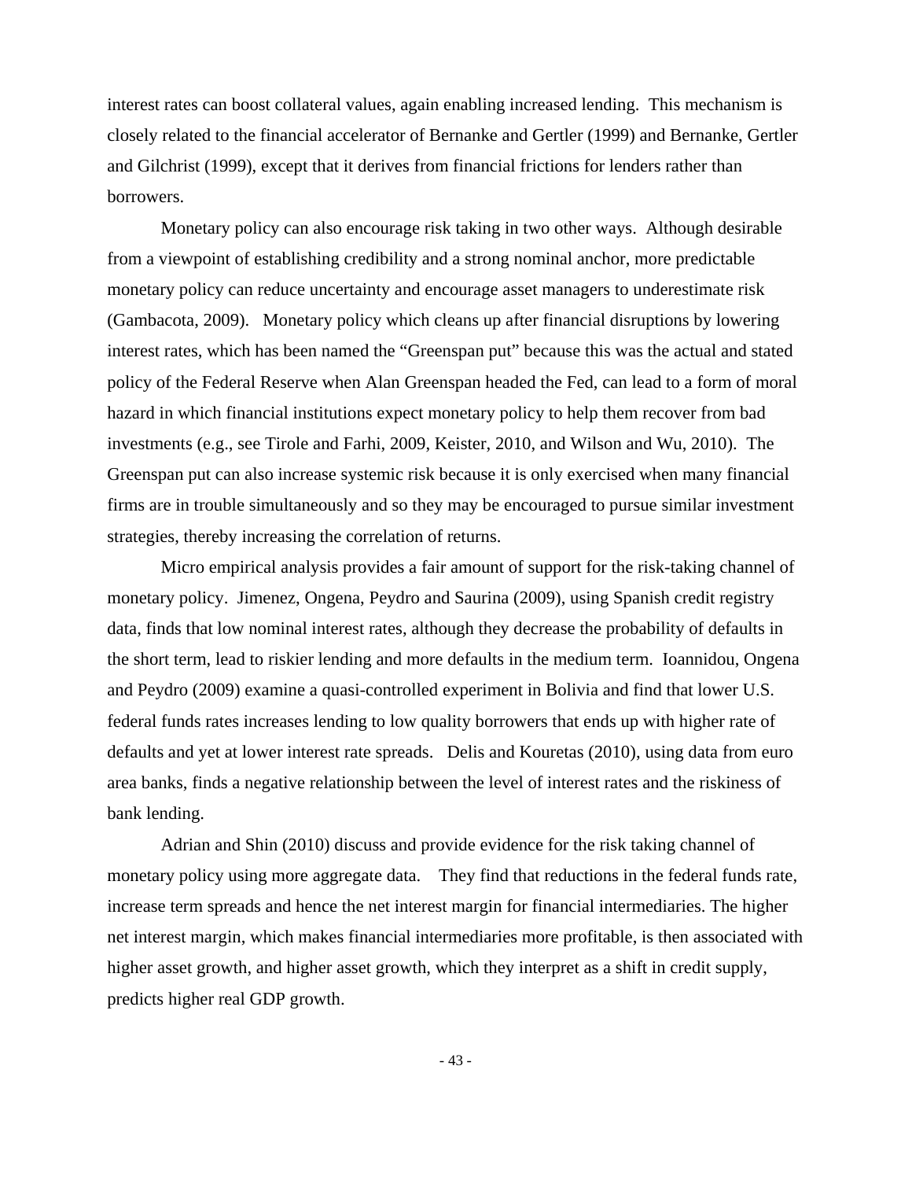interest rates can boost collateral values, again enabling increased lending. This mechanism is closely related to the financial accelerator of Bernanke and Gertler (1999) and Bernanke, Gertler and Gilchrist (1999), except that it derives from financial frictions for lenders rather than borrowers.

Monetary policy can also encourage risk taking in two other ways. Although desirable from a viewpoint of establishing credibility and a strong nominal anchor, more predictable monetary policy can reduce uncertainty and encourage asset managers to underestimate risk (Gambacota, 2009). Monetary policy which cleans up after financial disruptions by lowering interest rates, which has been named the "Greenspan put" because this was the actual and stated policy of the Federal Reserve when Alan Greenspan headed the Fed, can lead to a form of moral hazard in which financial institutions expect monetary policy to help them recover from bad investments (e.g., see Tirole and Farhi, 2009, Keister, 2010, and Wilson and Wu, 2010). The Greenspan put can also increase systemic risk because it is only exercised when many financial firms are in trouble simultaneously and so they may be encouraged to pursue similar investment strategies, thereby increasing the correlation of returns.

Micro empirical analysis provides a fair amount of support for the risk-taking channel of monetary policy. Jimenez, Ongena, Peydro and Saurina (2009), using Spanish credit registry data, finds that low nominal interest rates, although they decrease the probability of defaults in the short term, lead to riskier lending and more defaults in the medium term. Ioannidou, Ongena and Peydro (2009) examine a quasi-controlled experiment in Bolivia and find that lower U.S. federal funds rates increases lending to low quality borrowers that ends up with higher rate of defaults and yet at lower interest rate spreads. Delis and Kouretas (2010), using data from euro area banks, finds a negative relationship between the level of interest rates and the riskiness of bank lending.

Adrian and Shin (2010) discuss and provide evidence for the risk taking channel of monetary policy using more aggregate data. They find that reductions in the federal funds rate, increase term spreads and hence the net interest margin for financial intermediaries. The higher net interest margin, which makes financial intermediaries more profitable, is then associated with higher asset growth, and higher asset growth, which they interpret as a shift in credit supply, predicts higher real GDP growth.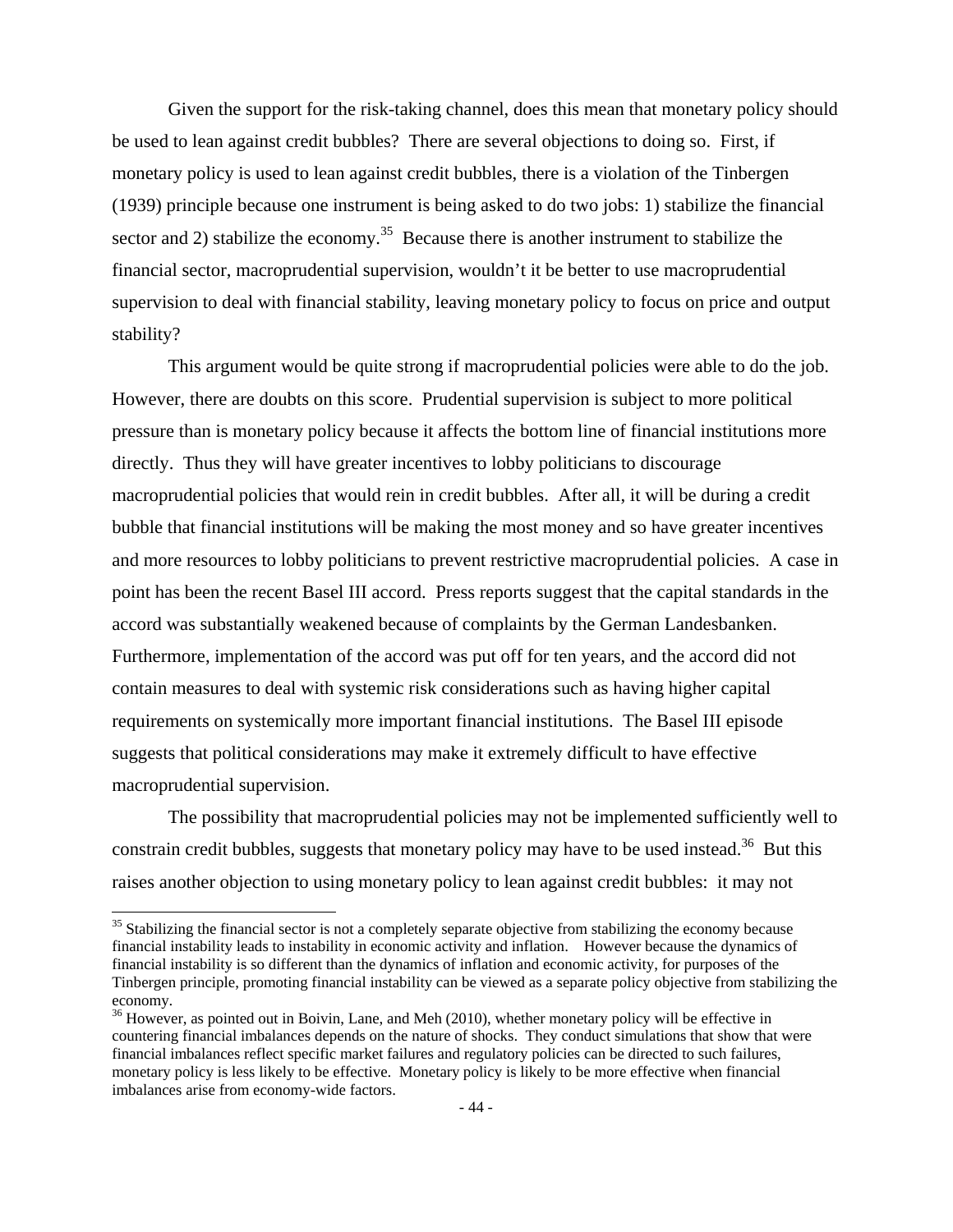Given the support for the risk-taking channel, does this mean that monetary policy should be used to lean against credit bubbles? There are several objections to doing so. First, if monetary policy is used to lean against credit bubbles, there is a violation of the Tinbergen (1939) principle because one instrument is being asked to do two jobs: 1) stabilize the financial sector and 2) stabilize the economy.[35] Because there is another instrument to stabilize the financial sector, macroprudential supervision, wouldn't it be better to use macroprudential supervision to deal with financial stability, leaving monetary policy to focus on price and output stability?

This argument would be quite strong if macroprudential policies were able to do the job. However, there are doubts on this score. Prudential supervision is subject to more political pressure than is monetary policy because it affects the bottom line of financial institutions more directly. Thus they will have greater incentives to lobby politicians to discourage macroprudential policies that would rein in credit bubbles. After all, it will be during a credit bubble that financial institutions will be making the most money and so have greater incentives and more resources to lobby politicians to prevent restrictive macroprudential policies. A case in point has been the recent Basel III accord. Press reports suggest that the capital standards in the accord was substantially weakened because of complaints by the German Landesbanken. Furthermore, implementation of the accord was put off for ten years, and the accord did not contain measures to deal with systemic risk considerations such as having higher capital requirements on systemically more important financial institutions. The Basel III episode suggests that political considerations may make it extremely difficult to have effective macroprudential supervision.

The possibility that macroprudential policies may not be implemented sufficiently well to constrain credit bubbles, suggests that monetary policy may have to be used instead.[36] But this raises another objection to using monetary policy to lean against credit bubbles: it may not

---

[35] Stabilizing the financial sector is not a completely separate objective from stabilizing the economy because financial instability leads to instability in economic activity and inflation. However because the dynamics of financial instability is so different than the dynamics of inflation and economic activity, for purposes of the Tinbergen principle, promoting financial instability can be viewed as a separate policy objective from stabilizing the economy.

[36] However, as pointed out in Boivin, Lane, and Meh (2010), whether monetary policy will be effective in countering financial imbalances depends on the nature of shocks. They conduct simulations that show that were financial imbalances reflect specific market failures and regulatory policies can be directed to such failures, monetary policy is less likely to be effective. Monetary policy is likely to be more effective when financial imbalances arise from economy-wide factors.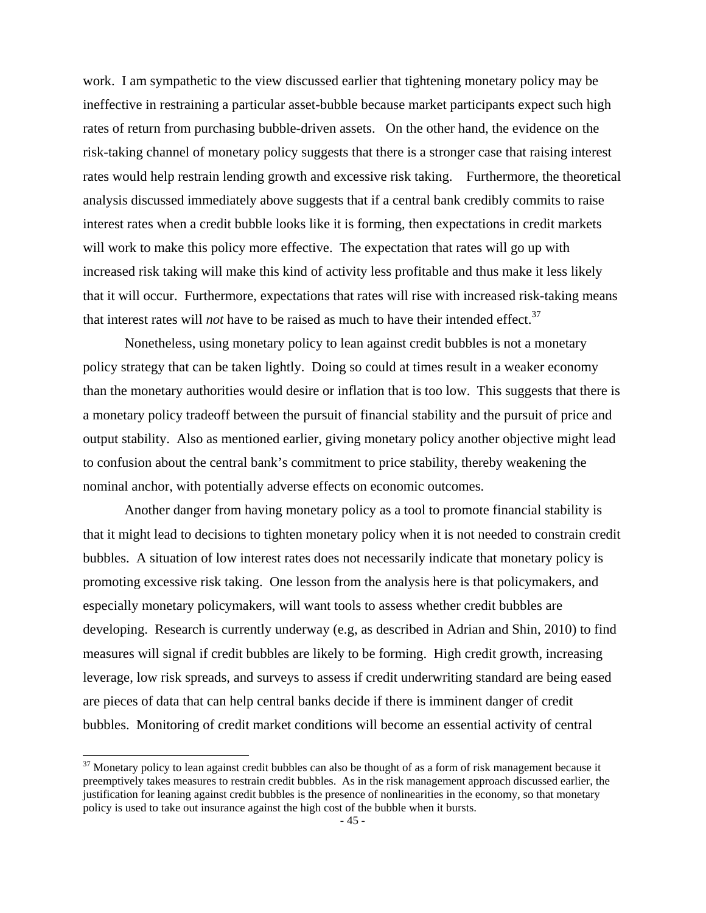work. I am sympathetic to the view discussed earlier that tightening monetary policy may be ineffective in restraining a particular asset-bubble because market participants expect such high rates of return from purchasing bubble-driven assets. On the other hand, the evidence on the risk-taking channel of monetary policy suggests that there is a stronger case that raising interest rates would help restrain lending growth and excessive risk taking. Furthermore, the theoretical analysis discussed immediately above suggests that if a central bank credibly commits to raise interest rates when a credit bubble looks like it is forming, then expectations in credit markets will work to make this policy more effective. The expectation that rates will go up with increased risk taking will make this kind of activity less profitable and thus make it less likely that it will occur. Furthermore, expectations that rates will rise with increased risk-taking means that interest rates will *not* have to be raised as much to have their intended effect.[37]

Nonetheless, using monetary policy to lean against credit bubbles is not a monetary policy strategy that can be taken lightly. Doing so could at times result in a weaker economy than the monetary authorities would desire or inflation that is too low. This suggests that there is a monetary policy tradeoff between the pursuit of financial stability and the pursuit of price and output stability. Also as mentioned earlier, giving monetary policy another objective might lead to confusion about the central bank's commitment to price stability, thereby weakening the nominal anchor, with potentially adverse effects on economic outcomes.

Another danger from having monetary policy as a tool to promote financial stability is that it might lead to decisions to tighten monetary policy when it is not needed to constrain credit bubbles. A situation of low interest rates does not necessarily indicate that monetary policy is promoting excessive risk taking. One lesson from the analysis here is that policymakers, and especially monetary policymakers, will want tools to assess whether credit bubbles are developing. Research is currently underway (e.g, as described in Adrian and Shin, 2010) to find measures will signal if credit bubbles are likely to be forming. High credit growth, increasing leverage, low risk spreads, and surveys to assess if credit underwriting standard are being eased are pieces of data that can help central banks decide if there is imminent danger of credit bubbles. Monitoring of credit market conditions will become an essential activity of central

[37] Monetary policy to lean against credit bubbles can also be thought of as a form of risk management because it preemptively takes measures to restrain credit bubbles. As in the risk management approach discussed earlier, the justification for leaning against credit bubbles is the presence of nonlinearities in the economy, so that monetary policy is used to take out insurance against the high cost of the bubble when it bursts.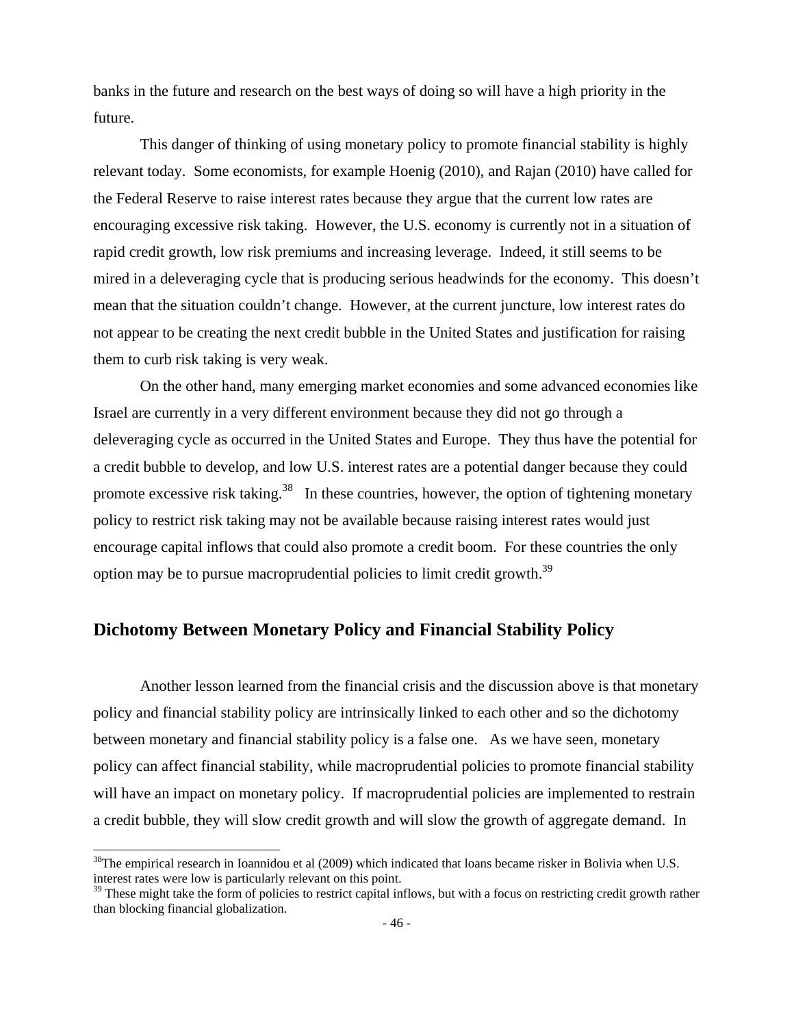banks in the future and research on the best ways of doing so will have a high priority in the future.

This danger of thinking of using monetary policy to promote financial stability is highly relevant today. Some economists, for example Hoenig (2010), and Rajan (2010) have called for the Federal Reserve to raise interest rates because they argue that the current low rates are encouraging excessive risk taking. However, the U.S. economy is currently not in a situation of rapid credit growth, low risk premiums and increasing leverage. Indeed, it still seems to be mired in a deleveraging cycle that is producing serious headwinds for the economy. This doesn't mean that the situation couldn't change. However, at the current juncture, low interest rates do not appear to be creating the next credit bubble in the United States and justification for raising them to curb risk taking is very weak.

On the other hand, many emerging market economies and some advanced economies like Israel are currently in a very different environment because they did not go through a deleveraging cycle as occurred in the United States and Europe. They thus have the potential for a credit bubble to develop, and low U.S. interest rates are a potential danger because they could promote excessive risk taking.[38] In these countries, however, the option of tightening monetary policy to restrict risk taking may not be available because raising interest rates would just encourage capital inflows that could also promote a credit boom. For these countries the only option may be to pursue macroprudential policies to limit credit growth.[39]

## Dichotomy Between Monetary Policy and Financial Stability Policy

Another lesson learned from the financial crisis and the discussion above is that monetary policy and financial stability policy are intrinsically linked to each other and so the dichotomy between monetary and financial stability policy is a false one. As we have seen, monetary policy can affect financial stability, while macroprudential policies to promote financial stability will have an impact on monetary policy. If macroprudential policies are implemented to restrain a credit bubble, they will slow credit growth and will slow the growth of aggregate demand. In

---

[38] The empirical research in Ioannidou et al (2009) which indicated that loans became risker in Bolivia when U.S. interest rates were low is particularly relevant on this point.

[39] These might take the form of policies to restrict capital inflows, but with a focus on restricting credit growth rather than blocking financial globalization.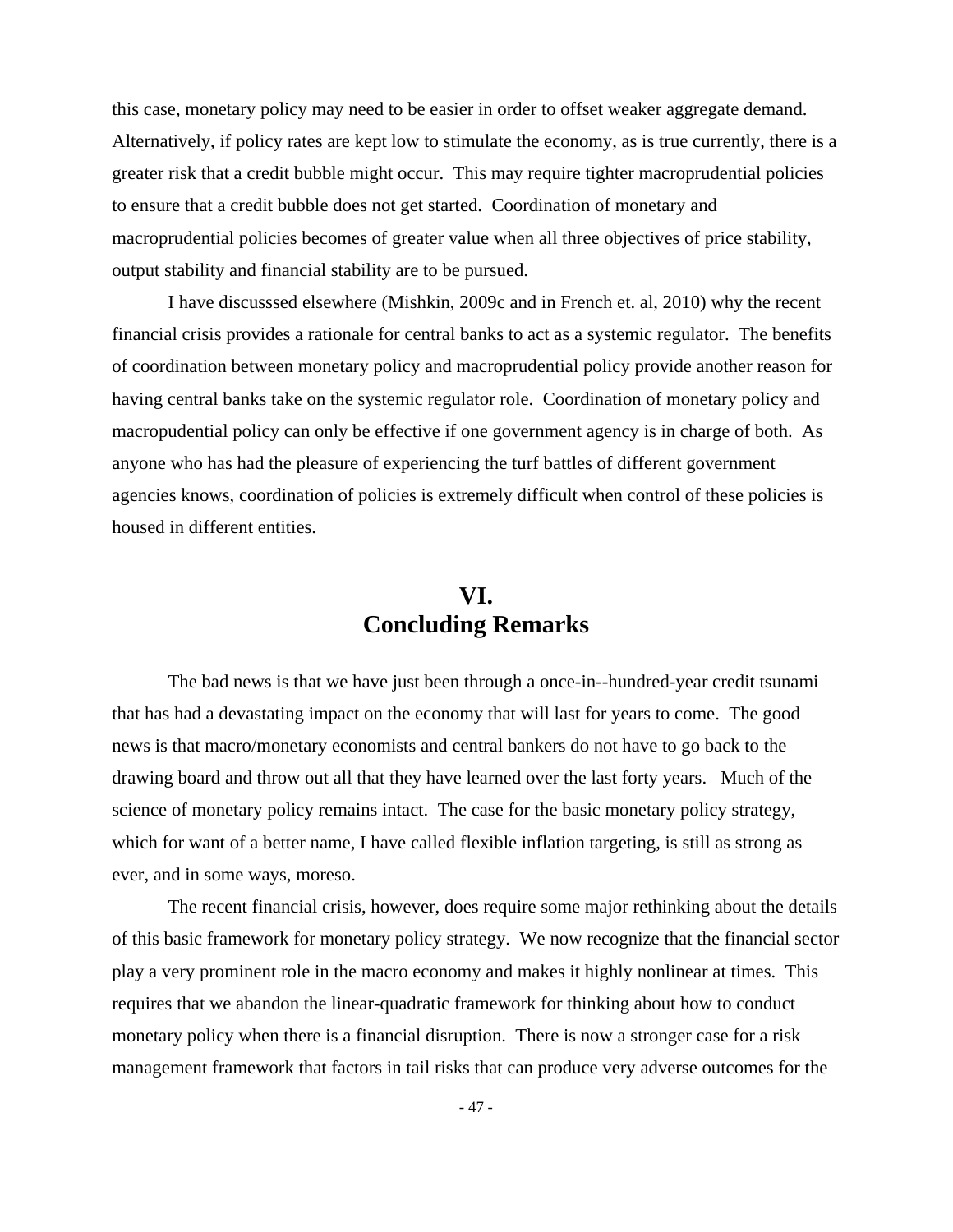this case, monetary policy may need to be easier in order to offset weaker aggregate demand. Alternatively, if policy rates are kept low to stimulate the economy, as is true currently, there is a greater risk that a credit bubble might occur. This may require tighter macroprudential policies to ensure that a credit bubble does not get started. Coordination of monetary and macroprudential policies becomes of greater value when all three objectives of price stability, output stability and financial stability are to be pursued.

I have discusssed elsewhere (Mishkin, 2009c and in French et. al, 2010) why the recent financial crisis provides a rationale for central banks to act as a systemic regulator. The benefits of coordination between monetary policy and macroprudential policy provide another reason for having central banks take on the systemic regulator role. Coordination of monetary policy and macropudential policy can only be effective if one government agency is in charge of both. As anyone who has had the pleasure of experiencing the turf battles of different government agencies knows, coordination of policies is extremely difficult when control of these policies is housed in different entities.

## VI.
## Concluding Remarks

The bad news is that we have just been through a once-in--hundred-year credit tsunami that has had a devastating impact on the economy that will last for years to come. The good news is that macro/monetary economists and central bankers do not have to go back to the drawing board and throw out all that they have learned over the last forty years. Much of the science of monetary policy remains intact. The case for the basic monetary policy strategy, which for want of a better name, I have called flexible inflation targeting, is still as strong as ever, and in some ways, moreso.

The recent financial crisis, however, does require some major rethinking about the details of this basic framework for monetary policy strategy. We now recognize that the financial sector play a very prominent role in the macro economy and makes it highly nonlinear at times. This requires that we abandon the linear-quadratic framework for thinking about how to conduct monetary policy when there is a financial disruption. There is now a stronger case for a risk management framework that factors in tail risks that can produce very adverse outcomes for the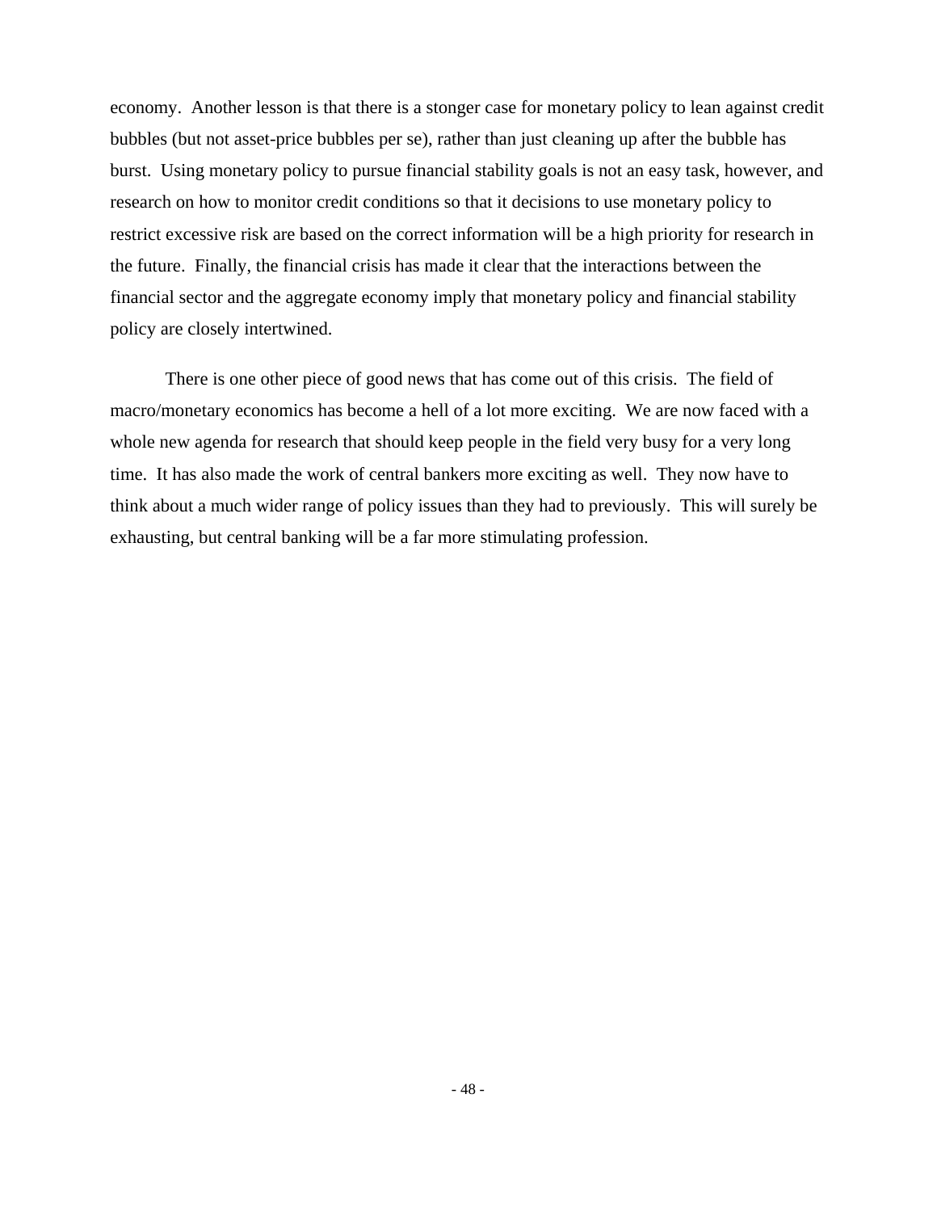economy. Another lesson is that there is a stonger case for monetary policy to lean against credit bubbles (but not asset-price bubbles per se), rather than just cleaning up after the bubble has burst. Using monetary policy to pursue financial stability goals is not an easy task, however, and research on how to monitor credit conditions so that it decisions to use monetary policy to restrict excessive risk are based on the correct information will be a high priority for research in the future. Finally, the financial crisis has made it clear that the interactions between the financial sector and the aggregate economy imply that monetary policy and financial stability policy are closely intertwined.

There is one other piece of good news that has come out of this crisis. The field of macro/monetary economics has become a hell of a lot more exciting. We are now faced with a whole new agenda for research that should keep people in the field very busy for a very long time. It has also made the work of central bankers more exciting as well. They now have to think about a much wider range of policy issues than they had to previously. This will surely be exhausting, but central banking will be a far more stimulating profession.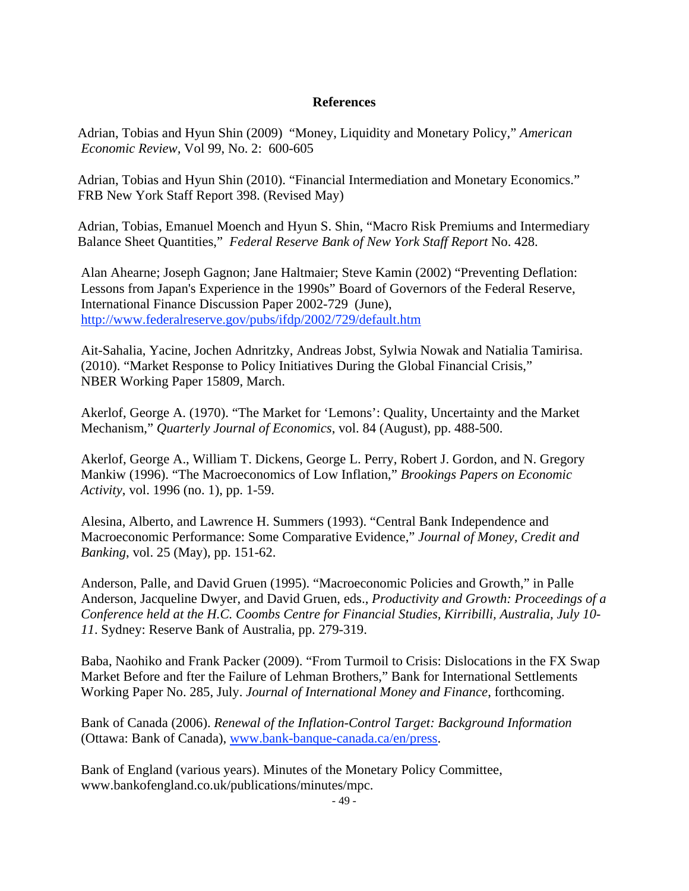## References

Adrian, Tobias and Hyun Shin (2009) "Money, Liquidity and Monetary Policy," *American Economic Review,* Vol 99, No. 2: 600-605

Adrian, Tobias and Hyun Shin (2010). "Financial Intermediation and Monetary Economics." FRB New York Staff Report 398. (Revised May)

Adrian, Tobias, Emanuel Moench and Hyun S. Shin, "Macro Risk Premiums and Intermediary Balance Sheet Quantities," *Federal Reserve Bank of New York Staff Report* No. 428.

Alan Ahearne; Joseph Gagnon; Jane Haltmaier; Steve Kamin (2002) "Preventing Deflation: Lessons from Japan's Experience in the 1990s" Board of Governors of the Federal Reserve, International Finance Discussion Paper 2002-729 (June), http://www.federalreserve.gov/pubs/ifdp/2002/729/default.htm

Ait-Sahalia, Yacine, Jochen Adnritzky, Andreas Jobst, Sylwia Nowak and Natialia Tamirisa. (2010). "Market Response to Policy Initiatives During the Global Financial Crisis," NBER Working Paper 15809, March.

Akerlof, George A. (1970). "The Market for 'Lemons': Quality, Uncertainty and the Market Mechanism," *Quarterly Journal of Economics*, vol. 84 (August), pp. 488-500.

Akerlof, George A., William T. Dickens, George L. Perry, Robert J. Gordon, and N. Gregory Mankiw (1996). "The Macroeconomics of Low Inflation," *Brookings Papers on Economic Activity*, vol. 1996 (no. 1), pp. 1-59.

Alesina, Alberto, and Lawrence H. Summers (1993). "Central Bank Independence and Macroeconomic Performance: Some Comparative Evidence," *Journal of Money, Credit and Banking*, vol. 25 (May), pp. 151-62.

Anderson, Palle, and David Gruen (1995). "Macroeconomic Policies and Growth," in Palle Anderson, Jacqueline Dwyer, and David Gruen, eds., *Productivity and Growth: Proceedings of a Conference held at the H.C. Coombs Centre for Financial Studies, Kirribilli, Australia, July 10-11*. Sydney: Reserve Bank of Australia, pp. 279-319.

Baba, Naohiko and Frank Packer (2009). "From Turmoil to Crisis: Dislocations in the FX Swap Market Before and fter the Failure of Lehman Brothers," Bank for International Settlements Working Paper No. 285, July. *Journal of International Money and Finance*, forthcoming.

Bank of Canada (2006). *Renewal of the Inflation-Control Target: Background Information* (Ottawa: Bank of Canada), www.bank-banque-canada.ca/en/press.

Bank of England (various years). Minutes of the Monetary Policy Committee, www.bankofengland.co.uk/publications/minutes/mpc.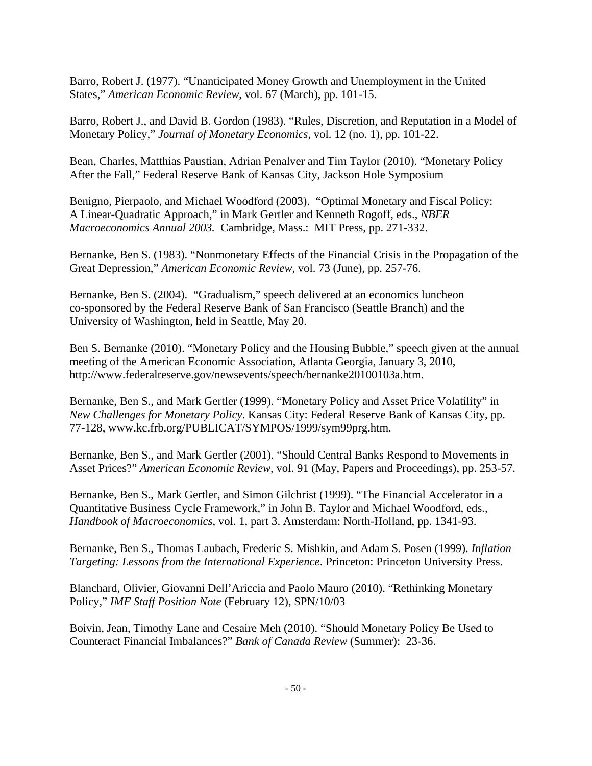Barro, Robert J. (1977). “Unanticipated Money Growth and Unemployment in the United States,” *American Economic Review*, vol. 67 (March), pp. 101-15.

Barro, Robert J., and David B. Gordon (1983). “Rules, Discretion, and Reputation in a Model of Monetary Policy,” *Journal of Monetary Economics*, vol. 12 (no. 1), pp. 101-22.

Bean, Charles, Matthias Paustian, Adrian Penalver and Tim Taylor (2010). “Monetary Policy After the Fall,” Federal Reserve Bank of Kansas City, Jackson Hole Symposium

Benigno, Pierpaolo, and Michael Woodford (2003). “Optimal Monetary and Fiscal Policy: A Linear-Quadratic Approach,” in Mark Gertler and Kenneth Rogoff, eds., *NBER Macroeconomics Annual 2003.* Cambridge, Mass.: MIT Press, pp. 271-332.

Bernanke, Ben S. (1983). “Nonmonetary Effects of the Financial Crisis in the Propagation of the Great Depression,” *American Economic Review*, vol. 73 (June), pp. 257-76.

Bernanke, Ben S. (2004). “Gradualism,” speech delivered at an economics luncheon co-sponsored by the Federal Reserve Bank of San Francisco (Seattle Branch) and the University of Washington, held in Seattle, May 20.

Ben S. Bernanke (2010). “Monetary Policy and the Housing Bubble,” speech given at the annual meeting of the American Economic Association, Atlanta Georgia, January 3, 2010, http://www.federalreserve.gov/newsevents/speech/bernanke20100103a.htm.

Bernanke, Ben S., and Mark Gertler (1999). “Monetary Policy and Asset Price Volatility” in *New Challenges for Monetary Policy*. Kansas City: Federal Reserve Bank of Kansas City, pp. 77-128, www.kc.frb.org/PUBLICAT/SYMPOS/1999/sym99prg.htm.

Bernanke, Ben S., and Mark Gertler (2001). “Should Central Banks Respond to Movements in Asset Prices?” *American Economic Review*, vol. 91 (May, Papers and Proceedings), pp. 253-57.

Bernanke, Ben S., Mark Gertler, and Simon Gilchrist (1999). “The Financial Accelerator in a Quantitative Business Cycle Framework,” in John B. Taylor and Michael Woodford, eds., *Handbook of Macroeconomics*, vol. 1, part 3. Amsterdam: North-Holland, pp. 1341-93.

Bernanke, Ben S., Thomas Laubach, Frederic S. Mishkin, and Adam S. Posen (1999). *Inflation Targeting: Lessons from the International Experience*. Princeton: Princeton University Press.

Blanchard, Olivier, Giovanni Dell'Ariccia and Paolo Mauro (2010). “Rethinking Monetary Policy,” *IMF Staff Position Note* (February 12), SPN/10/03

Boivin, Jean, Timothy Lane and Cesaire Meh (2010). “Should Monetary Policy Be Used to Counteract Financial Imbalances?” *Bank of Canada Review* (Summer): 23-36.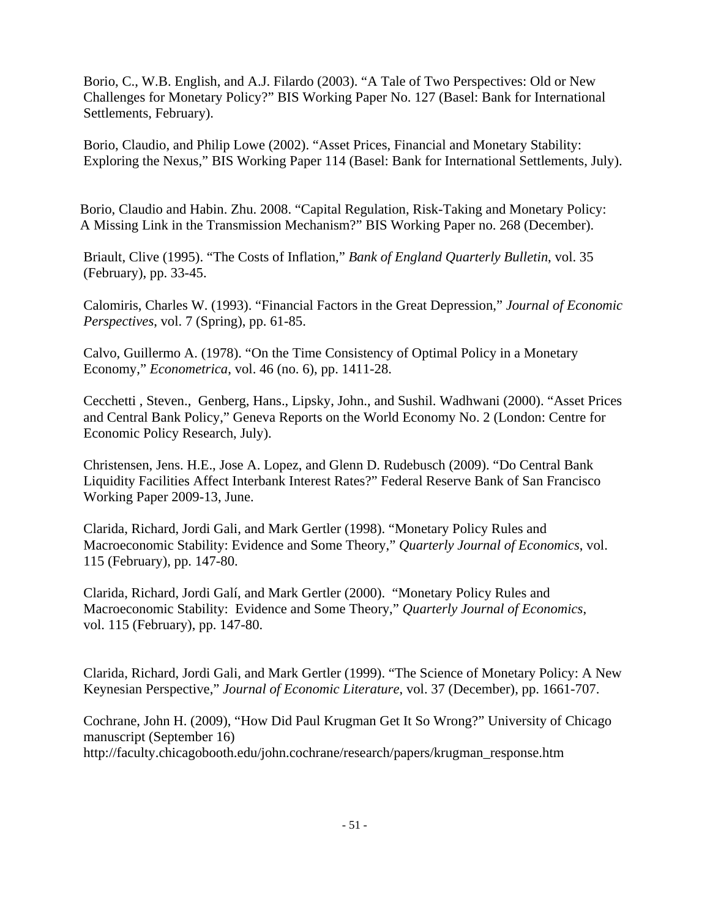Borio, C., W.B. English, and A.J. Filardo (2003). "A Tale of Two Perspectives: Old or New Challenges for Monetary Policy?" BIS Working Paper No. 127 (Basel: Bank for International Settlements, February).

Borio, Claudio, and Philip Lowe (2002). "Asset Prices, Financial and Monetary Stability: Exploring the Nexus," BIS Working Paper 114 (Basel: Bank for International Settlements, July).

Borio, Claudio and Habin. Zhu. 2008. "Capital Regulation, Risk-Taking and Monetary Policy: A Missing Link in the Transmission Mechanism?" BIS Working Paper no. 268 (December).

Briault, Clive (1995). "The Costs of Inflation," *Bank of England Quarterly Bulletin*, vol. 35 (February), pp. 33-45.

Calomiris, Charles W. (1993). "Financial Factors in the Great Depression," *Journal of Economic Perspectives*, vol. 7 (Spring), pp. 61-85.

Calvo, Guillermo A. (1978). "On the Time Consistency of Optimal Policy in a Monetary Economy," *Econometrica*, vol. 46 (no. 6), pp. 1411-28.

Cecchetti , Steven., Genberg, Hans., Lipsky, John., and Sushil. Wadhwani (2000). "Asset Prices and Central Bank Policy," Geneva Reports on the World Economy No. 2 (London: Centre for Economic Policy Research, July).

Christensen, Jens. H.E., Jose A. Lopez, and Glenn D. Rudebusch (2009). "Do Central Bank Liquidity Facilities Affect Interbank Interest Rates?" Federal Reserve Bank of San Francisco Working Paper 2009-13, June.

Clarida, Richard, Jordi Gali, and Mark Gertler (1998). "Monetary Policy Rules and Macroeconomic Stability: Evidence and Some Theory," *Quarterly Journal of Economics*, vol. 115 (February), pp. 147-80.

Clarida, Richard, Jordi Galí, and Mark Gertler (2000). "Monetary Policy Rules and Macroeconomic Stability: Evidence and Some Theory," *Quarterly Journal of Economics*, vol. 115 (February), pp. 147-80.

Clarida, Richard, Jordi Gali, and Mark Gertler (1999). "The Science of Monetary Policy: A New Keynesian Perspective," *Journal of Economic Literature*, vol. 37 (December), pp. 1661-707.

Cochrane, John H. (2009), "How Did Paul Krugman Get It So Wrong?" University of Chicago manuscript (September 16)
http://faculty.chicagobooth.edu/john.cochrane/research/papers/krugman_response.htm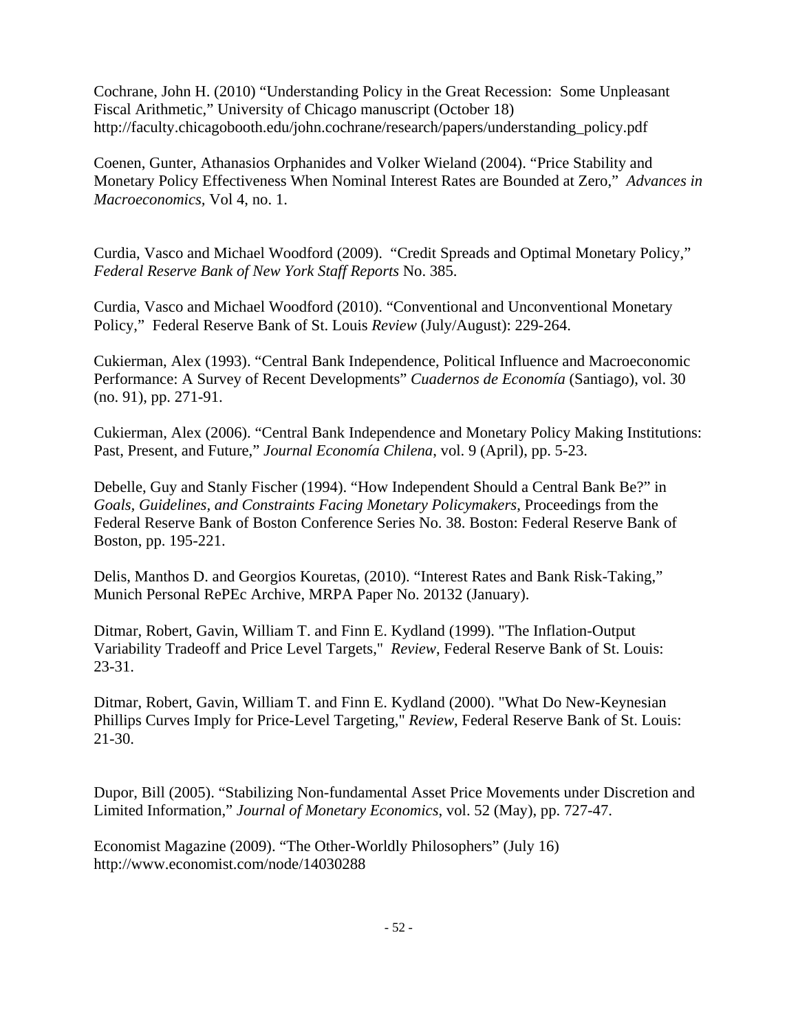Cochrane, John H. (2010) "Understanding Policy in the Great Recession: Some Unpleasant Fiscal Arithmetic," University of Chicago manuscript (October 18) http://faculty.chicagobooth.edu/john.cochrane/research/papers/understanding_policy.pdf

Coenen, Gunter, Athanasios Orphanides and Volker Wieland (2004). "Price Stability and Monetary Policy Effectiveness When Nominal Interest Rates are Bounded at Zero," *Advances in Macroeconomics*, Vol 4, no. 1.

Curdia, Vasco and Michael Woodford (2009). "Credit Spreads and Optimal Monetary Policy," *Federal Reserve Bank of New York Staff Reports* No. 385.

Curdia, Vasco and Michael Woodford (2010). "Conventional and Unconventional Monetary Policy," Federal Reserve Bank of St. Louis *Review* (July/August): 229-264.

Cukierman, Alex (1993). "Central Bank Independence, Political Influence and Macroeconomic Performance: A Survey of Recent Developments" *Cuadernos de Economía* (Santiago), vol. 30 (no. 91), pp. 271-91.

Cukierman, Alex (2006). "Central Bank Independence and Monetary Policy Making Institutions: Past, Present, and Future," *Journal Economía Chilena*, vol. 9 (April), pp. 5-23.

Debelle, Guy and Stanly Fischer (1994). "How Independent Should a Central Bank Be?" in *Goals, Guidelines, and Constraints Facing Monetary Policymakers*, Proceedings from the Federal Reserve Bank of Boston Conference Series No. 38. Boston: Federal Reserve Bank of Boston, pp. 195-221.

Delis, Manthos D. and Georgios Kouretas, (2010). "Interest Rates and Bank Risk-Taking," Munich Personal RePEc Archive, MRPA Paper No. 20132 (January).

Ditmar, Robert, Gavin, William T. and Finn E. Kydland (1999). "The Inflation-Output Variability Tradeoff and Price Level Targets," *Review*, Federal Reserve Bank of St. Louis: 23-31.

Ditmar, Robert, Gavin, William T. and Finn E. Kydland (2000). "What Do New-Keynesian Phillips Curves Imply for Price-Level Targeting," *Review*, Federal Reserve Bank of St. Louis: 21-30.

Dupor, Bill (2005). "Stabilizing Non-fundamental Asset Price Movements under Discretion and Limited Information," *Journal of Monetary Economics*, vol. 52 (May), pp. 727-47.

Economist Magazine (2009). "The Other-Worldly Philosophers" (July 16) http://www.economist.com/node/14030288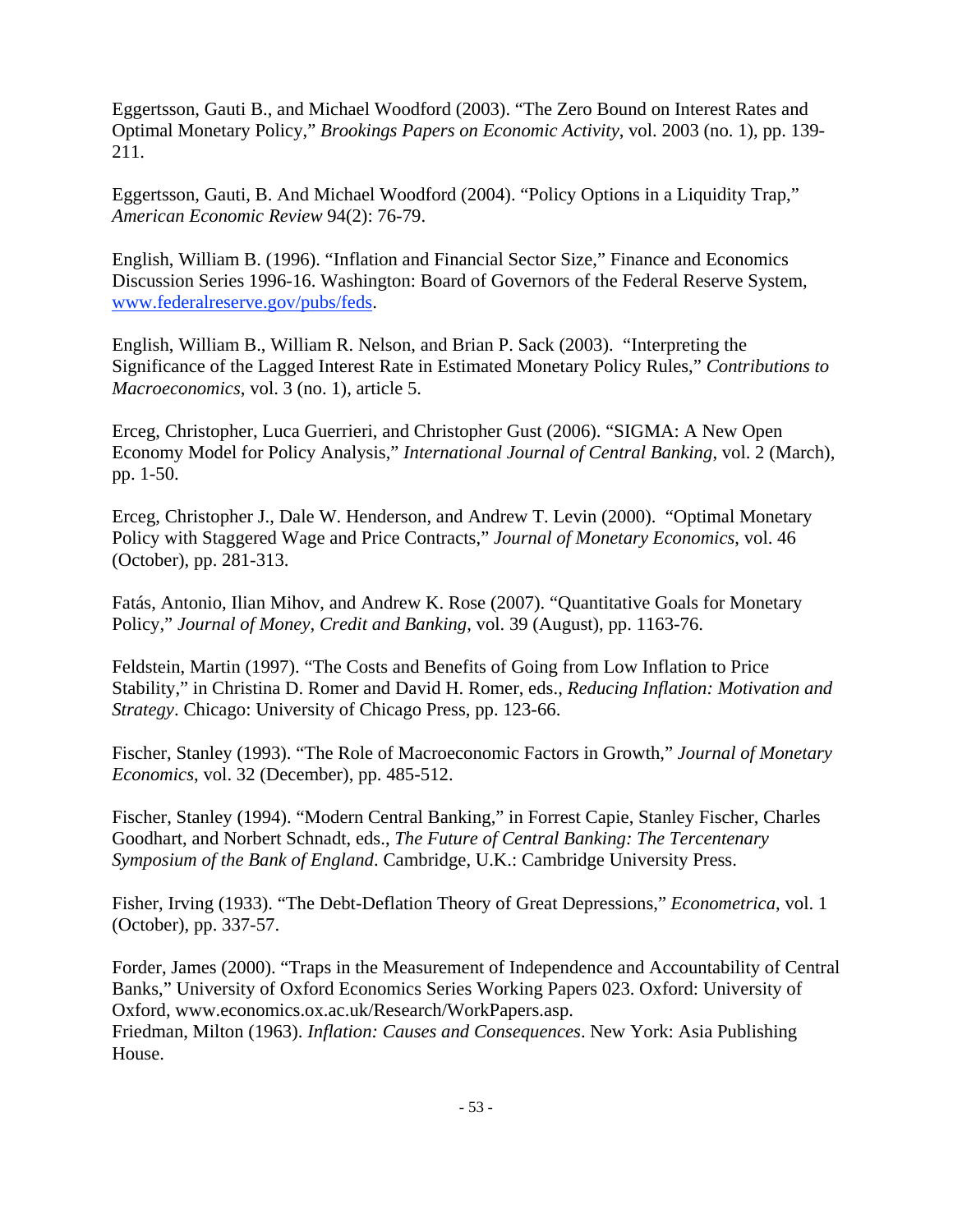Eggertsson, Gauti B., and Michael Woodford (2003). "The Zero Bound on Interest Rates and Optimal Monetary Policy," *Brookings Papers on Economic Activity*, vol. 2003 (no. 1), pp. 139-211.

Eggertsson, Gauti, B. And Michael Woodford (2004). "Policy Options in a Liquidity Trap," *American Economic Review* 94(2): 76-79.

English, William B. (1996). "Inflation and Financial Sector Size," Finance and Economics Discussion Series 1996-16. Washington: Board of Governors of the Federal Reserve System, www.federalreserve.gov/pubs/feds.

English, William B., William R. Nelson, and Brian P. Sack (2003). "Interpreting the Significance of the Lagged Interest Rate in Estimated Monetary Policy Rules," *Contributions to Macroeconomics*, vol. 3 (no. 1), article 5.

Erceg, Christopher, Luca Guerrieri, and Christopher Gust (2006). "SIGMA: A New Open Economy Model for Policy Analysis," *International Journal of Central Banking*, vol. 2 (March), pp. 1-50.

Erceg, Christopher J., Dale W. Henderson, and Andrew T. Levin (2000). "Optimal Monetary Policy with Staggered Wage and Price Contracts," *Journal of Monetary Economics*, vol. 46 (October), pp. 281-313.

Fatás, Antonio, Ilian Mihov, and Andrew K. Rose (2007). "Quantitative Goals for Monetary Policy," *Journal of Money, Credit and Banking*, vol. 39 (August), pp. 1163-76.

Feldstein, Martin (1997). "The Costs and Benefits of Going from Low Inflation to Price Stability," in Christina D. Romer and David H. Romer, eds., *Reducing Inflation: Motivation and Strategy*. Chicago: University of Chicago Press, pp. 123-66.

Fischer, Stanley (1993). "The Role of Macroeconomic Factors in Growth," *Journal of Monetary Economics*, vol. 32 (December), pp. 485-512.

Fischer, Stanley (1994). "Modern Central Banking," in Forrest Capie, Stanley Fischer, Charles Goodhart, and Norbert Schnadt, eds., *The Future of Central Banking: The Tercentenary Symposium of the Bank of England*. Cambridge, U.K.: Cambridge University Press.

Fisher, Irving (1933). "The Debt-Deflation Theory of Great Depressions," *Econometrica*, vol. 1 (October), pp. 337-57.

Forder, James (2000). "Traps in the Measurement of Independence and Accountability of Central Banks," University of Oxford Economics Series Working Papers 023. Oxford: University of Oxford, www.economics.ox.ac.uk/Research/WorkPapers.asp.

Friedman, Milton (1963). *Inflation: Causes and Consequences*. New York: Asia Publishing House.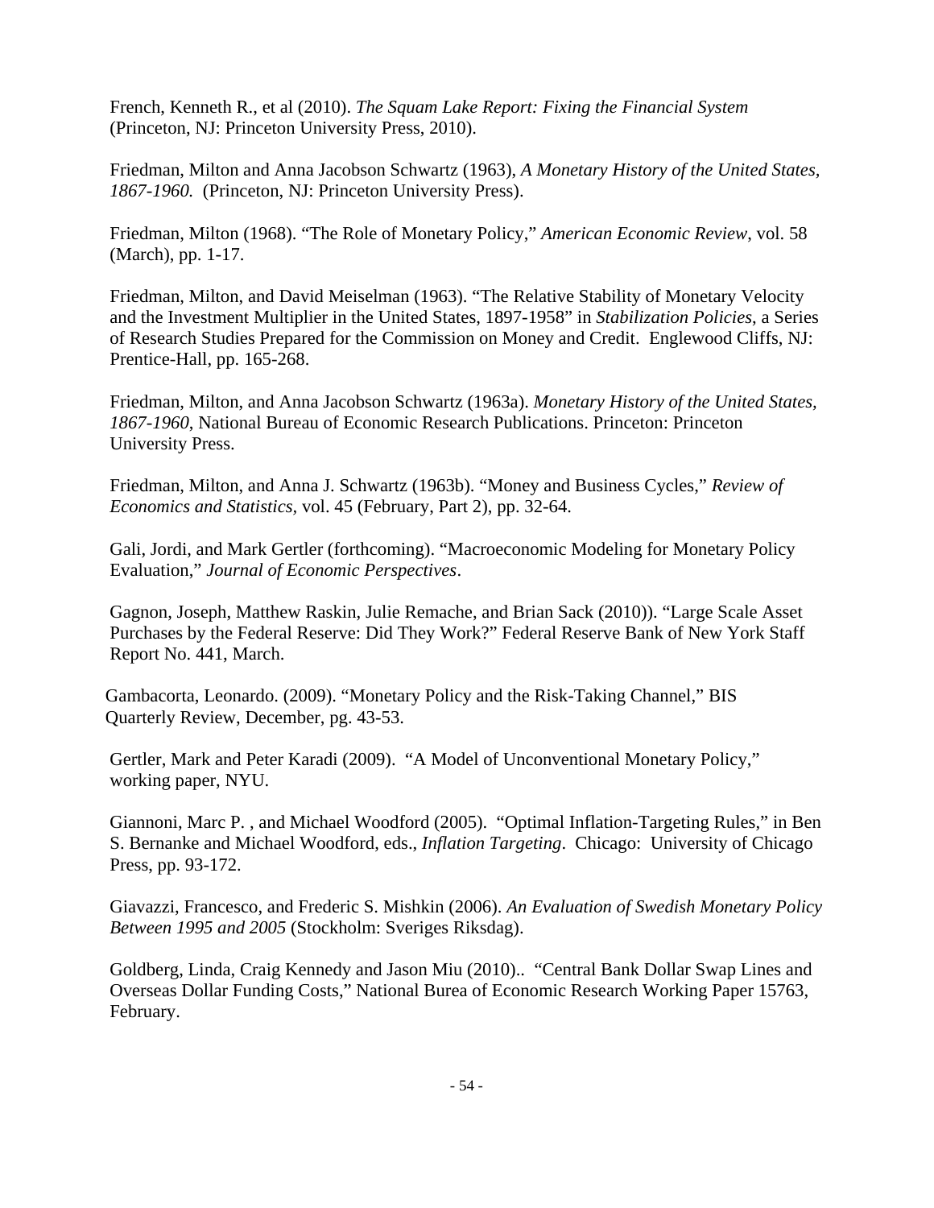French, Kenneth R., et al (2010). *The Squam Lake Report: Fixing the Financial System* (Princeton, NJ: Princeton University Press, 2010).

Friedman, Milton and Anna Jacobson Schwartz (1963), *A Monetary History of the United States, 1867-1960.* (Princeton, NJ: Princeton University Press).

Friedman, Milton (1968). "The Role of Monetary Policy," *American Economic Review*, vol. 58 (March), pp. 1-17.

Friedman, Milton, and David Meiselman (1963). "The Relative Stability of Monetary Velocity and the Investment Multiplier in the United States, 1897-1958" in *Stabilization Policies*, a Series of Research Studies Prepared for the Commission on Money and Credit. Englewood Cliffs, NJ: Prentice-Hall, pp. 165-268.

Friedman, Milton, and Anna Jacobson Schwartz (1963a). *Monetary History of the United States, 1867-1960*, National Bureau of Economic Research Publications. Princeton: Princeton University Press.

Friedman, Milton, and Anna J. Schwartz (1963b). "Money and Business Cycles," *Review of Economics and Statistics,* vol. 45 (February, Part 2), pp. 32-64.

Gali, Jordi, and Mark Gertler (forthcoming). "Macroeconomic Modeling for Monetary Policy Evaluation," *Journal of Economic Perspectives*.

Gagnon, Joseph, Matthew Raskin, Julie Remache, and Brian Sack (2010)). "Large Scale Asset Purchases by the Federal Reserve: Did They Work?" Federal Reserve Bank of New York Staff Report No. 441, March.

Gambacorta, Leonardo. (2009). "Monetary Policy and the Risk-Taking Channel," BIS Quarterly Review, December, pg. 43-53.

Gertler, Mark and Peter Karadi (2009). "A Model of Unconventional Monetary Policy," working paper, NYU.

Giannoni, Marc P. , and Michael Woodford (2005). "Optimal Inflation-Targeting Rules," in Ben S. Bernanke and Michael Woodford, eds., *Inflation Targeting*. Chicago: University of Chicago Press, pp. 93-172.

Giavazzi, Francesco, and Frederic S. Mishkin (2006). *An Evaluation of Swedish Monetary Policy Between 1995 and 2005* (Stockholm: Sveriges Riksdag).

Goldberg, Linda, Craig Kennedy and Jason Miu (2010).. "Central Bank Dollar Swap Lines and Overseas Dollar Funding Costs," National Burea of Economic Research Working Paper 15763, February.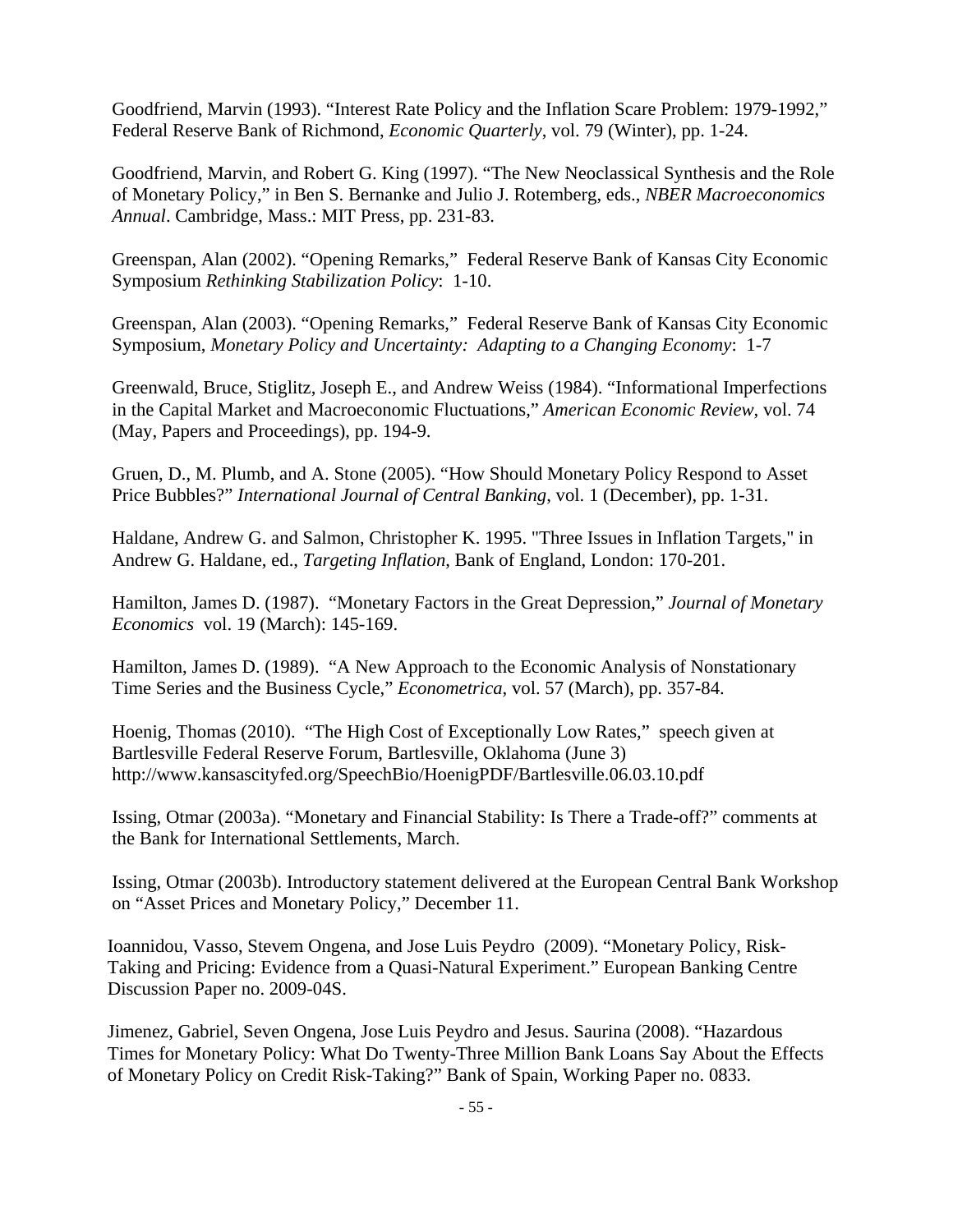Goodfriend, Marvin (1993). "Interest Rate Policy and the Inflation Scare Problem: 1979-1992," Federal Reserve Bank of Richmond, *Economic Quarterly*, vol. 79 (Winter), pp. 1-24.

Goodfriend, Marvin, and Robert G. King (1997). "The New Neoclassical Synthesis and the Role of Monetary Policy," in Ben S. Bernanke and Julio J. Rotemberg, eds., *NBER Macroeconomics Annual*. Cambridge, Mass.: MIT Press, pp. 231-83.

Greenspan, Alan (2002). "Opening Remarks," Federal Reserve Bank of Kansas City Economic Symposium *Rethinking Stabilization Policy*: 1-10.

Greenspan, Alan (2003). "Opening Remarks," Federal Reserve Bank of Kansas City Economic Symposium, *Monetary Policy and Uncertainty: Adapting to a Changing Economy*: 1-7

Greenwald, Bruce, Stiglitz, Joseph E., and Andrew Weiss (1984). "Informational Imperfections in the Capital Market and Macroeconomic Fluctuations," *American Economic Review*, vol. 74 (May, Papers and Proceedings), pp. 194-9.

Gruen, D., M. Plumb, and A. Stone (2005). "How Should Monetary Policy Respond to Asset Price Bubbles?" *International Journal of Central Banking*, vol. 1 (December), pp. 1-31.

Haldane, Andrew G. and Salmon, Christopher K. 1995. "Three Issues in Inflation Targets," in Andrew G. Haldane, ed., *Targeting Inflation*, Bank of England, London: 170-201.

Hamilton, James D. (1987). "Monetary Factors in the Great Depression," *Journal of Monetary Economics* vol. 19 (March): 145-169.

Hamilton, James D. (1989). "A New Approach to the Economic Analysis of Nonstationary Time Series and the Business Cycle," *Econometrica*, vol. 57 (March), pp. 357-84.

Hoenig, Thomas (2010). "The High Cost of Exceptionally Low Rates," speech given at Bartlesville Federal Reserve Forum, Bartlesville, Oklahoma (June 3) http://www.kansascityfed.org/SpeechBio/HoenigPDF/Bartlesville.06.03.10.pdf

Issing, Otmar (2003a). "Monetary and Financial Stability: Is There a Trade-off?" comments at the Bank for International Settlements, March.

Issing, Otmar (2003b). Introductory statement delivered at the European Central Bank Workshop on "Asset Prices and Monetary Policy," December 11.

Ioannidou, Vasso, Stevem Ongena, and Jose Luis Peydro (2009). "Monetary Policy, Risk-Taking and Pricing: Evidence from a Quasi-Natural Experiment." European Banking Centre Discussion Paper no. 2009-04S.

Jimenez, Gabriel, Seven Ongena, Jose Luis Peydro and Jesus. Saurina (2008). "Hazardous Times for Monetary Policy: What Do Twenty-Three Million Bank Loans Say About the Effects of Monetary Policy on Credit Risk-Taking?" Bank of Spain, Working Paper no. 0833.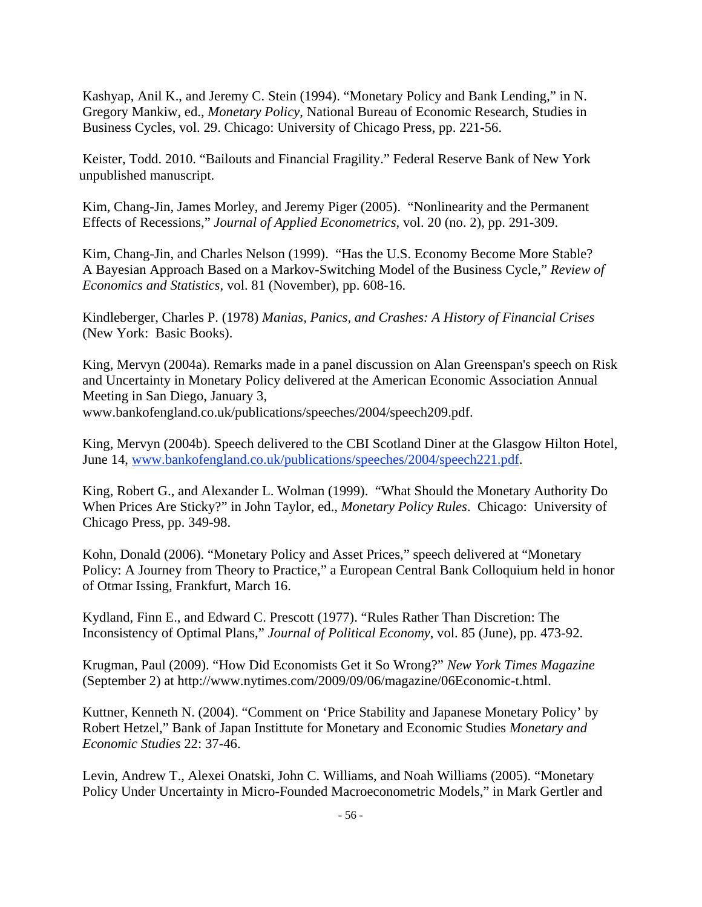Kashyap, Anil K., and Jeremy C. Stein (1994). "Monetary Policy and Bank Lending," in N. Gregory Mankiw, ed., *Monetary Policy*, National Bureau of Economic Research, Studies in Business Cycles, vol. 29. Chicago: University of Chicago Press, pp. 221-56.

Keister, Todd. 2010. "Bailouts and Financial Fragility." Federal Reserve Bank of New York unpublished manuscript.

Kim, Chang-Jin, James Morley, and Jeremy Piger (2005). "Nonlinearity and the Permanent Effects of Recessions," *Journal of Applied Econometrics*, vol. 20 (no. 2), pp. 291-309.

Kim, Chang-Jin, and Charles Nelson (1999). "Has the U.S. Economy Become More Stable? A Bayesian Approach Based on a Markov-Switching Model of the Business Cycle," *Review of Economics and Statistics*, vol. 81 (November), pp. 608-16.

Kindleberger, Charles P. (1978) *Manias, Panics, and Crashes: A History of Financial Crises* (New York: Basic Books).

King, Mervyn (2004a). Remarks made in a panel discussion on Alan Greenspan's speech on Risk and Uncertainty in Monetary Policy delivered at the American Economic Association Annual Meeting in San Diego, January 3, www.bankofengland.co.uk/publications/speeches/2004/speech209.pdf.

King, Mervyn (2004b). Speech delivered to the CBI Scotland Diner at the Glasgow Hilton Hotel, June 14, www.bankofengland.co.uk/publications/speeches/2004/speech221.pdf.

King, Robert G., and Alexander L. Wolman (1999). "What Should the Monetary Authority Do When Prices Are Sticky?" in John Taylor, ed., *Monetary Policy Rules*. Chicago: University of Chicago Press, pp. 349-98.

Kohn, Donald (2006). "Monetary Policy and Asset Prices," speech delivered at "Monetary Policy: A Journey from Theory to Practice," a European Central Bank Colloquium held in honor of Otmar Issing, Frankfurt, March 16.

Kydland, Finn E., and Edward C. Prescott (1977). "Rules Rather Than Discretion: The Inconsistency of Optimal Plans," *Journal of Political Economy*, vol. 85 (June), pp. 473-92.

Krugman, Paul (2009). "How Did Economists Get it So Wrong?" *New York Times Magazine* (September 2) at http://www.nytimes.com/2009/09/06/magazine/06Economic-t.html.

Kuttner, Kenneth N. (2004). "Comment on 'Price Stability and Japanese Monetary Policy' by Robert Hetzel," Bank of Japan Instittute for Monetary and Economic Studies *Monetary and Economic Studies* 22: 37-46.

Levin, Andrew T., Alexei Onatski, John C. Williams, and Noah Williams (2005). "Monetary Policy Under Uncertainty in Micro-Founded Macroeconometric Models," in Mark Gertler and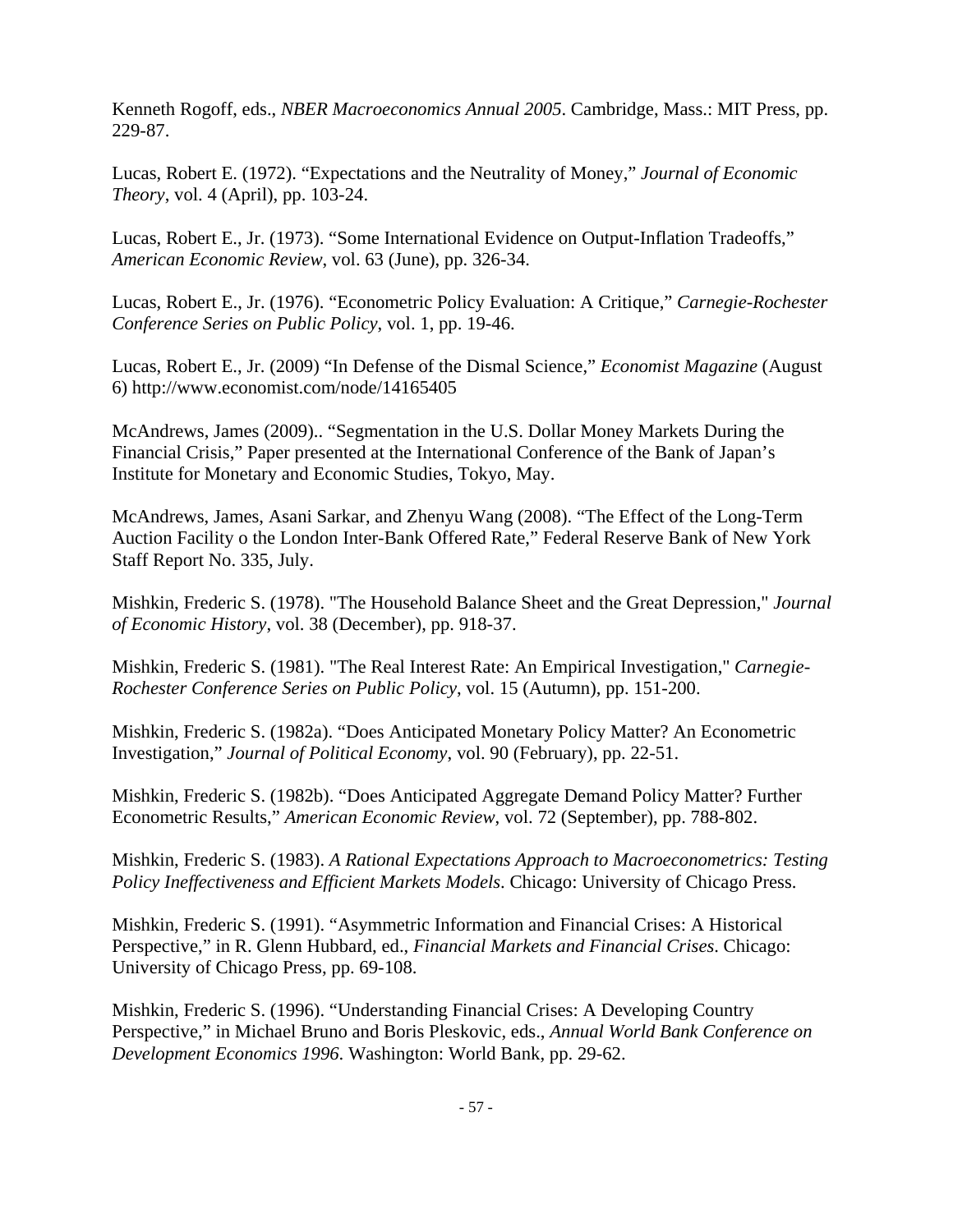Kenneth Rogoff, eds., *NBER Macroeconomics Annual 2005*. Cambridge, Mass.: MIT Press, pp. 229-87.

Lucas, Robert E. (1972). "Expectations and the Neutrality of Money," *Journal of Economic Theory*, vol. 4 (April), pp. 103-24.

Lucas, Robert E., Jr. (1973). "Some International Evidence on Output-Inflation Tradeoffs," *American Economic Review*, vol. 63 (June), pp. 326-34.

Lucas, Robert E., Jr. (1976). "Econometric Policy Evaluation: A Critique," *Carnegie-Rochester Conference Series on Public Policy*, vol. 1, pp. 19-46.

Lucas, Robert E., Jr. (2009) "In Defense of the Dismal Science," *Economist Magazine* (August 6) http://www.economist.com/node/14165405

McAndrews, James (2009).. "Segmentation in the U.S. Dollar Money Markets During the Financial Crisis," Paper presented at the International Conference of the Bank of Japan's Institute for Monetary and Economic Studies, Tokyo, May.

McAndrews, James, Asani Sarkar, and Zhenyu Wang (2008). "The Effect of the Long-Term Auction Facility o the London Inter-Bank Offered Rate," Federal Reserve Bank of New York Staff Report No. 335, July.

Mishkin, Frederic S. (1978). "The Household Balance Sheet and the Great Depression," *Journal of Economic History*, vol. 38 (December), pp. 918-37.

Mishkin, Frederic S. (1981). "The Real Interest Rate: An Empirical Investigation," *Carnegie-Rochester Conference Series on Public Policy*, vol. 15 (Autumn), pp. 151-200.

Mishkin, Frederic S. (1982a). "Does Anticipated Monetary Policy Matter? An Econometric Investigation," *Journal of Political Economy*, vol. 90 (February), pp. 22-51.

Mishkin, Frederic S. (1982b). "Does Anticipated Aggregate Demand Policy Matter? Further Econometric Results," *American Economic Review*, vol. 72 (September), pp. 788-802.

Mishkin, Frederic S. (1983). *A Rational Expectations Approach to Macroeconometrics: Testing Policy Ineffectiveness and Efficient Markets Models*. Chicago: University of Chicago Press.

Mishkin, Frederic S. (1991). "Asymmetric Information and Financial Crises: A Historical Perspective," in R. Glenn Hubbard, ed., *Financial Markets and Financial Crises*. Chicago: University of Chicago Press, pp. 69-108.

Mishkin, Frederic S. (1996). "Understanding Financial Crises: A Developing Country Perspective," in Michael Bruno and Boris Pleskovic, eds., *Annual World Bank Conference on Development Economics 1996*. Washington: World Bank, pp. 29-62.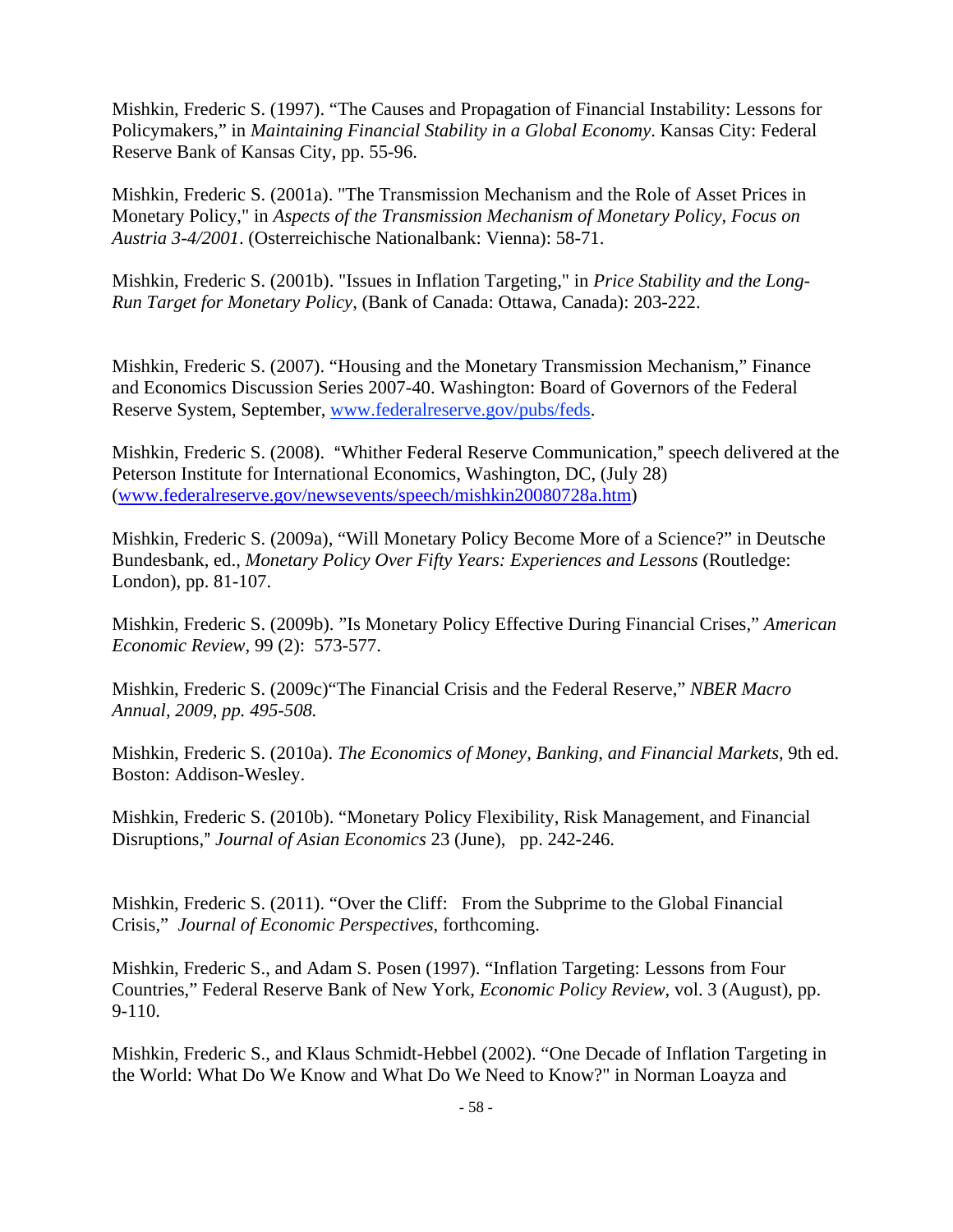Mishkin, Frederic S. (1997). “The Causes and Propagation of Financial Instability: Lessons for Policymakers,” in *Maintaining Financial Stability in a Global Economy*. Kansas City: Federal Reserve Bank of Kansas City, pp. 55-96.

Mishkin, Frederic S. (2001a). "The Transmission Mechanism and the Role of Asset Prices in Monetary Policy," in *Aspects of the Transmission Mechanism of Monetary Policy, Focus on Austria 3-4/2001*. (Osterreichische Nationalbank: Vienna): 58-71.

Mishkin, Frederic S. (2001b). "Issues in Inflation Targeting," in *Price Stability and the Long-Run Target for Monetary Policy*, (Bank of Canada: Ottawa, Canada): 203-222.

Mishkin, Frederic S. (2007). “Housing and the Monetary Transmission Mechanism,” Finance and Economics Discussion Series 2007-40. Washington: Board of Governors of the Federal Reserve System, September, www.federalreserve.gov/pubs/feds.

Mishkin, Frederic S. (2008). “Whither Federal Reserve Communication,” speech delivered at the Peterson Institute for International Economics, Washington, DC, (July 28) (www.federalreserve.gov/newsevents/speech/mishkin20080728a.htm)

Mishkin, Frederic S. (2009a), “Will Monetary Policy Become More of a Science?” in Deutsche Bundesbank, ed., *Monetary Policy Over Fifty Years: Experiences and Lessons* (Routledge: London), pp. 81-107.

Mishkin, Frederic S. (2009b). ”Is Monetary Policy Effective During Financial Crises,” *American Economic Review*, 99 (2): 573-577.

Mishkin, Frederic S. (2009c)“The Financial Crisis and the Federal Reserve,” *NBER Macro Annual, 2009, pp. 495-508.*

Mishkin, Frederic S. (2010a). *The Economics of Money, Banking, and Financial Markets*, 9th ed. Boston: Addison-Wesley.

Mishkin, Frederic S. (2010b). “Monetary Policy Flexibility, Risk Management, and Financial Disruptions,” *Journal of Asian Economics* 23 (June), pp. 242-246.

Mishkin, Frederic S. (2011). “Over the Cliff: From the Subprime to the Global Financial Crisis,” *Journal of Economic Perspectives*, forthcoming.

Mishkin, Frederic S., and Adam S. Posen (1997). “Inflation Targeting: Lessons from Four Countries,” Federal Reserve Bank of New York, *Economic Policy Review*, vol. 3 (August), pp. 9-110.

Mishkin, Frederic S., and Klaus Schmidt-Hebbel (2002). “One Decade of Inflation Targeting in the World: What Do We Know and What Do We Need to Know?" in Norman Loayza and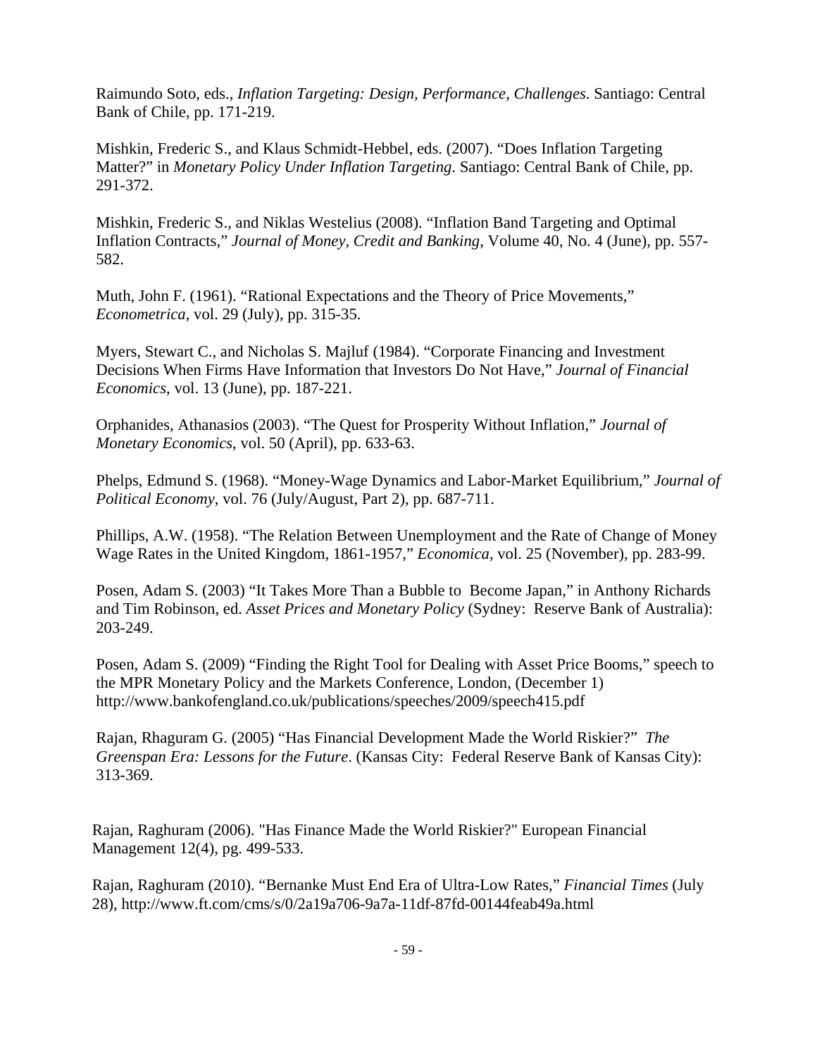Raimundo Soto, eds., *Inflation Targeting: Design, Performance, Challenges*. Santiago: Central Bank of Chile, pp. 171-219.

Mishkin, Frederic S., and Klaus Schmidt-Hebbel, eds. (2007). "Does Inflation Targeting Matter?" in *Monetary Policy Under Inflation Targeting*. Santiago: Central Bank of Chile, pp. 291-372.

Mishkin, Frederic S., and Niklas Westelius (2008). "Inflation Band Targeting and Optimal Inflation Contracts," *Journal of Money, Credit and Banking*, Volume 40, No. 4 (June), pp. 557-582.

Muth, John F. (1961). "Rational Expectations and the Theory of Price Movements," *Econometrica*, vol. 29 (July), pp. 315-35.

Myers, Stewart C., and Nicholas S. Majluf (1984). "Corporate Financing and Investment Decisions When Firms Have Information that Investors Do Not Have," *Journal of Financial Economics*, vol. 13 (June), pp. 187-221.

Orphanides, Athanasios (2003). "The Quest for Prosperity Without Inflation," *Journal of Monetary Economics*, vol. 50 (April), pp. 633-63.

Phelps, Edmund S. (1968). "Money-Wage Dynamics and Labor-Market Equilibrium," *Journal of Political Economy*, vol. 76 (July/August, Part 2), pp. 687-711.

Phillips, A.W. (1958). "The Relation Between Unemployment and the Rate of Change of Money Wage Rates in the United Kingdom, 1861-1957," *Economica*, vol. 25 (November), pp. 283-99.

Posen, Adam S. (2003) "It Takes More Than a Bubble to Become Japan," in Anthony Richards and Tim Robinson, ed. *Asset Prices and Monetary Policy* (Sydney: Reserve Bank of Australia): 203-249.

Posen, Adam S. (2009) "Finding the Right Tool for Dealing with Asset Price Booms," speech to the MPR Monetary Policy and the Markets Conference, London, (December 1) http://www.bankofengland.co.uk/publications/speeches/2009/speech415.pdf

Rajan, Rhaguram G. (2005) "Has Financial Development Made the World Riskier?" *The Greenspan Era: Lessons for the Future*. (Kansas City: Federal Reserve Bank of Kansas City): 313-369.

Rajan, Raghuram (2006). "Has Finance Made the World Riskier?" European Financial Management 12(4), pg. 499-533.

Rajan, Raghuram (2010). "Bernanke Must End Era of Ultra-Low Rates," *Financial Times* (July 28), http://www.ft.com/cms/s/0/2a19a706-9a7a-11df-87fd-00144feab49a.html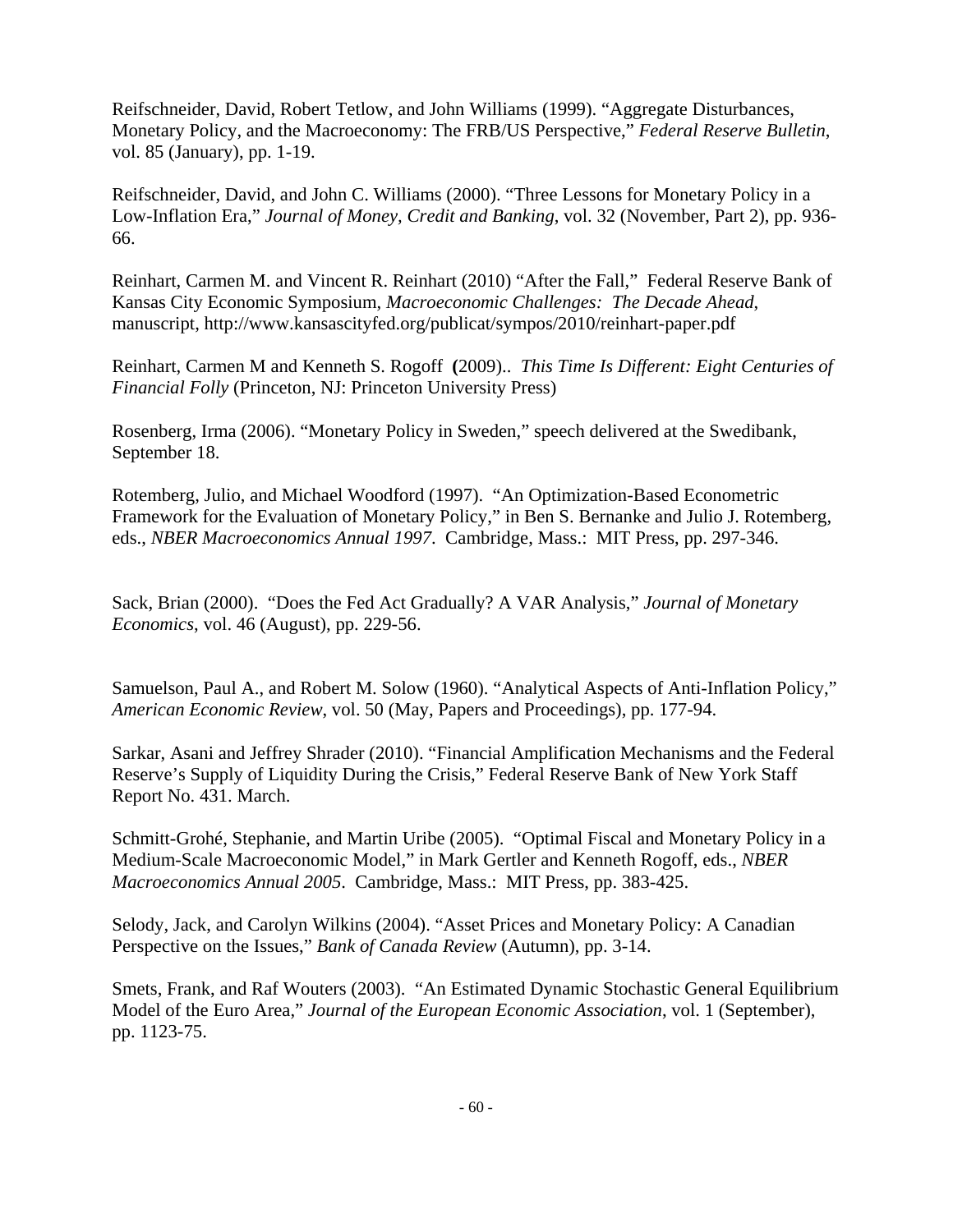Reifschneider, David, Robert Tetlow, and John Williams (1999). "Aggregate Disturbances, Monetary Policy, and the Macroeconomy: The FRB/US Perspective," *Federal Reserve Bulletin*, vol. 85 (January), pp. 1-19.

Reifschneider, David, and John C. Williams (2000). "Three Lessons for Monetary Policy in a Low-Inflation Era," *Journal of Money, Credit and Banking*, vol. 32 (November, Part 2), pp. 936-66.

Reinhart, Carmen M. and Vincent R. Reinhart (2010) "After the Fall," Federal Reserve Bank of Kansas City Economic Symposium, *Macroeconomic Challenges: The Decade Ahead*, manuscript, http://www.kansascityfed.org/publicat/sympos/2010/reinhart-paper.pdf

Reinhart, Carmen M and Kenneth S. Rogoff **(**2009).. *This Time Is Different: Eight Centuries of Financial Folly* (Princeton, NJ: Princeton University Press)

Rosenberg, Irma (2006). "Monetary Policy in Sweden," speech delivered at the Swedibank, September 18.

Rotemberg, Julio, and Michael Woodford (1997). "An Optimization-Based Econometric Framework for the Evaluation of Monetary Policy," in Ben S. Bernanke and Julio J. Rotemberg, eds., *NBER Macroeconomics Annual 1997*. Cambridge, Mass.: MIT Press, pp. 297-346.

Sack, Brian (2000). "Does the Fed Act Gradually? A VAR Analysis," *Journal of Monetary Economics*, vol. 46 (August), pp. 229-56.

Samuelson, Paul A., and Robert M. Solow (1960). "Analytical Aspects of Anti-Inflation Policy," *American Economic Review*, vol. 50 (May, Papers and Proceedings), pp. 177-94.

Sarkar, Asani and Jeffrey Shrader (2010). "Financial Amplification Mechanisms and the Federal Reserve's Supply of Liquidity During the Crisis," Federal Reserve Bank of New York Staff Report No. 431. March.

Schmitt-Grohé, Stephanie, and Martin Uribe (2005). "Optimal Fiscal and Monetary Policy in a Medium-Scale Macroeconomic Model," in Mark Gertler and Kenneth Rogoff, eds., *NBER Macroeconomics Annual 2005*. Cambridge, Mass.: MIT Press, pp. 383-425.

Selody, Jack, and Carolyn Wilkins (2004). "Asset Prices and Monetary Policy: A Canadian Perspective on the Issues," *Bank of Canada Review* (Autumn), pp. 3-14.

Smets, Frank, and Raf Wouters (2003). "An Estimated Dynamic Stochastic General Equilibrium Model of the Euro Area," *Journal of the European Economic Association*, vol. 1 (September), pp. 1123-75.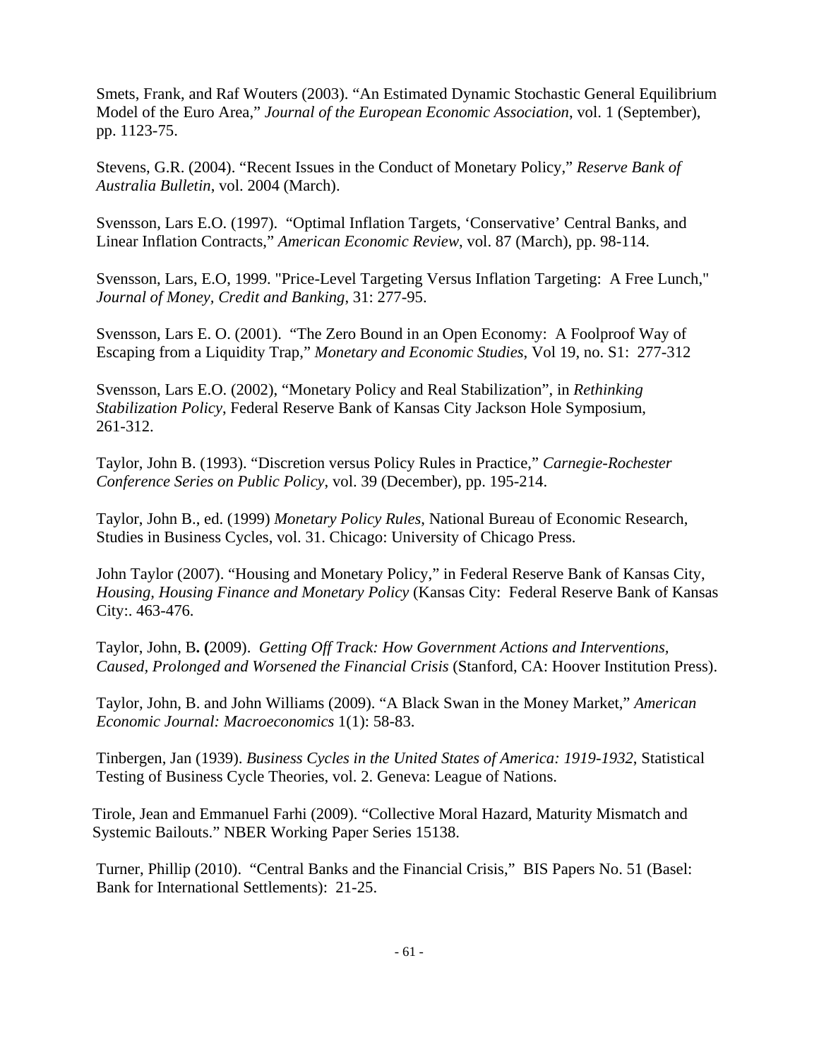Smets, Frank, and Raf Wouters (2003). “An Estimated Dynamic Stochastic General Equilibrium Model of the Euro Area,” *Journal of the European Economic Association*, vol. 1 (September), pp. 1123-75.

Stevens, G.R. (2004). “Recent Issues in the Conduct of Monetary Policy,” *Reserve Bank of Australia Bulletin*, vol. 2004 (March).

Svensson, Lars E.O. (1997). “Optimal Inflation Targets, ‘Conservative’ Central Banks, and Linear Inflation Contracts,” *American Economic Review*, vol. 87 (March), pp. 98-114.

Svensson, Lars, E.O, 1999. "Price-Level Targeting Versus Inflation Targeting: A Free Lunch," *Journal of Money, Credit and Banking*, 31: 277-95.

Svensson, Lars E. O. (2001). “The Zero Bound in an Open Economy: A Foolproof Way of Escaping from a Liquidity Trap,” *Monetary and Economic Studies*, Vol 19, no. S1: 277-312

Svensson, Lars E.O. (2002), “Monetary Policy and Real Stabilization”, in *Rethinking Stabilization Policy*, Federal Reserve Bank of Kansas City Jackson Hole Symposium, 261-312.

Taylor, John B. (1993). “Discretion versus Policy Rules in Practice,” *Carnegie-Rochester Conference Series on Public Policy*, vol. 39 (December), pp. 195-214.

Taylor, John B., ed. (1999) *Monetary Policy Rules*, National Bureau of Economic Research, Studies in Business Cycles, vol. 31. Chicago: University of Chicago Press.

John Taylor (2007). “Housing and Monetary Policy,” in Federal Reserve Bank of Kansas City, *Housing, Housing Finance and Monetary Policy* (Kansas City: Federal Reserve Bank of Kansas City:. 463-476.

Taylor, John, B**. (**2009). *Getting Off Track: How Government Actions and Interventions, Caused, Prolonged and Worsened the Financial Crisis* (Stanford, CA: Hoover Institution Press).

Taylor, John, B. and John Williams (2009). “A Black Swan in the Money Market,” *American Economic Journal: Macroeconomics* 1(1): 58-83.

Tinbergen, Jan (1939). *Business Cycles in the United States of America: 1919-1932*, Statistical Testing of Business Cycle Theories, vol. 2. Geneva: League of Nations.

Tirole, Jean and Emmanuel Farhi (2009). “Collective Moral Hazard, Maturity Mismatch and Systemic Bailouts.” NBER Working Paper Series 15138.

Turner, Phillip (2010). “Central Banks and the Financial Crisis,” BIS Papers No. 51 (Basel: Bank for International Settlements): 21-25.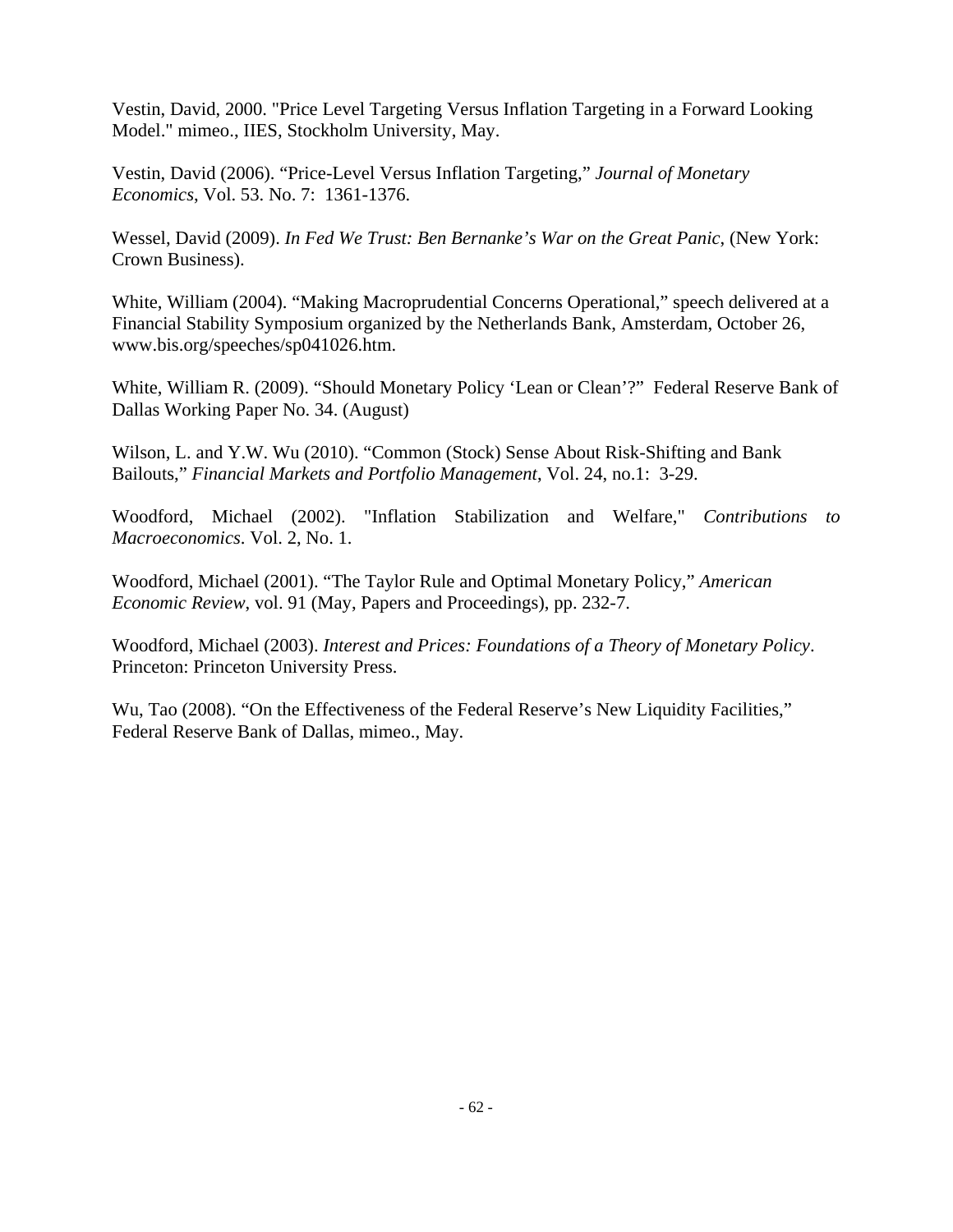Vestin, David, 2000. "Price Level Targeting Versus Inflation Targeting in a Forward Looking Model." mimeo., IIES, Stockholm University, May.

Vestin, David (2006). "Price-Level Versus Inflation Targeting," *Journal of Monetary Economics*, Vol. 53. No. 7: 1361-1376.

Wessel, David (2009). *In Fed We Trust: Ben Bernanke's War on the Great Panic*, (New York: Crown Business).

White, William (2004). "Making Macroprudential Concerns Operational," speech delivered at a Financial Stability Symposium organized by the Netherlands Bank, Amsterdam, October 26, www.bis.org/speeches/sp041026.htm.

White, William R. (2009). "Should Monetary Policy 'Lean or Clean'?" Federal Reserve Bank of Dallas Working Paper No. 34. (August)

Wilson, L. and Y.W. Wu (2010). "Common (Stock) Sense About Risk-Shifting and Bank Bailouts," *Financial Markets and Portfolio Management*, Vol. 24, no.1: 3-29.

Woodford, Michael (2002). "Inflation Stabilization and Welfare," *Contributions to Macroeconomics*. Vol. 2, No. 1.

Woodford, Michael (2001). "The Taylor Rule and Optimal Monetary Policy," *American Economic Review*, vol. 91 (May, Papers and Proceedings), pp. 232-7.

Woodford, Michael (2003). *Interest and Prices: Foundations of a Theory of Monetary Policy*. Princeton: Princeton University Press.

Wu, Tao (2008). "On the Effectiveness of the Federal Reserve's New Liquidity Facilities," Federal Reserve Bank of Dallas, mimeo., May.